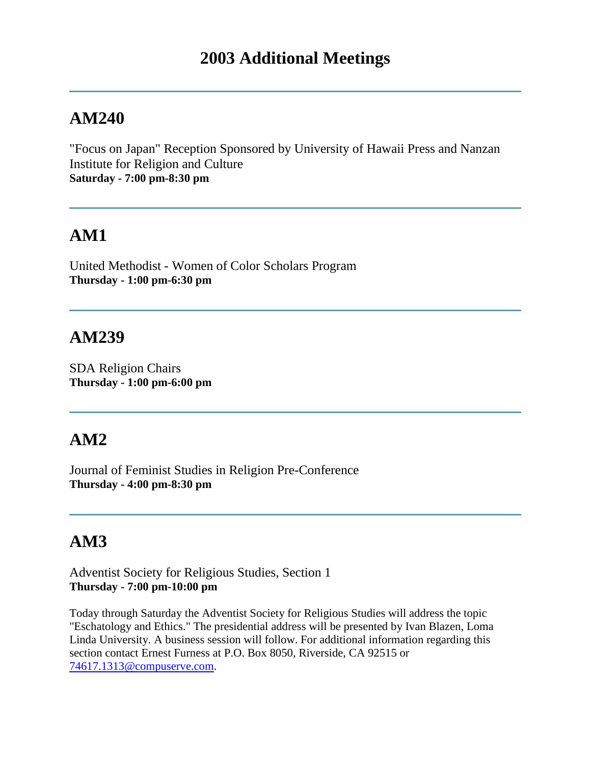# 2003 Additional Meetings

---

## AM240

"Focus on Japan" Reception Sponsored by University of Hawaii Press and Nanzan Institute for Religion and Culture
**Saturday - 7:00 pm-8:30 pm**

---

## AM1

United Methodist - Women of Color Scholars Program
**Thursday - 1:00 pm-6:30 pm**

---

## AM239

SDA Religion Chairs
**Thursday - 1:00 pm-6:00 pm**

---

## AM2

Journal of Feminist Studies in Religion Pre-Conference
**Thursday - 4:00 pm-8:30 pm**

---

## AM3

Adventist Society for Religious Studies, Section 1
**Thursday - 7:00 pm-10:00 pm**

Today through Saturday the Adventist Society for Religious Studies will address the topic "Eschatology and Ethics." The presidential address will be presented by Ivan Blazen, Loma Linda University. A business session will follow. For additional information regarding this section contact Ernest Furness at P.O. Box 8050, Riverside, CA 92515 or 74617.1313@compuserve.com.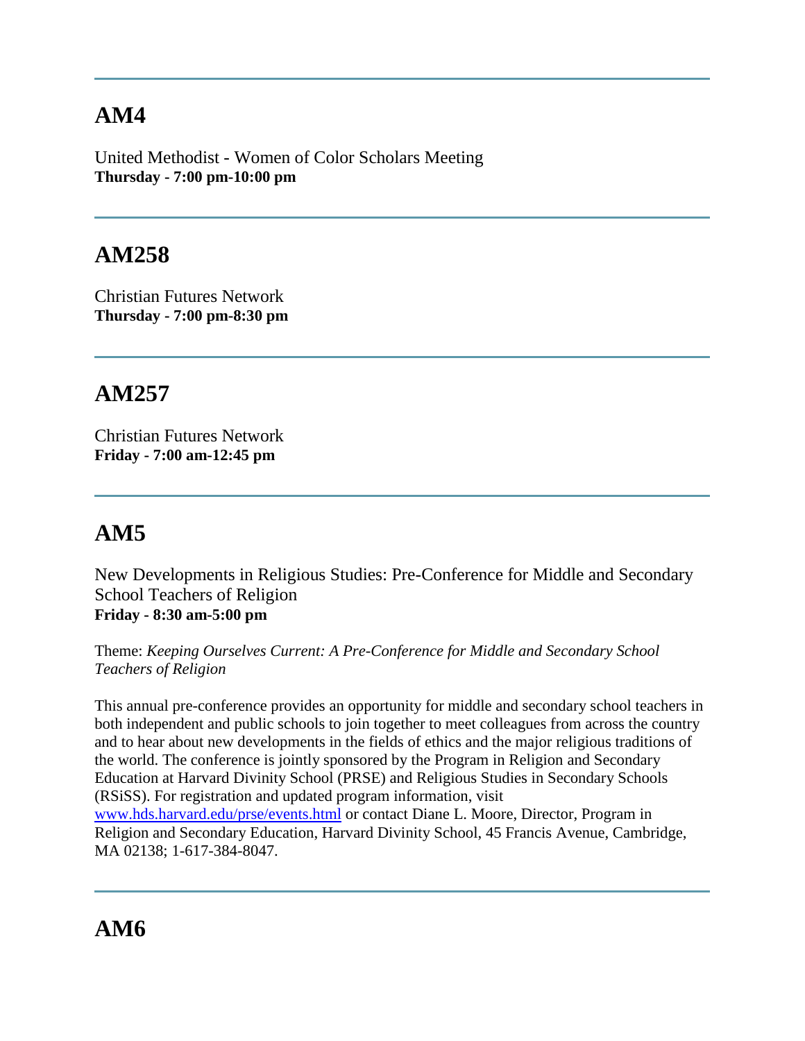---

## AM4

United Methodist - Women of Color Scholars Meeting
**Thursday - 7:00 pm-10:00 pm**

---

## AM258

Christian Futures Network
**Thursday - 7:00 pm-8:30 pm**

---

## AM257

Christian Futures Network
**Friday - 7:00 am-12:45 pm**

---

## AM5

New Developments in Religious Studies: Pre-Conference for Middle and Secondary School Teachers of Religion
**Friday - 8:30 am-5:00 pm**

Theme: *Keeping Ourselves Current: A Pre-Conference for Middle and Secondary School Teachers of Religion*

This annual pre-conference provides an opportunity for middle and secondary school teachers in both independent and public schools to join together to meet colleagues from across the country and to hear about new developments in the fields of ethics and the major religious traditions of the world. The conference is jointly sponsored by the Program in Religion and Secondary Education at Harvard Divinity School (PRSE) and Religious Studies in Secondary Schools (RSiSS). For registration and updated program information, visit [www.hds.harvard.edu/prse/events.html](http://www.hds.harvard.edu/prse/events.html) or contact Diane L. Moore, Director, Program in Religion and Secondary Education, Harvard Divinity School, 45 Francis Avenue, Cambridge, MA 02138; 1-617-384-8047.

---

## AM6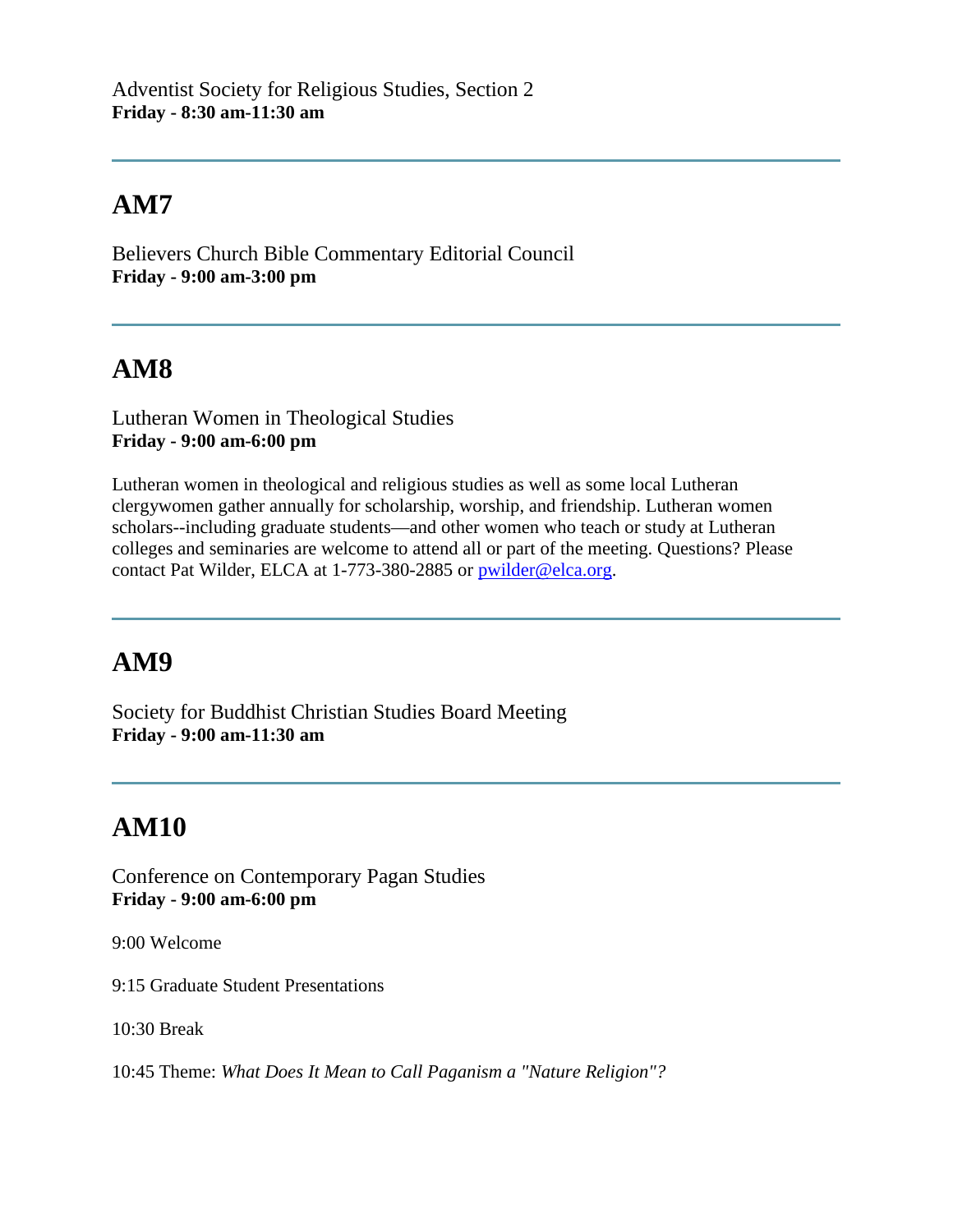Adventist Society for Religious Studies, Section 2
**Friday - 8:30 am-11:30 am**

---

## AM7

Believers Church Bible Commentary Editorial Council
**Friday - 9:00 am-3:00 pm**

---

## AM8

Lutheran Women in Theological Studies
**Friday - 9:00 am-6:00 pm**

Lutheran women in theological and religious studies as well as some local Lutheran clergywomen gather annually for scholarship, worship, and friendship. Lutheran women scholars--including graduate students—and other women who teach or study at Lutheran colleges and seminaries are welcome to attend all or part of the meeting. Questions? Please contact Pat Wilder, ELCA at 1-773-380-2885 or [pwilder@elca.org](mailto:pwilder@elca.org).

---

## AM9

Society for Buddhist Christian Studies Board Meeting
**Friday - 9:00 am-11:30 am**

---

## AM10

Conference on Contemporary Pagan Studies
**Friday - 9:00 am-6:00 pm**

9:00 Welcome

9:15 Graduate Student Presentations

10:30 Break

10:45 Theme: *What Does It Mean to Call Paganism a "Nature Religion"?*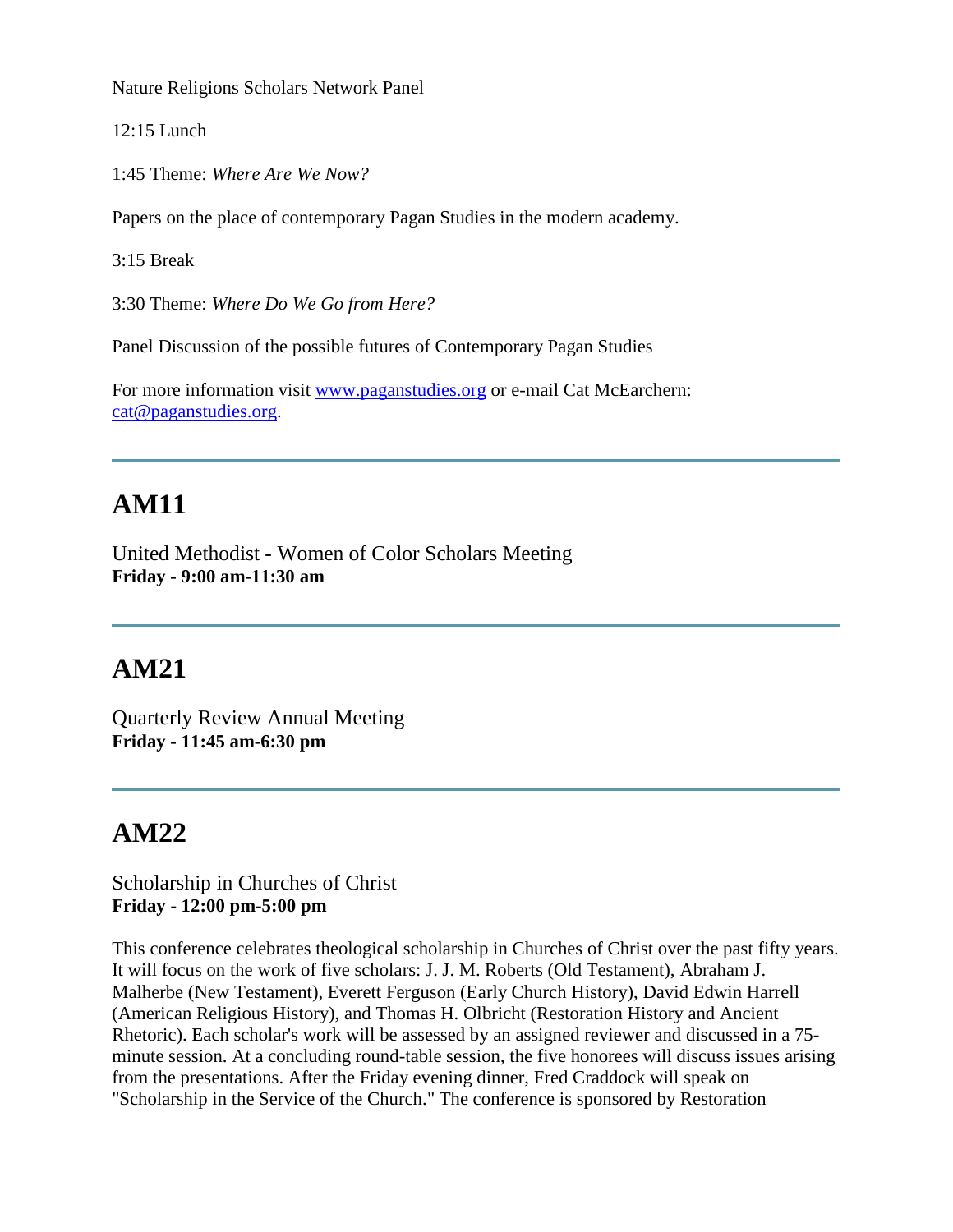Nature Religions Scholars Network Panel

12:15 Lunch

1:45 Theme: *Where Are We Now?*

Papers on the place of contemporary Pagan Studies in the modern academy.

3:15 Break

3:30 Theme: *Where Do We Go from Here?*

Panel Discussion of the possible futures of Contemporary Pagan Studies

For more information visit www.paganstudies.org or e-mail Cat McEarchern: cat@paganstudies.org.

---

## AM11

United Methodist - Women of Color Scholars Meeting
**Friday - 9:00 am-11:30 am**

---

## AM21

Quarterly Review Annual Meeting
**Friday - 11:45 am-6:30 pm**

---

## AM22

Scholarship in Churches of Christ
**Friday - 12:00 pm-5:00 pm**

This conference celebrates theological scholarship in Churches of Christ over the past fifty years. It will focus on the work of five scholars: J. J. M. Roberts (Old Testament), Abraham J. Malherbe (New Testament), Everett Ferguson (Early Church History), David Edwin Harrell (American Religious History), and Thomas H. Olbricht (Restoration History and Ancient Rhetoric). Each scholar's work will be assessed by an assigned reviewer and discussed in a 75-minute session. At a concluding round-table session, the five honorees will discuss issues arising from the presentations. After the Friday evening dinner, Fred Craddock will speak on "Scholarship in the Service of the Church." The conference is sponsored by Restoration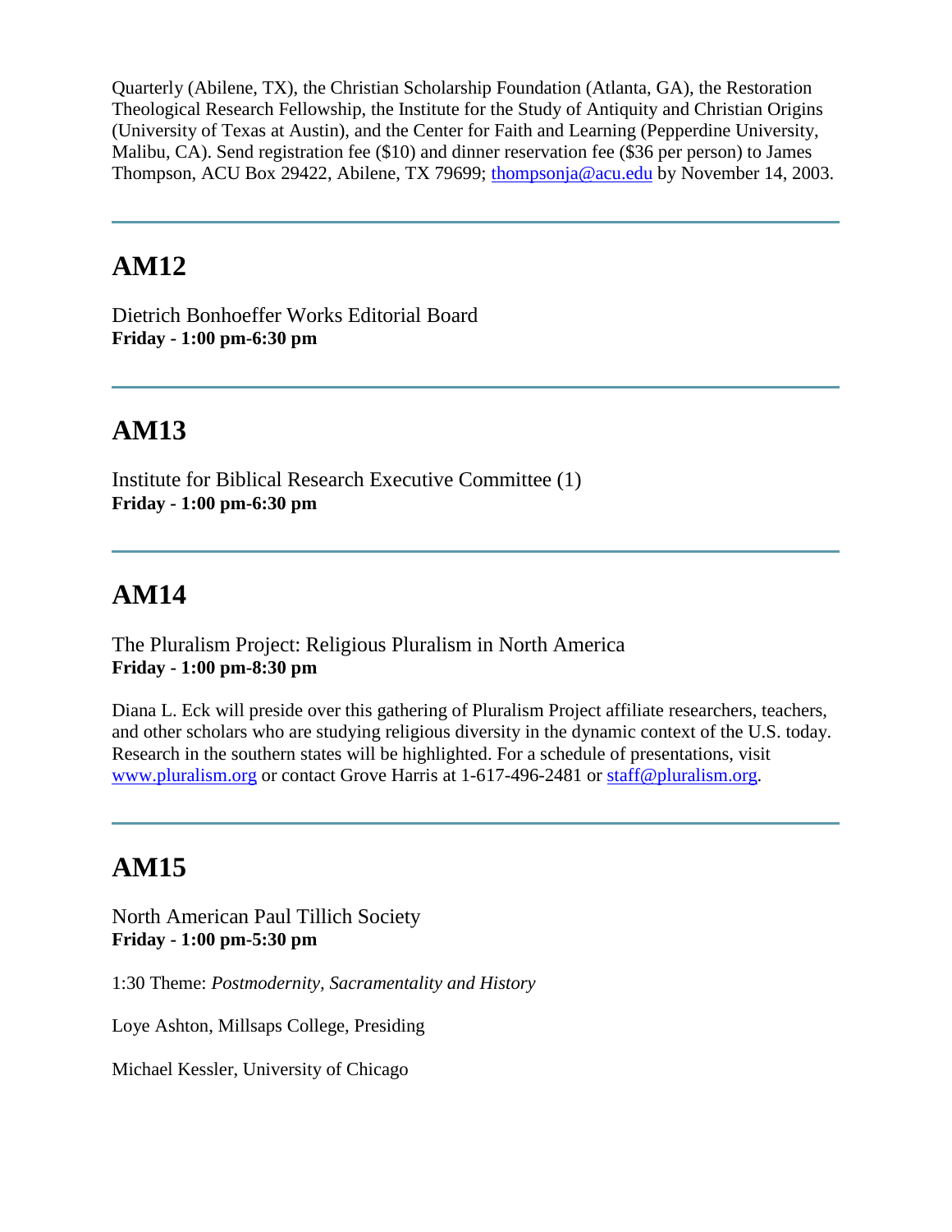Quarterly (Abilene, TX), the Christian Scholarship Foundation (Atlanta, GA), the Restoration Theological Research Fellowship, the Institute for the Study of Antiquity and Christian Origins (University of Texas at Austin), and the Center for Faith and Learning (Pepperdine University, Malibu, CA). Send registration fee ($10) and dinner reservation fee ($36 per person) to James Thompson, ACU Box 29422, Abilene, TX 79699; thompsonja@acu.edu by November 14, 2003.

---

## AM12

Dietrich Bonhoeffer Works Editorial Board
**Friday - 1:00 pm-6:30 pm**

---

## AM13

Institute for Biblical Research Executive Committee (1)
**Friday - 1:00 pm-6:30 pm**

---

## AM14

The Pluralism Project: Religious Pluralism in North America
**Friday - 1:00 pm-8:30 pm**

Diana L. Eck will preside over this gathering of Pluralism Project affiliate researchers, teachers, and other scholars who are studying religious diversity in the dynamic context of the U.S. today. Research in the southern states will be highlighted. For a schedule of presentations, visit www.pluralism.org or contact Grove Harris at 1-617-496-2481 or staff@pluralism.org.

---

## AM15

North American Paul Tillich Society
**Friday - 1:00 pm-5:30 pm**

1:30 Theme: *Postmodernity, Sacramentality and History*

Loye Ashton, Millsaps College, Presiding

Michael Kessler, University of Chicago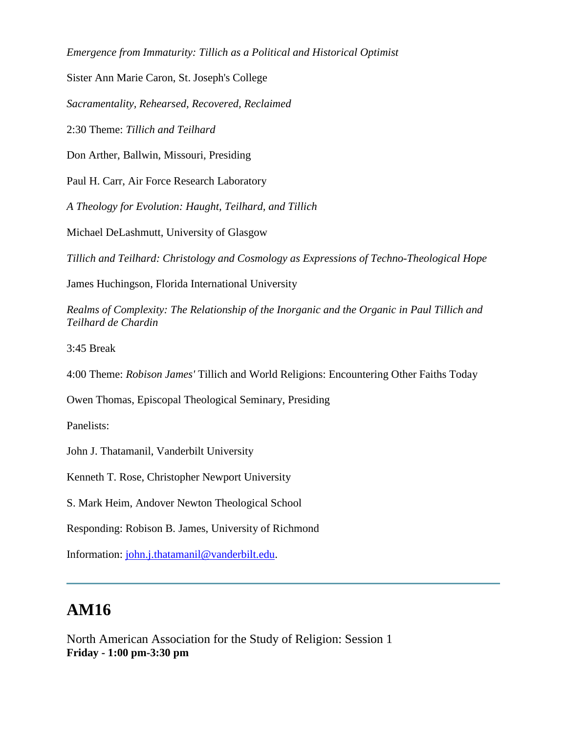*Emergence from Immaturity: Tillich as a Political and Historical Optimist*

Sister Ann Marie Caron, St. Joseph's College

*Sacramentality, Rehearsed, Recovered, Reclaimed*

2:30 Theme: *Tillich and Teilhard*

Don Arther, Ballwin, Missouri, Presiding

Paul H. Carr, Air Force Research Laboratory

*A Theology for Evolution: Haught, Teilhard, and Tillich*

Michael DeLashmutt, University of Glasgow

*Tillich and Teilhard: Christology and Cosmology as Expressions of Techno-Theological Hope*

James Huchingson, Florida International University

*Realms of Complexity: The Relationship of the Inorganic and the Organic in Paul Tillich and Teilhard de Chardin*

3:45 Break

4:00 Theme: *Robison James'* Tillich and World Religions: Encountering Other Faiths Today

Owen Thomas, Episcopal Theological Seminary, Presiding

Panelists:

John J. Thatamanil, Vanderbilt University

Kenneth T. Rose, Christopher Newport University

S. Mark Heim, Andover Newton Theological School

Responding: Robison B. James, University of Richmond

Information: john.j.thatamanil@vanderbilt.edu.

---

## AM16

North American Association for the Study of Religion: Session 1
**Friday - 1:00 pm-3:30 pm**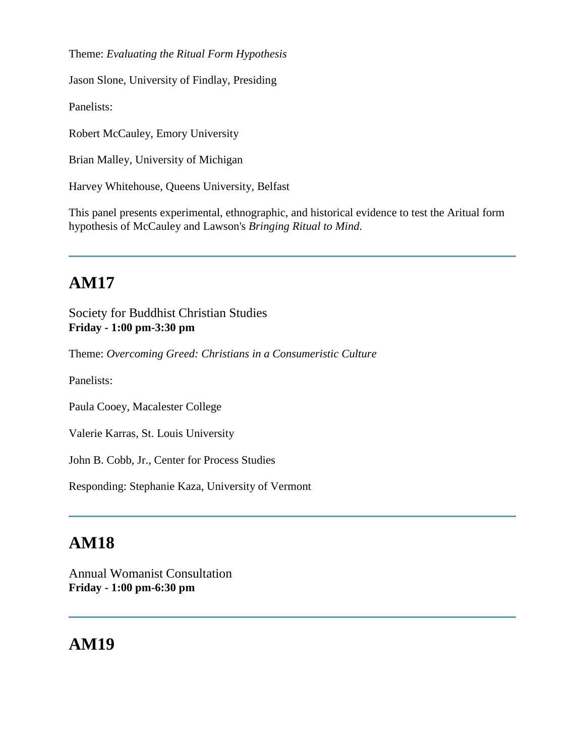Theme: *Evaluating the Ritual Form Hypothesis*

Jason Slone, University of Findlay, Presiding

Panelists:

Robert McCauley, Emory University

Brian Malley, University of Michigan

Harvey Whitehouse, Queens University, Belfast

This panel presents experimental, ethnographic, and historical evidence to test the Aritual form hypothesis of McCauley and Lawson's *Bringing Ritual to Mind*.

---

## AM17

Society for Buddhist Christian Studies
**Friday - 1:00 pm-3:30 pm**

Theme: *Overcoming Greed: Christians in a Consumeristic Culture*

Panelists:

Paula Cooey, Macalester College

Valerie Karras, St. Louis University

John B. Cobb, Jr., Center for Process Studies

Responding: Stephanie Kaza, University of Vermont

---

## AM18

Annual Womanist Consultation
**Friday - 1:00 pm-6:30 pm**

---

## AM19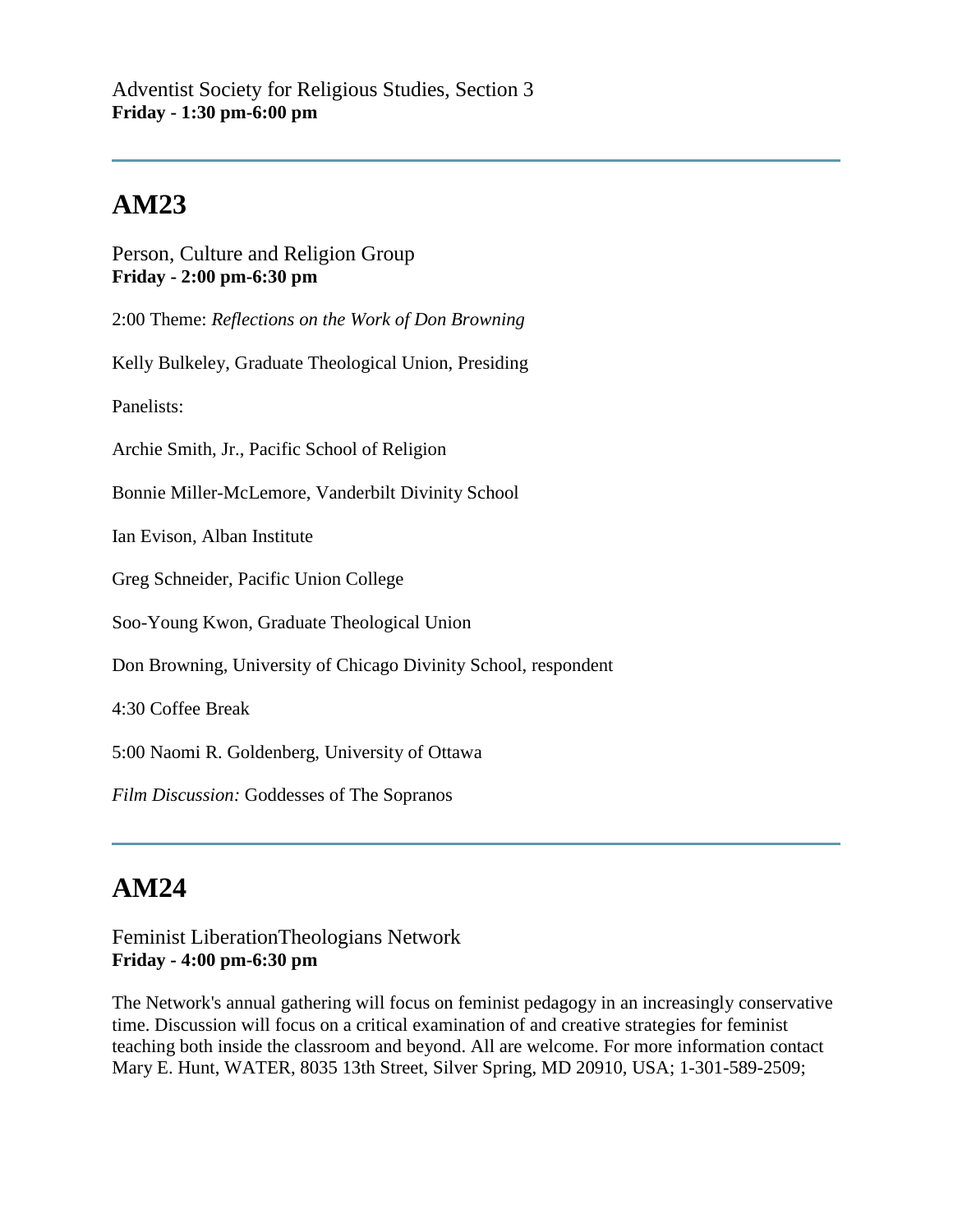Adventist Society for Religious Studies, Section 3
**Friday - 1:30 pm-6:00 pm**

---

## AM23

Person, Culture and Religion Group
**Friday - 2:00 pm-6:30 pm**

2:00 Theme: *Reflections on the Work of Don Browning*

Kelly Bulkeley, Graduate Theological Union, Presiding

Panelists:

Archie Smith, Jr., Pacific School of Religion

Bonnie Miller-McLemore, Vanderbilt Divinity School

Ian Evison, Alban Institute

Greg Schneider, Pacific Union College

Soo-Young Kwon, Graduate Theological Union

Don Browning, University of Chicago Divinity School, respondent

4:30 Coffee Break

5:00 Naomi R. Goldenberg, University of Ottawa

*Film Discussion:* Goddesses of The Sopranos

---

## AM24

Feminist LiberationTheologians Network
**Friday - 4:00 pm-6:30 pm**

The Network's annual gathering will focus on feminist pedagogy in an increasingly conservative time. Discussion will focus on a critical examination of and creative strategies for feminist teaching both inside the classroom and beyond. All are welcome. For more information contact Mary E. Hunt, WATER, 8035 13th Street, Silver Spring, MD 20910, USA; 1-301-589-2509;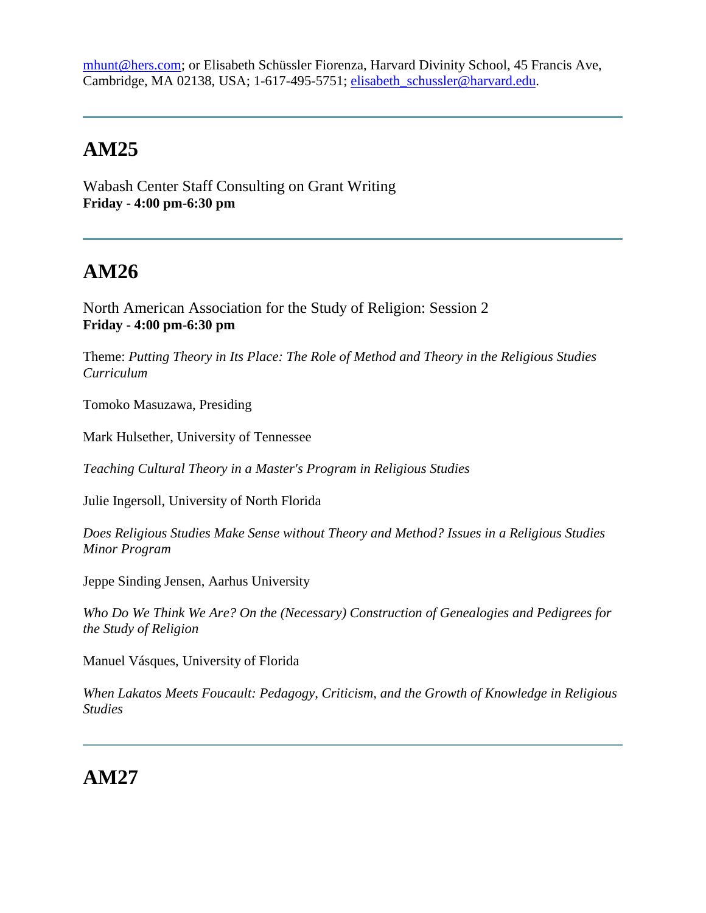mhunt@hers.com; or Elisabeth Schüssler Fiorenza, Harvard Divinity School, 45 Francis Ave, Cambridge, MA 02138, USA; 1-617-495-5751; elisabeth_schussler@harvard.edu.

---

## AM25

Wabash Center Staff Consulting on Grant Writing
**Friday - 4:00 pm-6:30 pm**

---

## AM26

North American Association for the Study of Religion: Session 2
**Friday - 4:00 pm-6:30 pm**

Theme: *Putting Theory in Its Place: The Role of Method and Theory in the Religious Studies Curriculum*

Tomoko Masuzawa, Presiding

Mark Hulsether, University of Tennessee

*Teaching Cultural Theory in a Master's Program in Religious Studies*

Julie Ingersoll, University of North Florida

*Does Religious Studies Make Sense without Theory and Method? Issues in a Religious Studies Minor Program*

Jeppe Sinding Jensen, Aarhus University

*Who Do We Think We Are? On the (Necessary) Construction of Genealogies and Pedigrees for the Study of Religion*

Manuel Vásques, University of Florida

*When Lakatos Meets Foucault: Pedagogy, Criticism, and the Growth of Knowledge in Religious Studies*

---

## AM27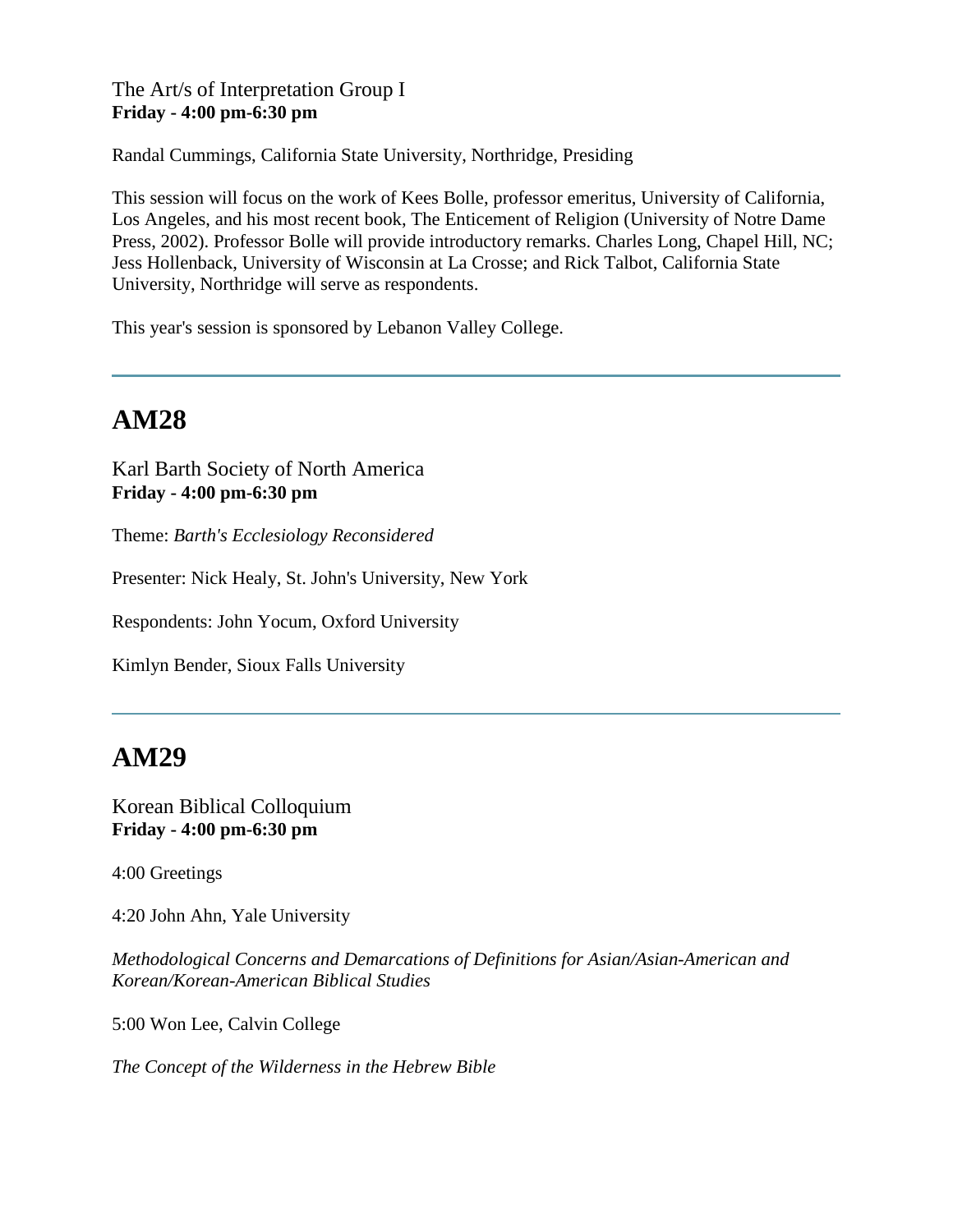The Art/s of Interpretation Group I
**Friday - 4:00 pm-6:30 pm**

Randal Cummings, California State University, Northridge, Presiding

This session will focus on the work of Kees Bolle, professor emeritus, University of California, Los Angeles, and his most recent book, The Enticement of Religion (University of Notre Dame Press, 2002). Professor Bolle will provide introductory remarks. Charles Long, Chapel Hill, NC; Jess Hollenback, University of Wisconsin at La Crosse; and Rick Talbot, California State University, Northridge will serve as respondents.

This year's session is sponsored by Lebanon Valley College.

---

# AM28

Karl Barth Society of North America
**Friday - 4:00 pm-6:30 pm**

Theme: *Barth's Ecclesiology Reconsidered*

Presenter: Nick Healy, St. John's University, New York

Respondents: John Yocum, Oxford University

Kimlyn Bender, Sioux Falls University

---

# AM29

Korean Biblical Colloquium
**Friday - 4:00 pm-6:30 pm**

4:00 Greetings

4:20 John Ahn, Yale University

*Methodological Concerns and Demarcations of Definitions for Asian/Asian-American and Korean/Korean-American Biblical Studies*

5:00 Won Lee, Calvin College

*The Concept of the Wilderness in the Hebrew Bible*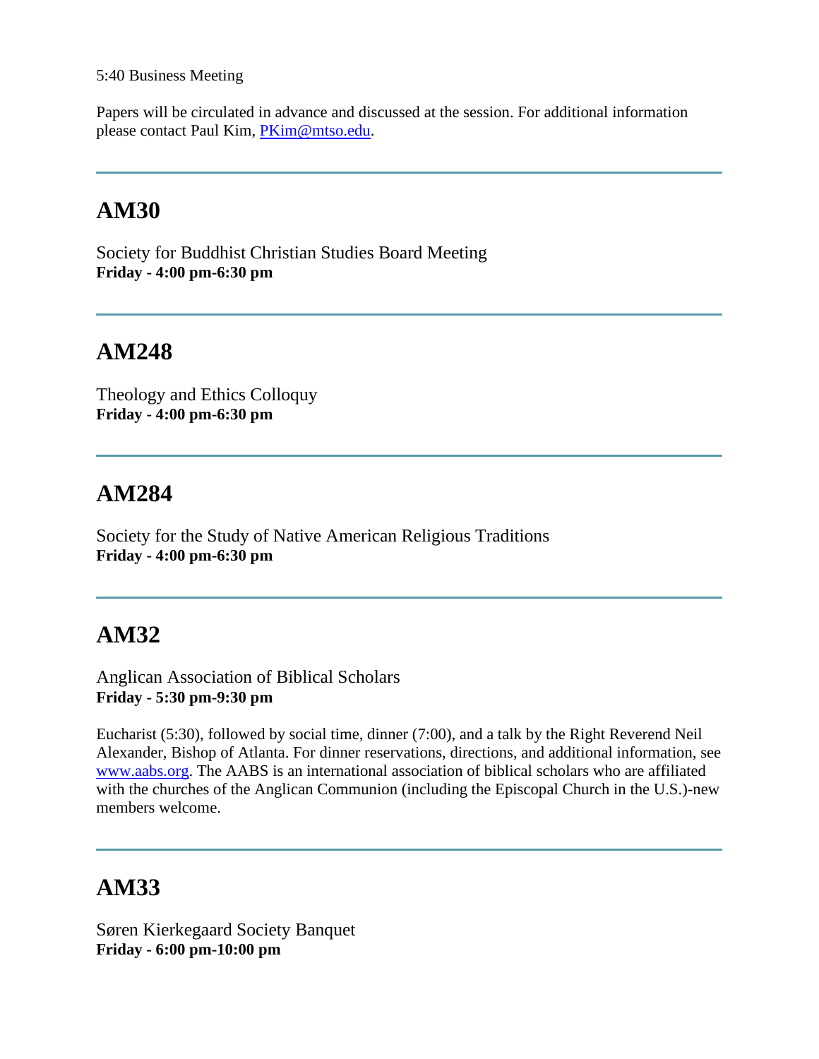5:40 Business Meeting

Papers will be circulated in advance and discussed at the session. For additional information please contact Paul Kim, PKim@mtso.edu.

---

## AM30

Society for Buddhist Christian Studies Board Meeting
**Friday - 4:00 pm-6:30 pm**

---

## AM248

Theology and Ethics Colloquy
**Friday - 4:00 pm-6:30 pm**

---

## AM284

Society for the Study of Native American Religious Traditions
**Friday - 4:00 pm-6:30 pm**

---

## AM32

Anglican Association of Biblical Scholars
**Friday - 5:30 pm-9:30 pm**

Eucharist (5:30), followed by social time, dinner (7:00), and a talk by the Right Reverend Neil Alexander, Bishop of Atlanta. For dinner reservations, directions, and additional information, see www.aabs.org. The AABS is an international association of biblical scholars who are affiliated with the churches of the Anglican Communion (including the Episcopal Church in the U.S.)-new members welcome.

---

## AM33

Søren Kierkegaard Society Banquet
**Friday - 6:00 pm-10:00 pm**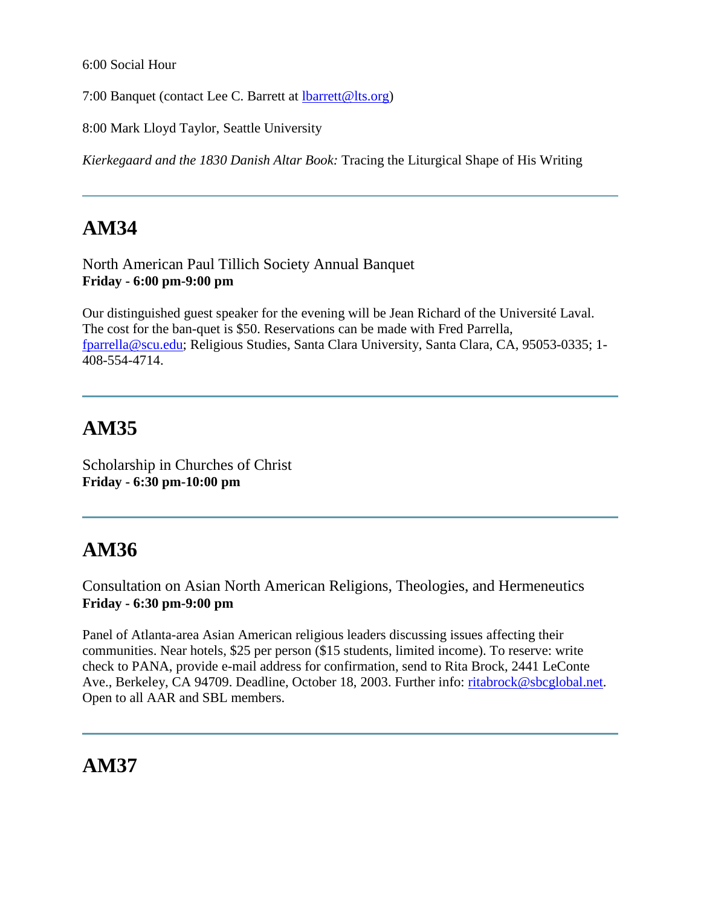6:00 Social Hour

7:00 Banquet (contact Lee C. Barrett at lbarrett@lts.org)

8:00 Mark Lloyd Taylor, Seattle University

*Kierkegaard and the 1830 Danish Altar Book:* Tracing the Liturgical Shape of His Writing

---

## AM34

North American Paul Tillich Society Annual Banquet
**Friday - 6:00 pm-9:00 pm**

Our distinguished guest speaker for the evening will be Jean Richard of the Université Laval. The cost for the ban-quet is $50. Reservations can be made with Fred Parrella, fparrella@scu.edu; Religious Studies, Santa Clara University, Santa Clara, CA, 95053-0335; 1-408-554-4714.

---

## AM35

Scholarship in Churches of Christ
**Friday - 6:30 pm-10:00 pm**

---

## AM36

Consultation on Asian North American Religions, Theologies, and Hermeneutics
**Friday - 6:30 pm-9:00 pm**

Panel of Atlanta-area Asian American religious leaders discussing issues affecting their communities. Near hotels, $25 per person ($15 students, limited income). To reserve: write check to PANA, provide e-mail address for confirmation, send to Rita Brock, 2441 LeConte Ave., Berkeley, CA 94709. Deadline, October 18, 2003. Further info: ritabrock@sbcglobal.net. Open to all AAR and SBL members.

---

## AM37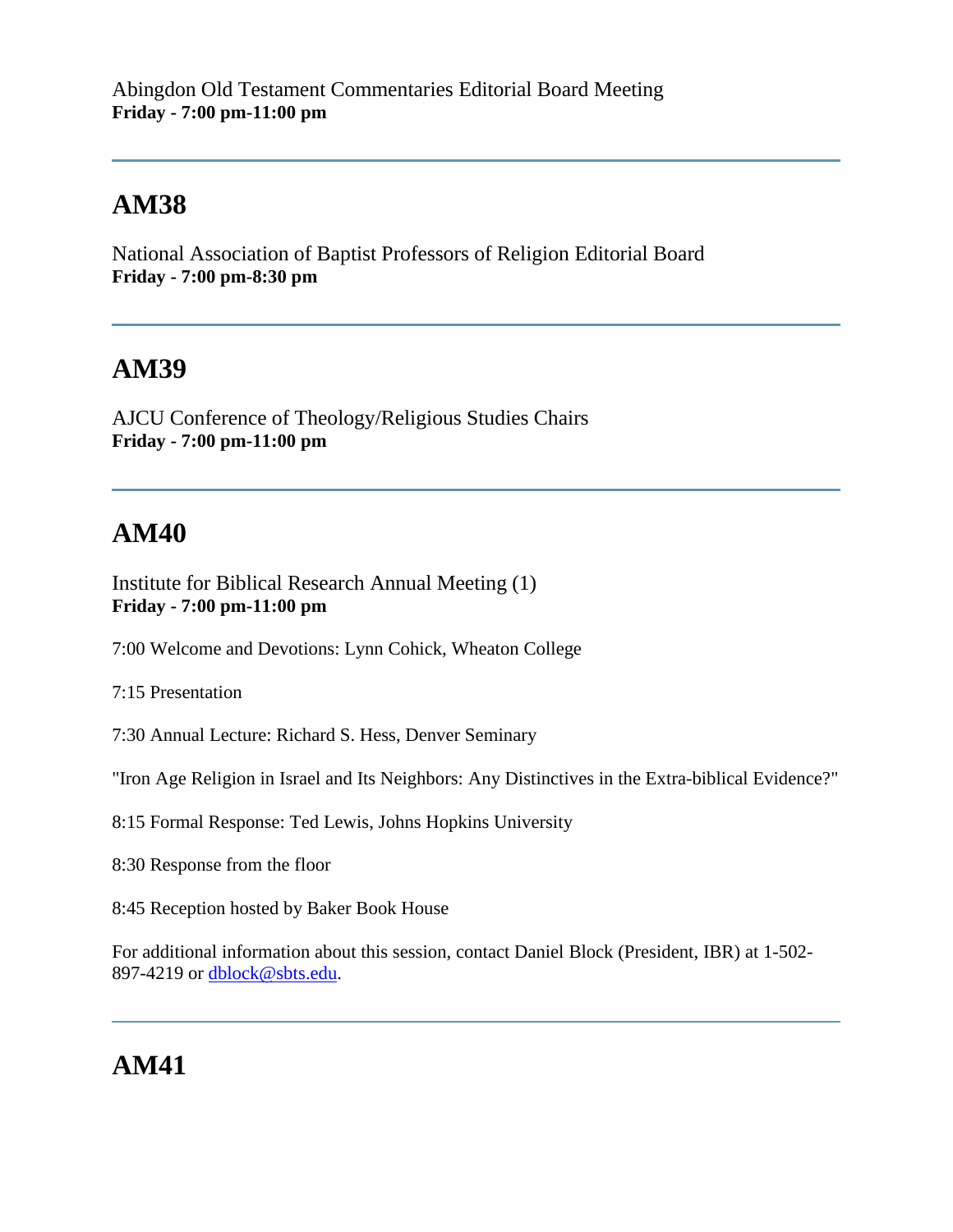Abingdon Old Testament Commentaries Editorial Board Meeting
**Friday - 7:00 pm-11:00 pm**

---

## AM38

National Association of Baptist Professors of Religion Editorial Board
**Friday - 7:00 pm-8:30 pm**

---

## AM39

AJCU Conference of Theology/Religious Studies Chairs
**Friday - 7:00 pm-11:00 pm**

---

## AM40

Institute for Biblical Research Annual Meeting (1)
**Friday - 7:00 pm-11:00 pm**

7:00 Welcome and Devotions: Lynn Cohick, Wheaton College

7:15 Presentation

7:30 Annual Lecture: Richard S. Hess, Denver Seminary

"Iron Age Religion in Israel and Its Neighbors: Any Distinctives in the Extra-biblical Evidence?"

8:15 Formal Response: Ted Lewis, Johns Hopkins University

8:30 Response from the floor

8:45 Reception hosted by Baker Book House

For additional information about this session, contact Daniel Block (President, IBR) at 1-502-897-4219 or dblock@sbts.edu.

---

## AM41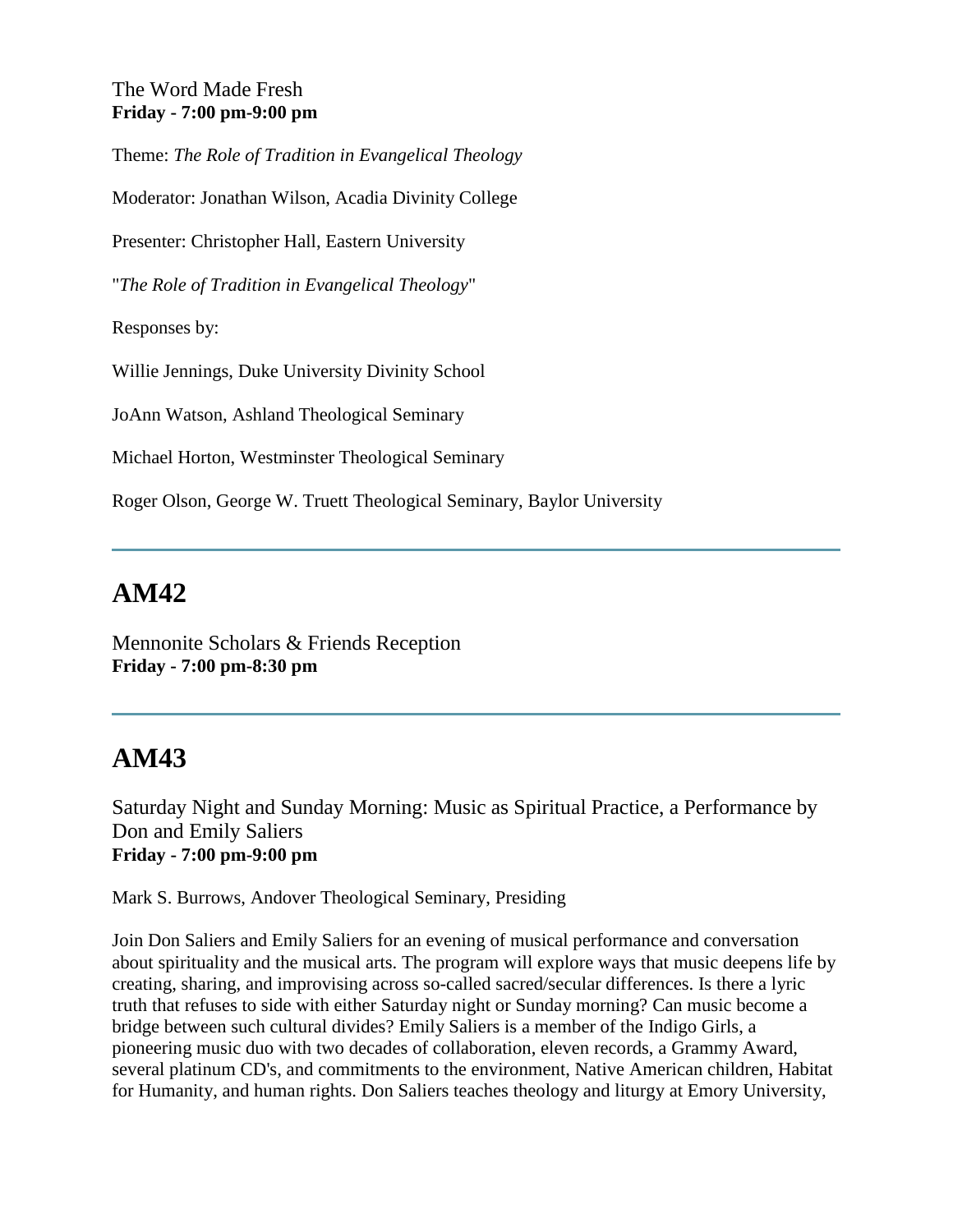The Word Made Fresh
**Friday - 7:00 pm-9:00 pm**

Theme: *The Role of Tradition in Evangelical Theology*

Moderator: Jonathan Wilson, Acadia Divinity College

Presenter: Christopher Hall, Eastern University

"*The Role of Tradition in Evangelical Theology*"

Responses by:

Willie Jennings, Duke University Divinity School

JoAnn Watson, Ashland Theological Seminary

Michael Horton, Westminster Theological Seminary

Roger Olson, George W. Truett Theological Seminary, Baylor University

---

# AM42

Mennonite Scholars & Friends Reception
**Friday - 7:00 pm-8:30 pm**

---

# AM43

Saturday Night and Sunday Morning: Music as Spiritual Practice, a Performance by Don and Emily Saliers
**Friday - 7:00 pm-9:00 pm**

Mark S. Burrows, Andover Theological Seminary, Presiding

Join Don Saliers and Emily Saliers for an evening of musical performance and conversation about spirituality and the musical arts. The program will explore ways that music deepens life by creating, sharing, and improvising across so-called sacred/secular differences. Is there a lyric truth that refuses to side with either Saturday night or Sunday morning? Can music become a bridge between such cultural divides? Emily Saliers is a member of the Indigo Girls, a pioneering music duo with two decades of collaboration, eleven records, a Grammy Award, several platinum CD's, and commitments to the environment, Native American children, Habitat for Humanity, and human rights. Don Saliers teaches theology and liturgy at Emory University,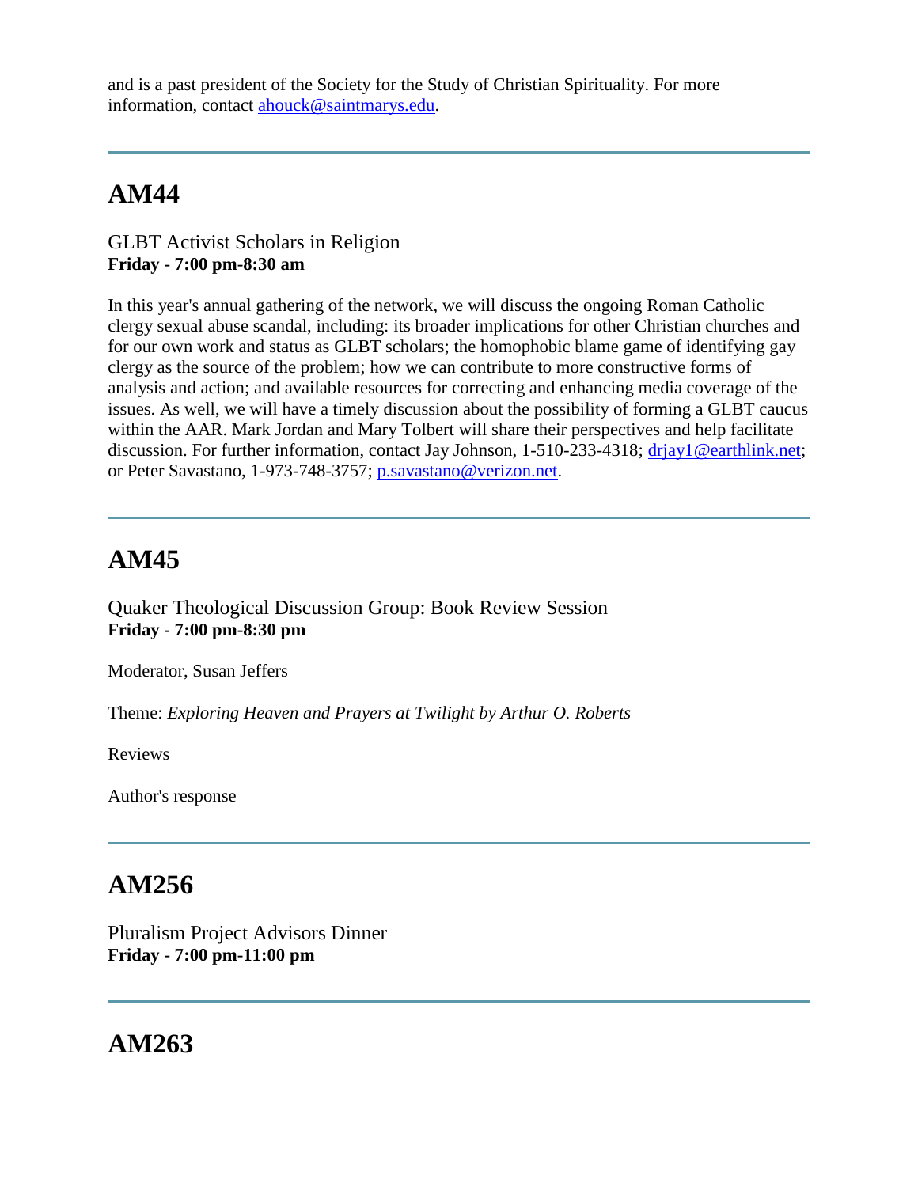and is a past president of the Society for the Study of Christian Spirituality. For more information, contact ahouck@saintmarys.edu.

---

## AM44

GLBT Activist Scholars in Religion
**Friday - 7:00 pm-8:30 am**

In this year's annual gathering of the network, we will discuss the ongoing Roman Catholic clergy sexual abuse scandal, including: its broader implications for other Christian churches and for our own work and status as GLBT scholars; the homophobic blame game of identifying gay clergy as the source of the problem; how we can contribute to more constructive forms of analysis and action; and available resources for correcting and enhancing media coverage of the issues. As well, we will have a timely discussion about the possibility of forming a GLBT caucus within the AAR. Mark Jordan and Mary Tolbert will share their perspectives and help facilitate discussion. For further information, contact Jay Johnson, 1-510-233-4318; drjay1@earthlink.net; or Peter Savastano, 1-973-748-3757; p.savastano@verizon.net.

---

## AM45

Quaker Theological Discussion Group: Book Review Session
**Friday - 7:00 pm-8:30 pm**

Moderator, Susan Jeffers

Theme: *Exploring Heaven and Prayers at Twilight by Arthur O. Roberts*

Reviews

Author's response

---

## AM256

Pluralism Project Advisors Dinner
**Friday - 7:00 pm-11:00 pm**

---

## AM263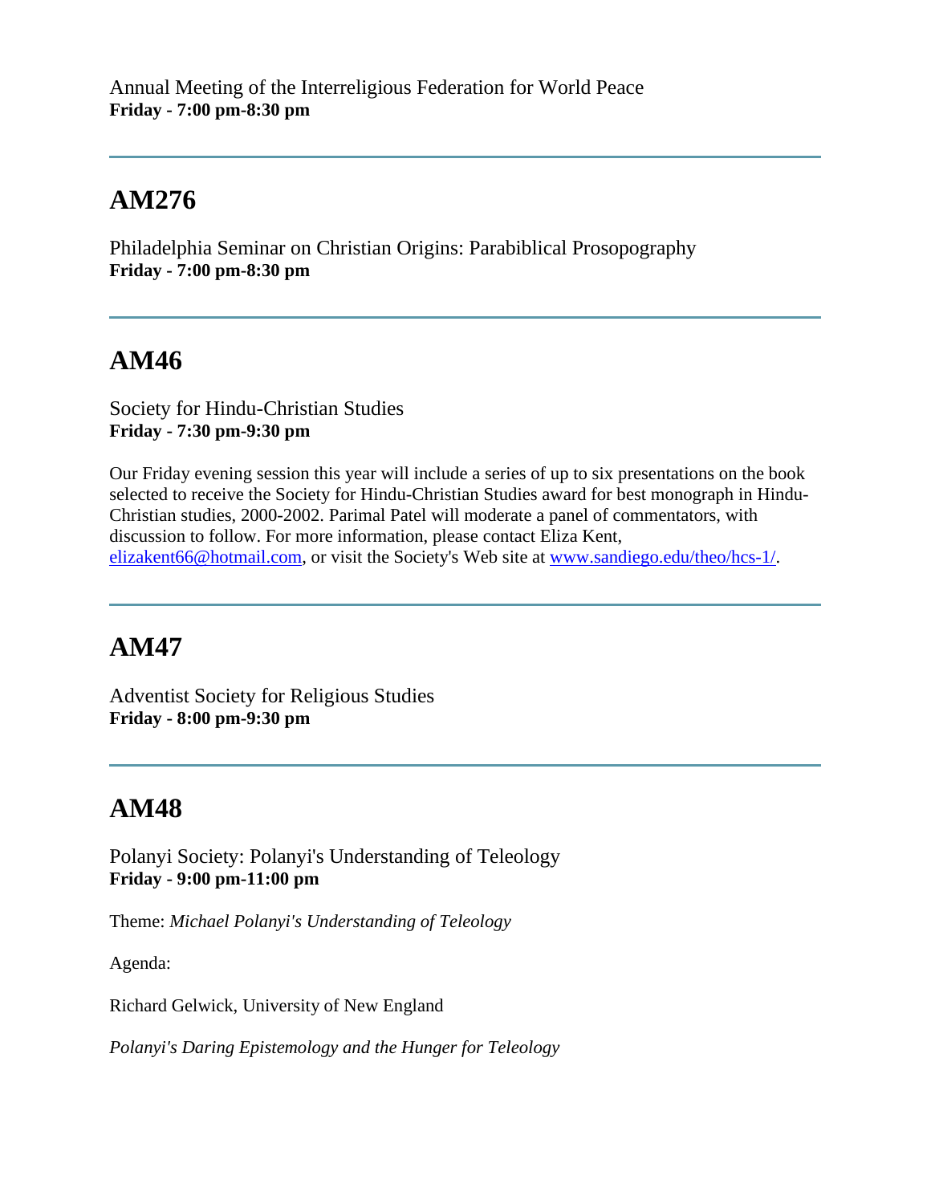Annual Meeting of the Interreligious Federation for World Peace
**Friday - 7:00 pm-8:30 pm**

---

## AM276

Philadelphia Seminar on Christian Origins: Parabiblical Prosopography
**Friday - 7:00 pm-8:30 pm**

---

## AM46

Society for Hindu-Christian Studies
**Friday - 7:30 pm-9:30 pm**

Our Friday evening session this year will include a series of up to six presentations on the book selected to receive the Society for Hindu-Christian Studies award for best monograph in Hindu-Christian studies, 2000-2002. Parimal Patel will moderate a panel of commentators, with discussion to follow. For more information, please contact Eliza Kent, elizakent66@hotmail.com, or visit the Society's Web site at www.sandiego.edu/theo/hcs-1/.

---

## AM47

Adventist Society for Religious Studies
**Friday - 8:00 pm-9:30 pm**

---

## AM48

Polanyi Society: Polanyi's Understanding of Teleology
**Friday - 9:00 pm-11:00 pm**

Theme: *Michael Polanyi's Understanding of Teleology*

Agenda:

Richard Gelwick, University of New England

*Polanyi's Daring Epistemology and the Hunger for Teleology*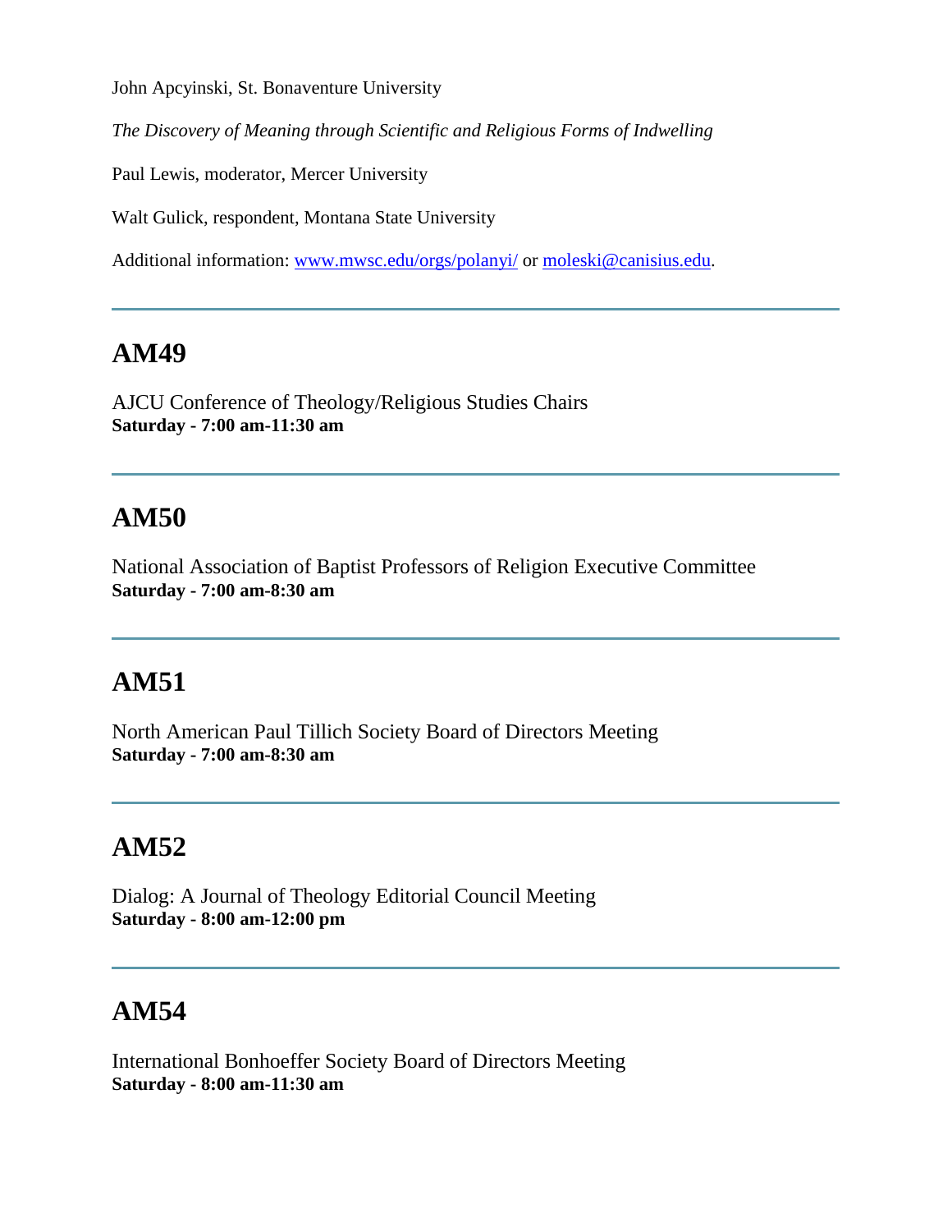John Apcyinski, St. Bonaventure University

*The Discovery of Meaning through Scientific and Religious Forms of Indwelling*

Paul Lewis, moderator, Mercer University

Walt Gulick, respondent, Montana State University

Additional information: [www.mwsc.edu/orgs/polanyi/](http://www.mwsc.edu/orgs/polanyi/) or [moleski@canisius.edu](mailto:moleski@canisius.edu).

---

## AM49

AJCU Conference of Theology/Religious Studies Chairs
**Saturday - 7:00 am-11:30 am**

---

## AM50

National Association of Baptist Professors of Religion Executive Committee
**Saturday - 7:00 am-8:30 am**

---

## AM51

North American Paul Tillich Society Board of Directors Meeting
**Saturday - 7:00 am-8:30 am**

---

## AM52

Dialog: A Journal of Theology Editorial Council Meeting
**Saturday - 8:00 am-12:00 pm**

---

## AM54

International Bonhoeffer Society Board of Directors Meeting
**Saturday - 8:00 am-11:30 am**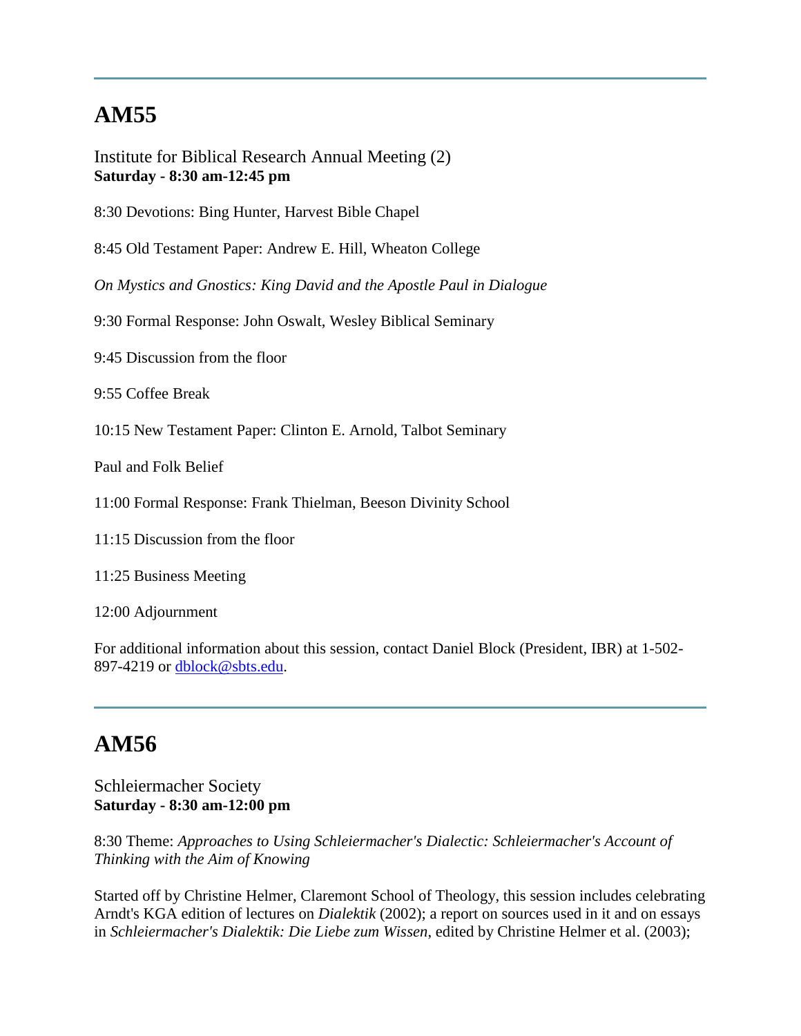---

## AM55

Institute for Biblical Research Annual Meeting (2)
**Saturday - 8:30 am-12:45 pm**

8:30 Devotions: Bing Hunter, Harvest Bible Chapel

8:45 Old Testament Paper: Andrew E. Hill, Wheaton College

*On Mystics and Gnostics: King David and the Apostle Paul in Dialogue*

9:30 Formal Response: John Oswalt, Wesley Biblical Seminary

9:45 Discussion from the floor

9:55 Coffee Break

10:15 New Testament Paper: Clinton E. Arnold, Talbot Seminary

Paul and Folk Belief

11:00 Formal Response: Frank Thielman, Beeson Divinity School

11:15 Discussion from the floor

11:25 Business Meeting

12:00 Adjournment

For additional information about this session, contact Daniel Block (President, IBR) at 1-502-897-4219 or dblock@sbts.edu.

---

## AM56

Schleiermacher Society
**Saturday - 8:30 am-12:00 pm**

8:30 Theme: *Approaches to Using Schleiermacher's Dialectic: Schleiermacher's Account of Thinking with the Aim of Knowing*

Started off by Christine Helmer, Claremont School of Theology, this session includes celebrating Arndt's KGA edition of lectures on *Dialektik* (2002); a report on sources used in it and on essays in *Schleiermacher's Dialektik: Die Liebe zum Wissen*, edited by Christine Helmer et al. (2003);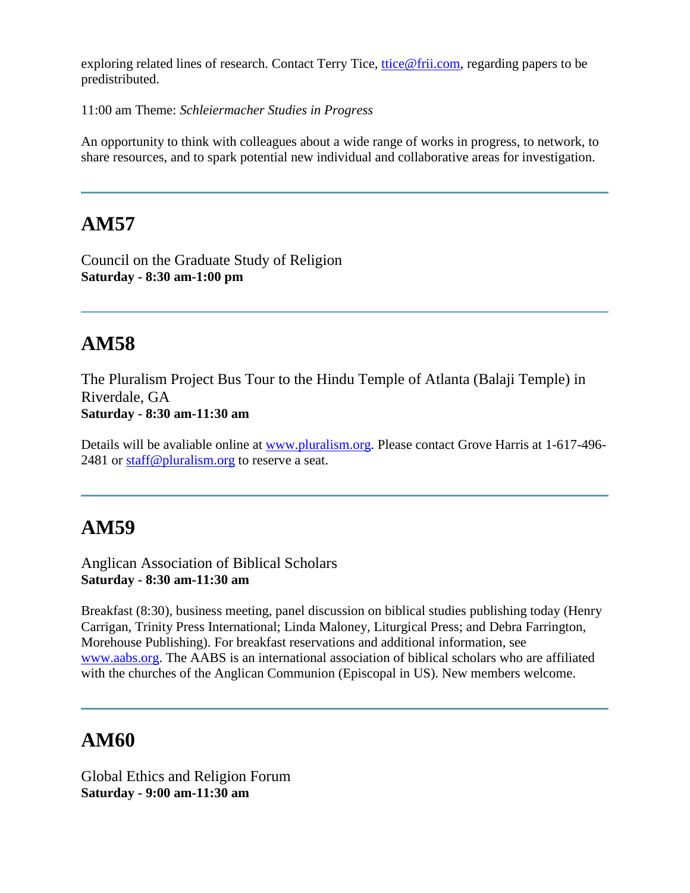exploring related lines of research. Contact Terry Tice, ttice@frii.com, regarding papers to be predistributed.

11:00 am Theme: *Schleiermacher Studies in Progress*

An opportunity to think with colleagues about a wide range of works in progress, to network, to share resources, and to spark potential new individual and collaborative areas for investigation.

---

## AM57

Council on the Graduate Study of Religion
**Saturday - 8:30 am-1:00 pm**

---

## AM58

The Pluralism Project Bus Tour to the Hindu Temple of Atlanta (Balaji Temple) in Riverdale, GA
**Saturday - 8:30 am-11:30 am**

Details will be avaliable online at www.pluralism.org. Please contact Grove Harris at 1-617-496-2481 or staff@pluralism.org to reserve a seat.

---

## AM59

Anglican Association of Biblical Scholars
**Saturday - 8:30 am-11:30 am**

Breakfast (8:30), business meeting, panel discussion on biblical studies publishing today (Henry Carrigan, Trinity Press International; Linda Maloney, Liturgical Press; and Debra Farrington, Morehouse Publishing). For breakfast reservations and additional information, see www.aabs.org. The AABS is an international association of biblical scholars who are affiliated with the churches of the Anglican Communion (Episcopal in US). New members welcome.

---

## AM60

Global Ethics and Religion Forum
**Saturday - 9:00 am-11:30 am**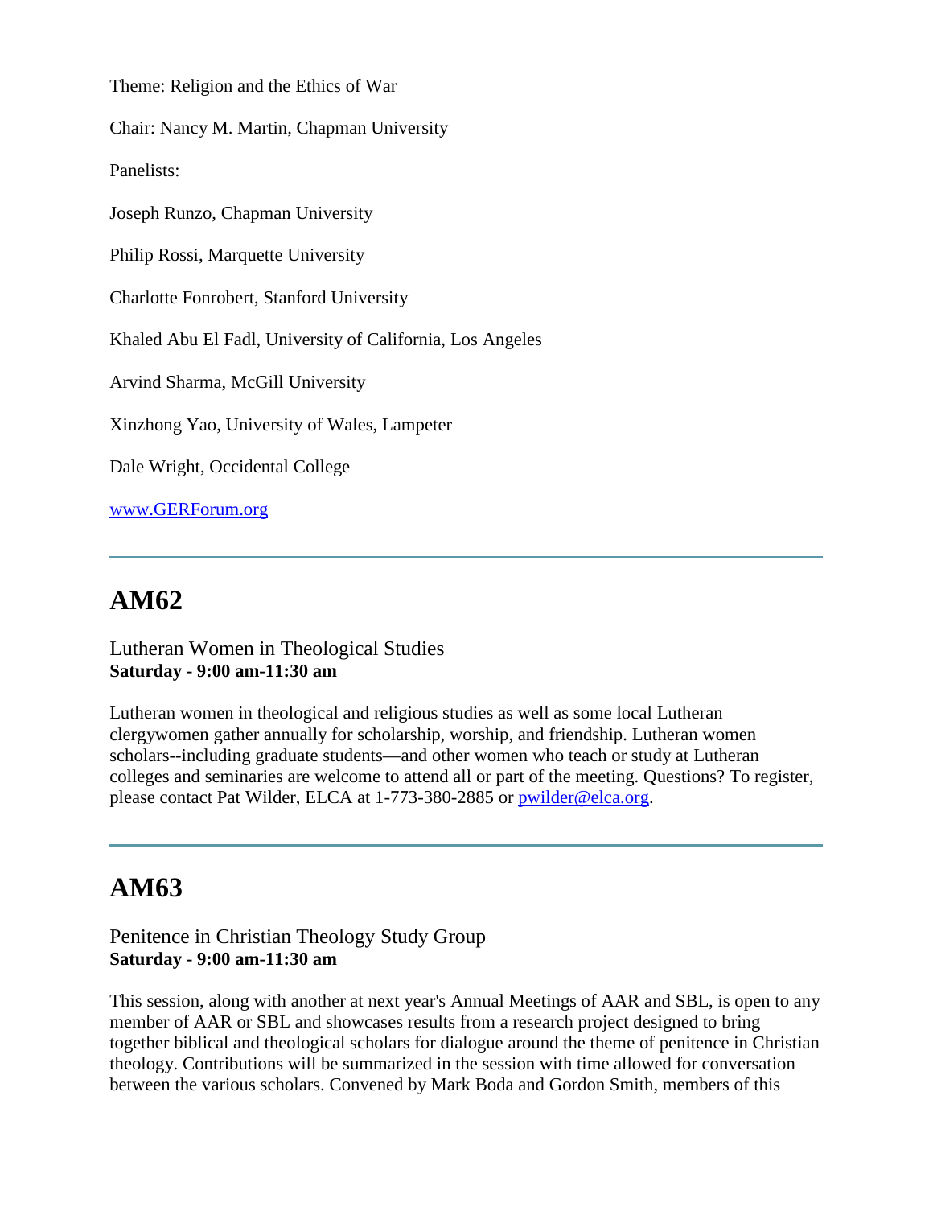Theme: Religion and the Ethics of War

Chair: Nancy M. Martin, Chapman University

Panelists:

Joseph Runzo, Chapman University

Philip Rossi, Marquette University

Charlotte Fonrobert, Stanford University

Khaled Abu El Fadl, University of California, Los Angeles

Arvind Sharma, McGill University

Xinzhong Yao, University of Wales, Lampeter

Dale Wright, Occidental College

[www.GERForum.org](http://www.GERForum.org)

---

# AM62

Lutheran Women in Theological Studies
**Saturday - 9:00 am-11:30 am**

Lutheran women in theological and religious studies as well as some local Lutheran clergywomen gather annually for scholarship, worship, and friendship. Lutheran women scholars--including graduate students—and other women who teach or study at Lutheran colleges and seminaries are welcome to attend all or part of the meeting. Questions? To register, please contact Pat Wilder, ELCA at 1-773-380-2885 or [pwilder@elca.org](mailto:pwilder@elca.org).

---

# AM63

Penitence in Christian Theology Study Group
**Saturday - 9:00 am-11:30 am**

This session, along with another at next year's Annual Meetings of AAR and SBL, is open to any member of AAR or SBL and showcases results from a research project designed to bring together biblical and theological scholars for dialogue around the theme of penitence in Christian theology. Contributions will be summarized in the session with time allowed for conversation between the various scholars. Convened by Mark Boda and Gordon Smith, members of this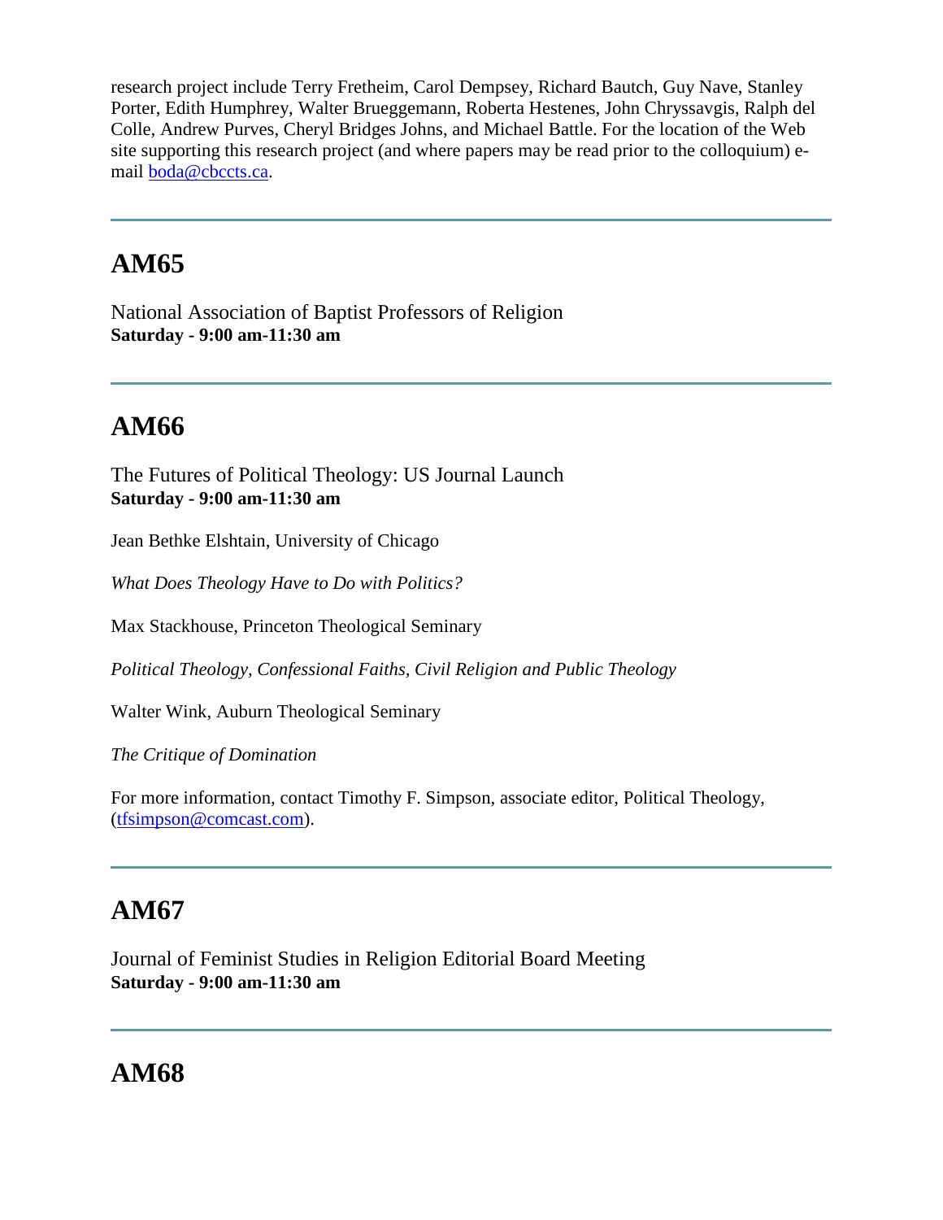research project include Terry Fretheim, Carol Dempsey, Richard Bautch, Guy Nave, Stanley Porter, Edith Humphrey, Walter Brueggemann, Roberta Hestenes, John Chryssavgis, Ralph del Colle, Andrew Purves, Cheryl Bridges Johns, and Michael Battle. For the location of the Web site supporting this research project (and where papers may be read prior to the colloquium) e-mail boda@cbccts.ca.

---

## AM65

National Association of Baptist Professors of Religion
**Saturday - 9:00 am-11:30 am**

---

## AM66

The Futures of Political Theology: US Journal Launch
**Saturday - 9:00 am-11:30 am**

Jean Bethke Elshtain, University of Chicago

*What Does Theology Have to Do with Politics?*

Max Stackhouse, Princeton Theological Seminary

*Political Theology, Confessional Faiths, Civil Religion and Public Theology*

Walter Wink, Auburn Theological Seminary

*The Critique of Domination*

For more information, contact Timothy F. Simpson, associate editor, Political Theology, (tfsimpson@comcast.com).

---

## AM67

Journal of Feminist Studies in Religion Editorial Board Meeting
**Saturday - 9:00 am-11:30 am**

---

## AM68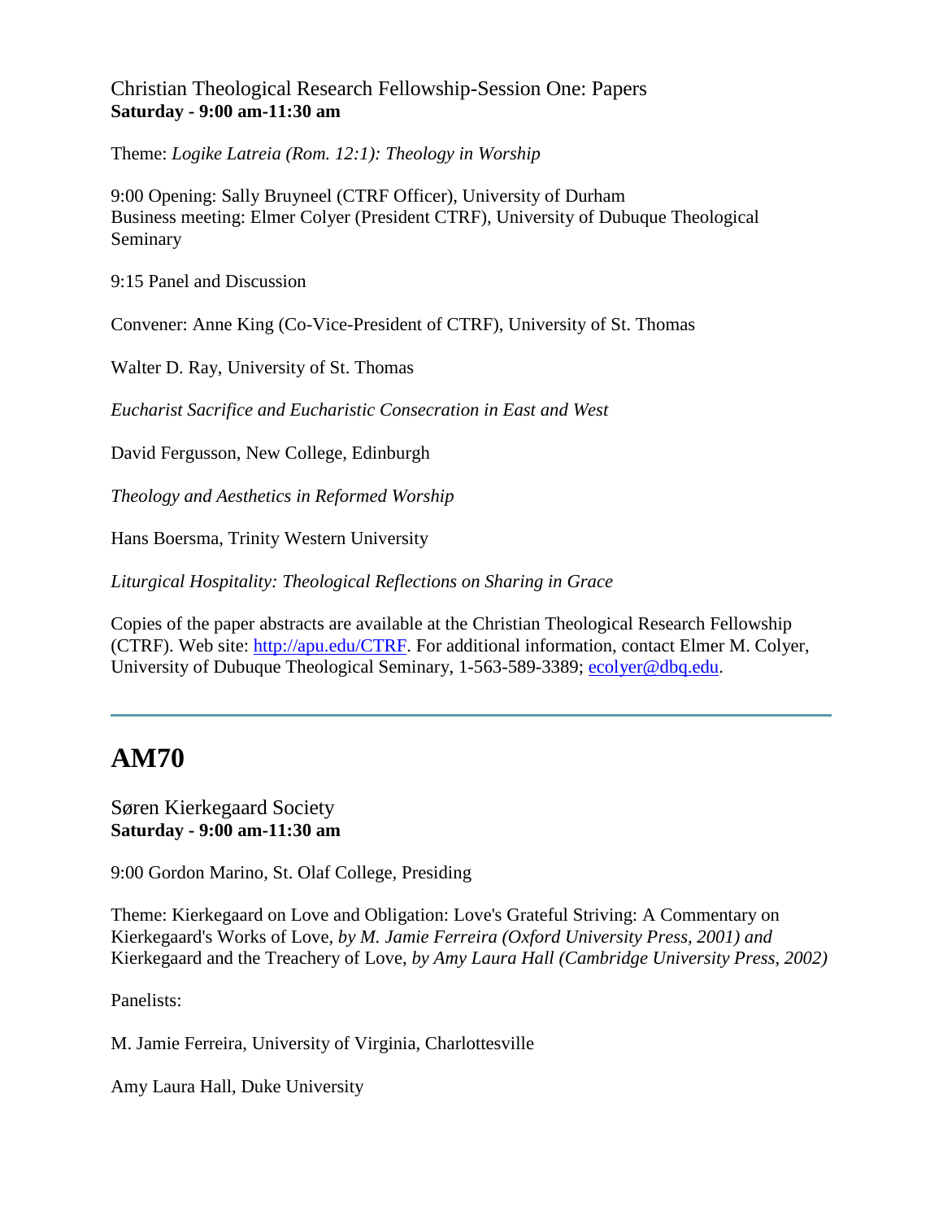Christian Theological Research Fellowship-Session One: Papers
**Saturday - 9:00 am-11:30 am**

Theme: *Logike Latreia (Rom. 12:1): Theology in Worship*

9:00 Opening: Sally Bruyneel (CTRF Officer), University of Durham
Business meeting: Elmer Colyer (President CTRF), University of Dubuque Theological Seminary

9:15 Panel and Discussion

Convener: Anne King (Co-Vice-President of CTRF), University of St. Thomas

Walter D. Ray, University of St. Thomas

*Eucharist Sacrifice and Eucharistic Consecration in East and West*

David Fergusson, New College, Edinburgh

*Theology and Aesthetics in Reformed Worship*

Hans Boersma, Trinity Western University

*Liturgical Hospitality: Theological Reflections on Sharing in Grace*

Copies of the paper abstracts are available at the Christian Theological Research Fellowship (CTRF). Web site: [http://apu.edu/CTRF](http://apu.edu/CTRF). For additional information, contact Elmer M. Colyer, University of Dubuque Theological Seminary, 1-563-589-3389; [ecolyer@dbq.edu](mailto:ecolyer@dbq.edu).

---

# AM70

Søren Kierkegaard Society
**Saturday - 9:00 am-11:30 am**

9:00 Gordon Marino, St. Olaf College, Presiding

Theme: Kierkegaard on Love and Obligation: Love's Grateful Striving: A Commentary on Kierkegaard's Works of Love, *by M. Jamie Ferreira (Oxford University Press, 2001) and* Kierkegaard and the Treachery of Love, *by Amy Laura Hall (Cambridge University Press, 2002)*

Panelists:

M. Jamie Ferreira, University of Virginia, Charlottesville

Amy Laura Hall, Duke University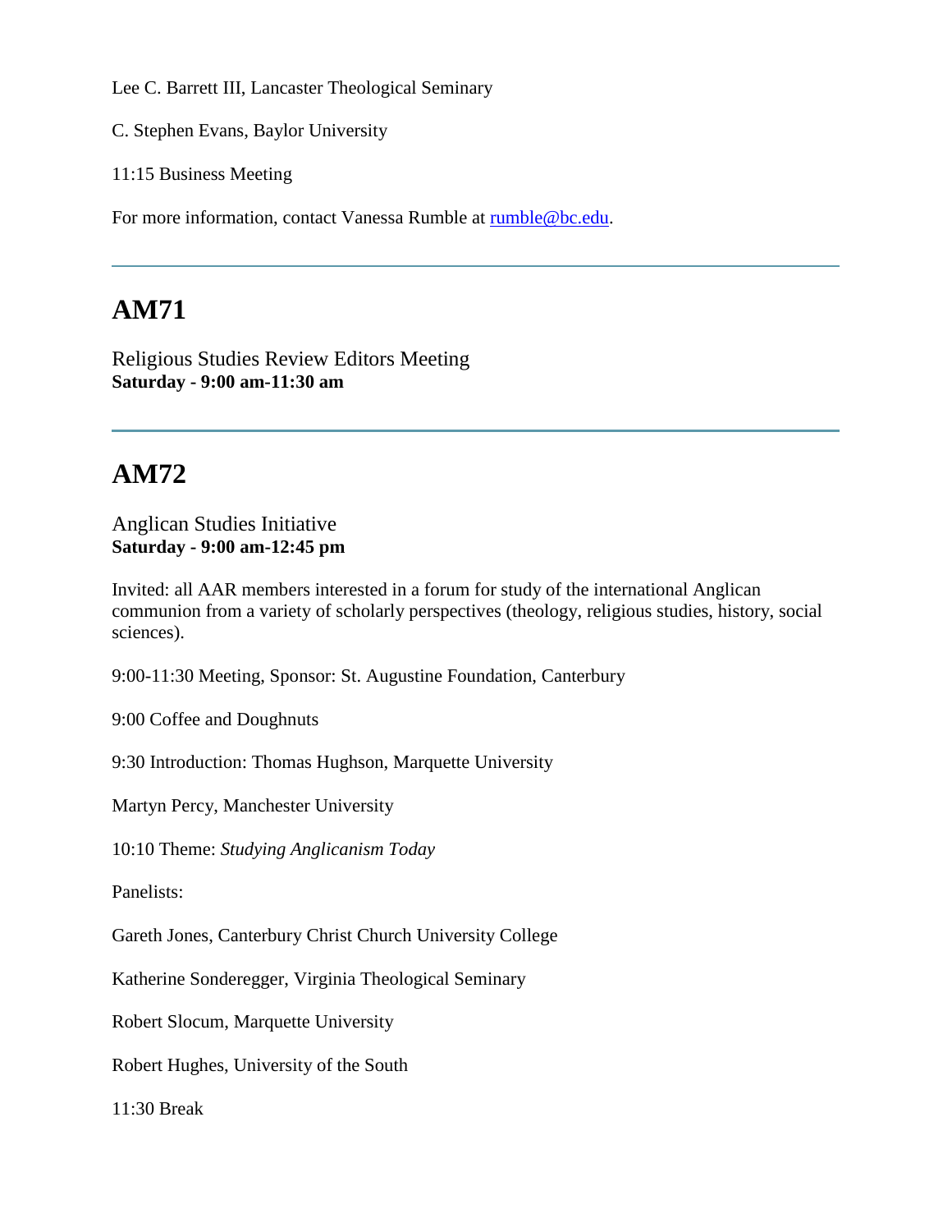Lee C. Barrett III, Lancaster Theological Seminary

C. Stephen Evans, Baylor University

11:15 Business Meeting

For more information, contact Vanessa Rumble at [rumble@bc.edu](mailto:rumble@bc.edu).

---

## AM71

Religious Studies Review Editors Meeting
**Saturday - 9:00 am-11:30 am**

---

## AM72

Anglican Studies Initiative
**Saturday - 9:00 am-12:45 pm**

Invited: all AAR members interested in a forum for study of the international Anglican communion from a variety of scholarly perspectives (theology, religious studies, history, social sciences).

9:00-11:30 Meeting, Sponsor: St. Augustine Foundation, Canterbury

9:00 Coffee and Doughnuts

9:30 Introduction: Thomas Hughson, Marquette University

Martyn Percy, Manchester University

10:10 Theme: *Studying Anglicanism Today*

Panelists:

Gareth Jones, Canterbury Christ Church University College

Katherine Sonderegger, Virginia Theological Seminary

Robert Slocum, Marquette University

Robert Hughes, University of the South

11:30 Break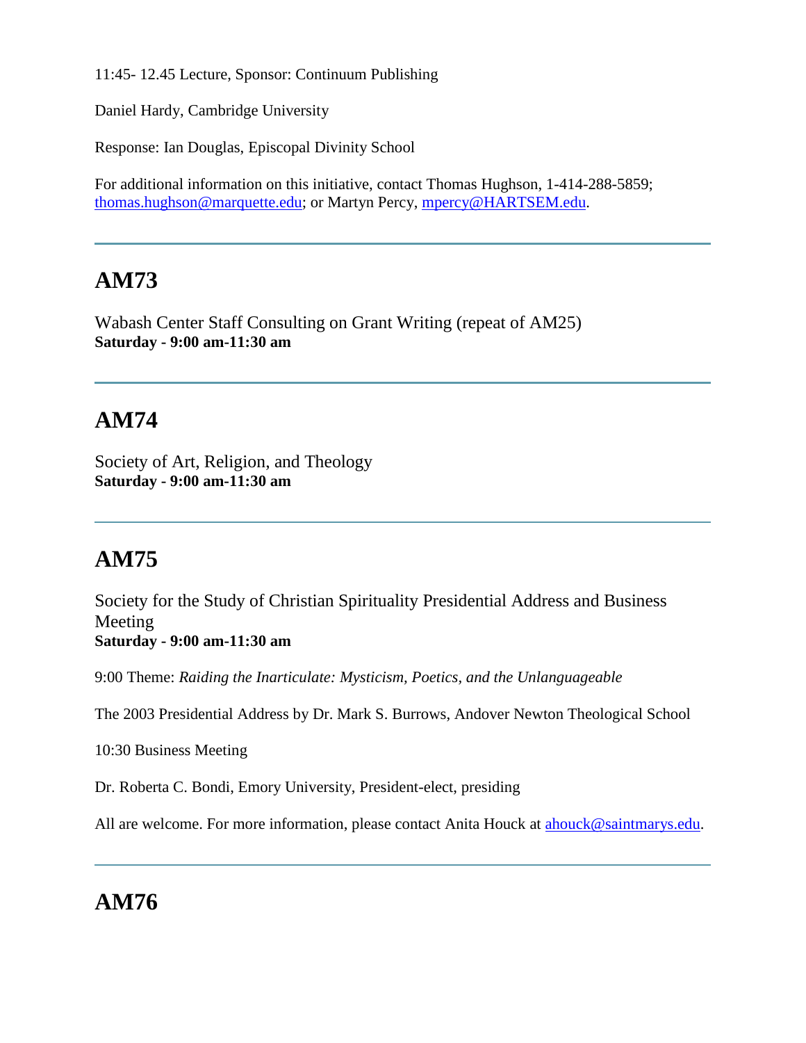11:45- 12.45 Lecture, Sponsor: Continuum Publishing

Daniel Hardy, Cambridge University

Response: Ian Douglas, Episcopal Divinity School

For additional information on this initiative, contact Thomas Hughson, 1-414-288-5859; thomas.hughson@marquette.edu; or Martyn Percy, mpercy@HARTSEM.edu.

---

## AM73

Wabash Center Staff Consulting on Grant Writing (repeat of AM25)
**Saturday - 9:00 am-11:30 am**

---

## AM74

Society of Art, Religion, and Theology
**Saturday - 9:00 am-11:30 am**

---

## AM75

Society for the Study of Christian Spirituality Presidential Address and Business Meeting
**Saturday - 9:00 am-11:30 am**

9:00 Theme: *Raiding the Inarticulate: Mysticism, Poetics, and the Unlanguageable*

The 2003 Presidential Address by Dr. Mark S. Burrows, Andover Newton Theological School

10:30 Business Meeting

Dr. Roberta C. Bondi, Emory University, President-elect, presiding

All are welcome. For more information, please contact Anita Houck at ahouck@saintmarys.edu.

---

## AM76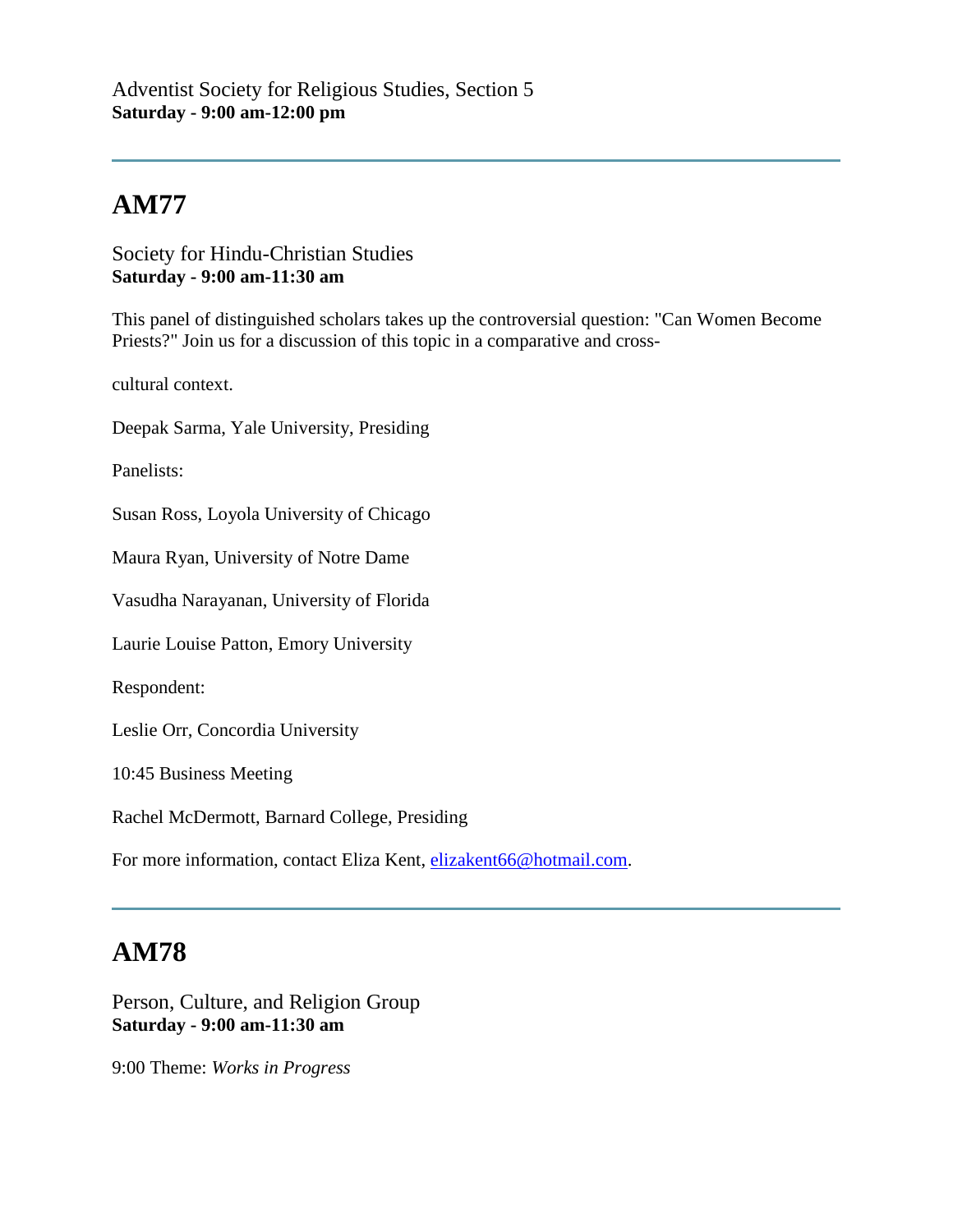Adventist Society for Religious Studies, Section 5
**Saturday - 9:00 am-12:00 pm**

---

## AM77

Society for Hindu-Christian Studies
**Saturday - 9:00 am-11:30 am**

This panel of distinguished scholars takes up the controversial question: "Can Women Become Priests?" Join us for a discussion of this topic in a comparative and cross-

cultural context.

Deepak Sarma, Yale University, Presiding

Panelists:

Susan Ross, Loyola University of Chicago

Maura Ryan, University of Notre Dame

Vasudha Narayanan, University of Florida

Laurie Louise Patton, Emory University

Respondent:

Leslie Orr, Concordia University

10:45 Business Meeting

Rachel McDermott, Barnard College, Presiding

For more information, contact Eliza Kent, elizakent66@hotmail.com.

---

## AM78

Person, Culture, and Religion Group
**Saturday - 9:00 am-11:30 am**

9:00 Theme: *Works in Progress*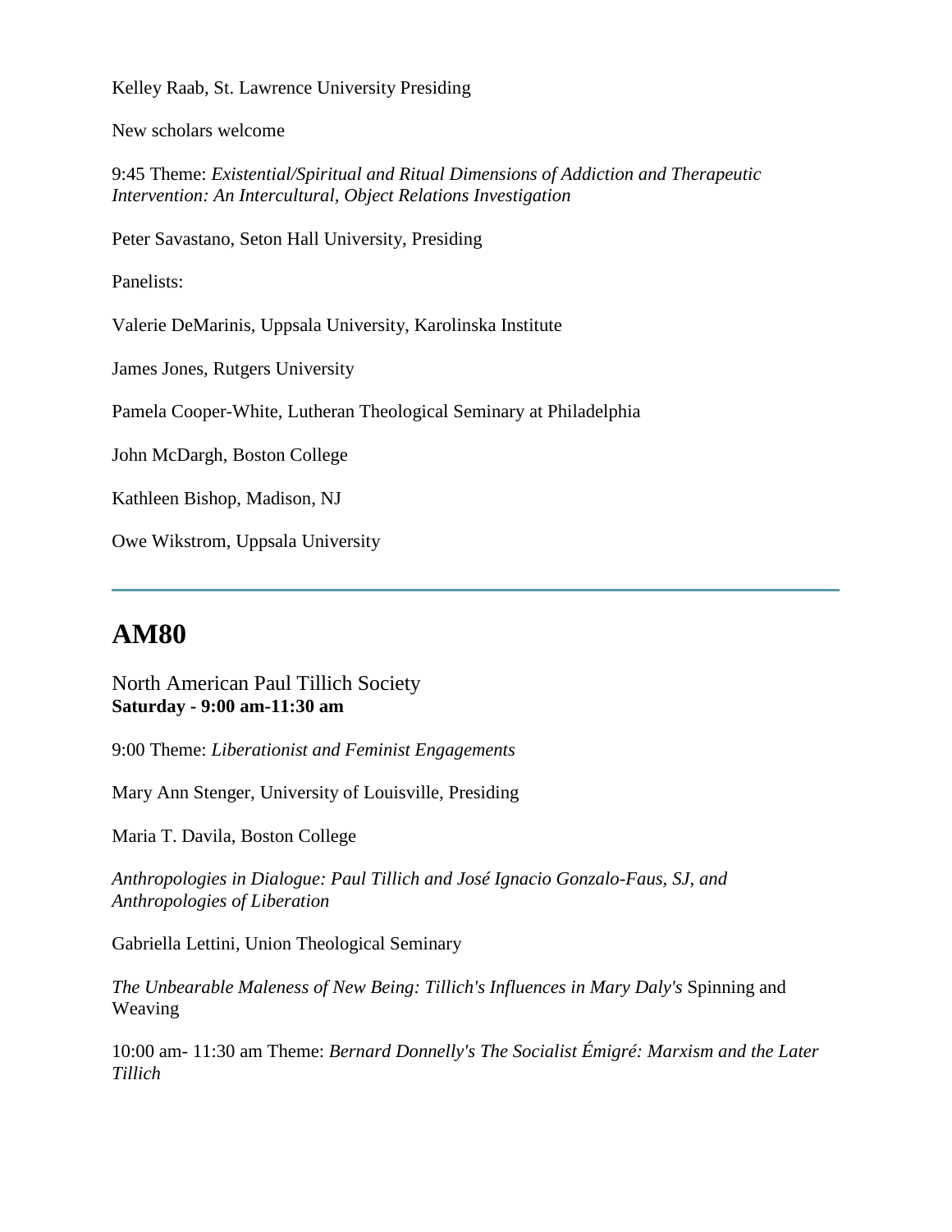Kelley Raab, St. Lawrence University Presiding

New scholars welcome

9:45 Theme: *Existential/Spiritual and Ritual Dimensions of Addiction and Therapeutic Intervention: An Intercultural, Object Relations Investigation*

Peter Savastano, Seton Hall University, Presiding

Panelists:

Valerie DeMarinis, Uppsala University, Karolinska Institute

James Jones, Rutgers University

Pamela Cooper-White, Lutheran Theological Seminary at Philadelphia

John McDargh, Boston College

Kathleen Bishop, Madison, NJ

Owe Wikstrom, Uppsala University

---

# AM80

North American Paul Tillich Society
**Saturday - 9:00 am-11:30 am**

9:00 Theme: *Liberationist and Feminist Engagements*

Mary Ann Stenger, University of Louisville, Presiding

Maria T. Davila, Boston College

*Anthropologies in Dialogue: Paul Tillich and José Ignacio Gonzalo-Faus, SJ, and Anthropologies of Liberation*

Gabriella Lettini, Union Theological Seminary

*The Unbearable Maleness of New Being: Tillich's Influences in Mary Daly's* Spinning and Weaving

10:00 am- 11:30 am Theme: *Bernard Donnelly's The Socialist Émigré: Marxism and the Later Tillich*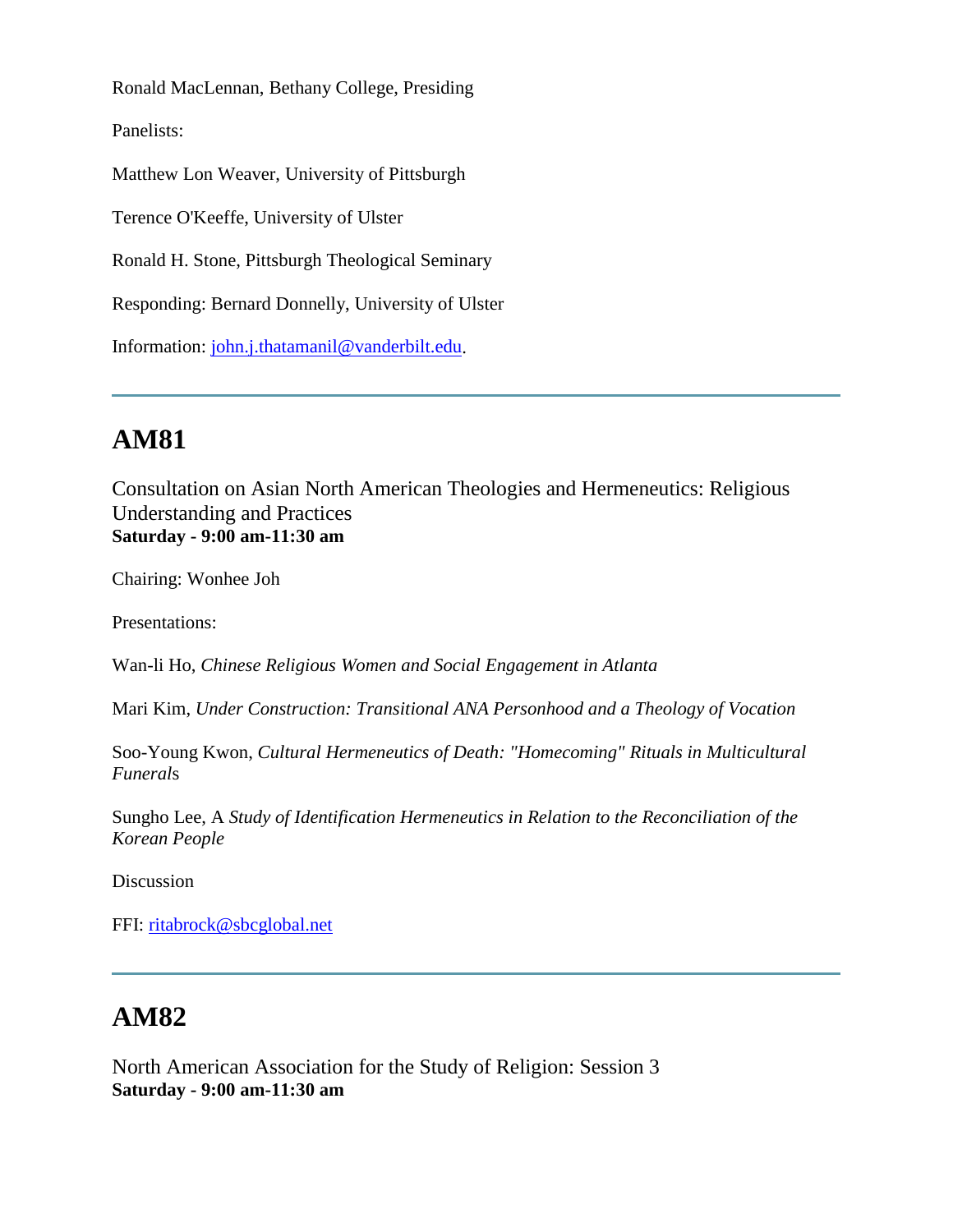Ronald MacLennan, Bethany College, Presiding

Panelists:

Matthew Lon Weaver, University of Pittsburgh

Terence O'Keeffe, University of Ulster

Ronald H. Stone, Pittsburgh Theological Seminary

Responding: Bernard Donnelly, University of Ulster

Information: john.j.thatamanil@vanderbilt.edu.

---

## AM81

Consultation on Asian North American Theologies and Hermeneutics: Religious Understanding and Practices
**Saturday - 9:00 am-11:30 am**

Chairing: Wonhee Joh

Presentations:

Wan-li Ho, *Chinese Religious Women and Social Engagement in Atlanta*

Mari Kim, *Under Construction: Transitional ANA Personhood and a Theology of Vocation*

Soo-Young Kwon, *Cultural Hermeneutics of Death: "Homecoming" Rituals in Multicultural Funeral*s

Sungho Lee, A *Study of Identification Hermeneutics in Relation to the Reconciliation of the Korean People*

Discussion

FFI: ritabrock@sbcglobal.net

---

## AM82

North American Association for the Study of Religion: Session 3
**Saturday - 9:00 am-11:30 am**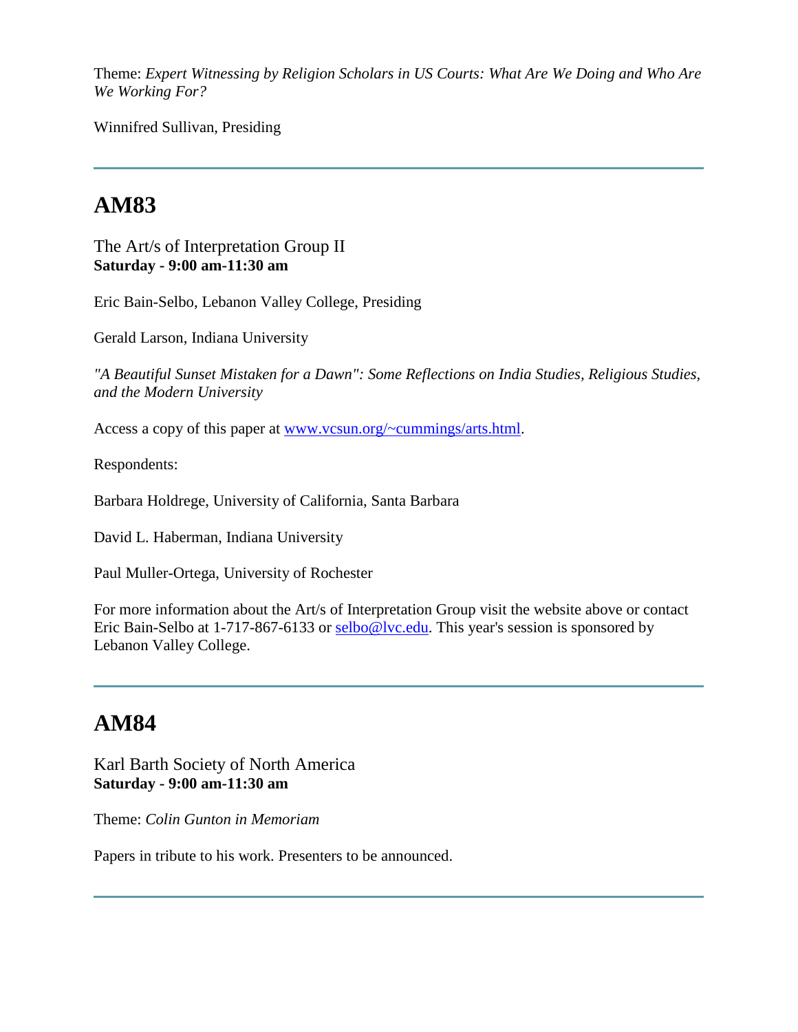Theme: *Expert Witnessing by Religion Scholars in US Courts: What Are We Doing and Who Are We Working For?*

Winnifred Sullivan, Presiding

---

## AM83

The Art/s of Interpretation Group II
**Saturday - 9:00 am-11:30 am**

Eric Bain-Selbo, Lebanon Valley College, Presiding

Gerald Larson, Indiana University

*"A Beautiful Sunset Mistaken for a Dawn": Some Reflections on India Studies, Religious Studies, and the Modern University*

Access a copy of this paper at [www.vcsun.org/~cummings/arts.html](www.vcsun.org/~cummings/arts.html).

Respondents:

Barbara Holdrege, University of California, Santa Barbara

David L. Haberman, Indiana University

Paul Muller-Ortega, University of Rochester

For more information about the Art/s of Interpretation Group visit the website above or contact Eric Bain-Selbo at 1-717-867-6133 or [selbo@lvc.edu](mailto:selbo@lvc.edu). This year's session is sponsored by Lebanon Valley College.

---

## AM84

Karl Barth Society of North America
**Saturday - 9:00 am-11:30 am**

Theme: *Colin Gunton in Memoriam*

Papers in tribute to his work. Presenters to be announced.

---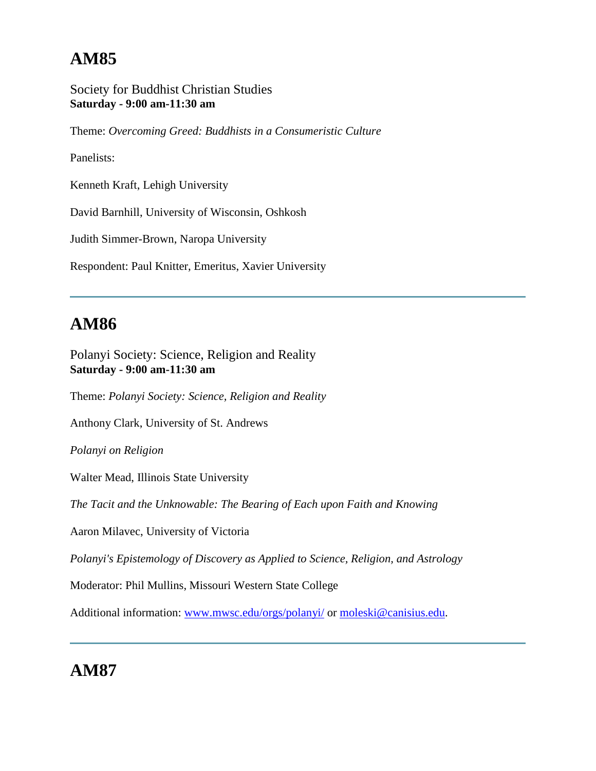## AM85

Society for Buddhist Christian Studies
**Saturday - 9:00 am-11:30 am**

Theme: *Overcoming Greed: Buddhists in a Consumeristic Culture*

Panelists:

Kenneth Kraft, Lehigh University

David Barnhill, University of Wisconsin, Oshkosh

Judith Simmer-Brown, Naropa University

Respondent: Paul Knitter, Emeritus, Xavier University

---

## AM86

Polanyi Society: Science, Religion and Reality
**Saturday - 9:00 am-11:30 am**

Theme: *Polanyi Society: Science, Religion and Reality*

Anthony Clark, University of St. Andrews

*Polanyi on Religion*

Walter Mead, Illinois State University

*The Tacit and the Unknowable: The Bearing of Each upon Faith and Knowing*

Aaron Milavec, University of Victoria

*Polanyi's Epistemology of Discovery as Applied to Science, Religion, and Astrology*

Moderator: Phil Mullins, Missouri Western State College

Additional information: www.mwsc.edu/orgs/polanyi/ or moleski@canisius.edu.

---

## AM87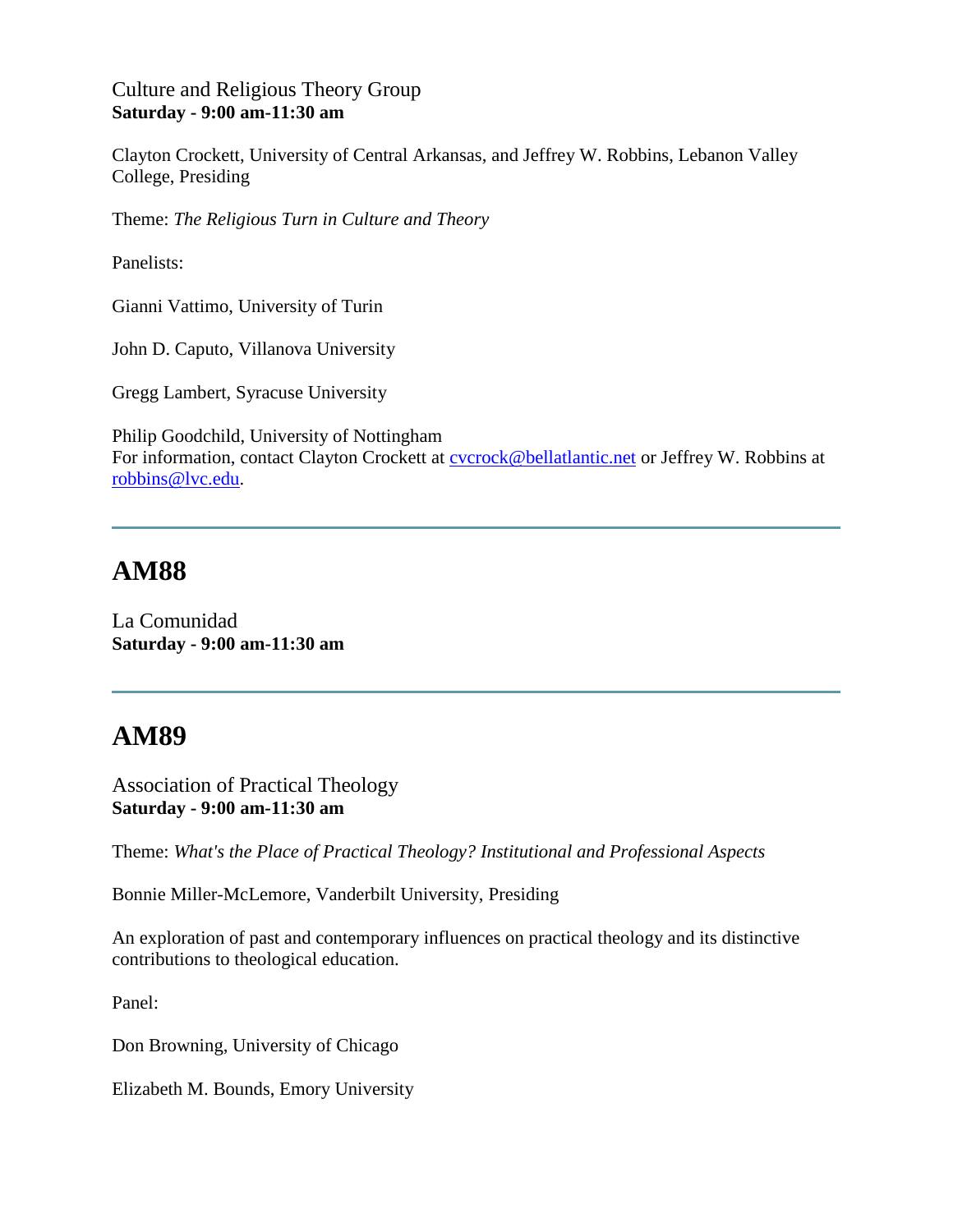Culture and Religious Theory Group
**Saturday - 9:00 am-11:30 am**

Clayton Crockett, University of Central Arkansas, and Jeffrey W. Robbins, Lebanon Valley College, Presiding

Theme: *The Religious Turn in Culture and Theory*

Panelists:

Gianni Vattimo, University of Turin

John D. Caputo, Villanova University

Gregg Lambert, Syracuse University

Philip Goodchild, University of Nottingham
For information, contact Clayton Crockett at cvcrock@bellatlantic.net or Jeffrey W. Robbins at robbins@lvc.edu.

---

## AM88

La Comunidad
**Saturday - 9:00 am-11:30 am**

---

## AM89

Association of Practical Theology
**Saturday - 9:00 am-11:30 am**

Theme: *What's the Place of Practical Theology? Institutional and Professional Aspects*

Bonnie Miller-McLemore, Vanderbilt University, Presiding

An exploration of past and contemporary influences on practical theology and its distinctive contributions to theological education.

Panel:

Don Browning, University of Chicago

Elizabeth M. Bounds, Emory University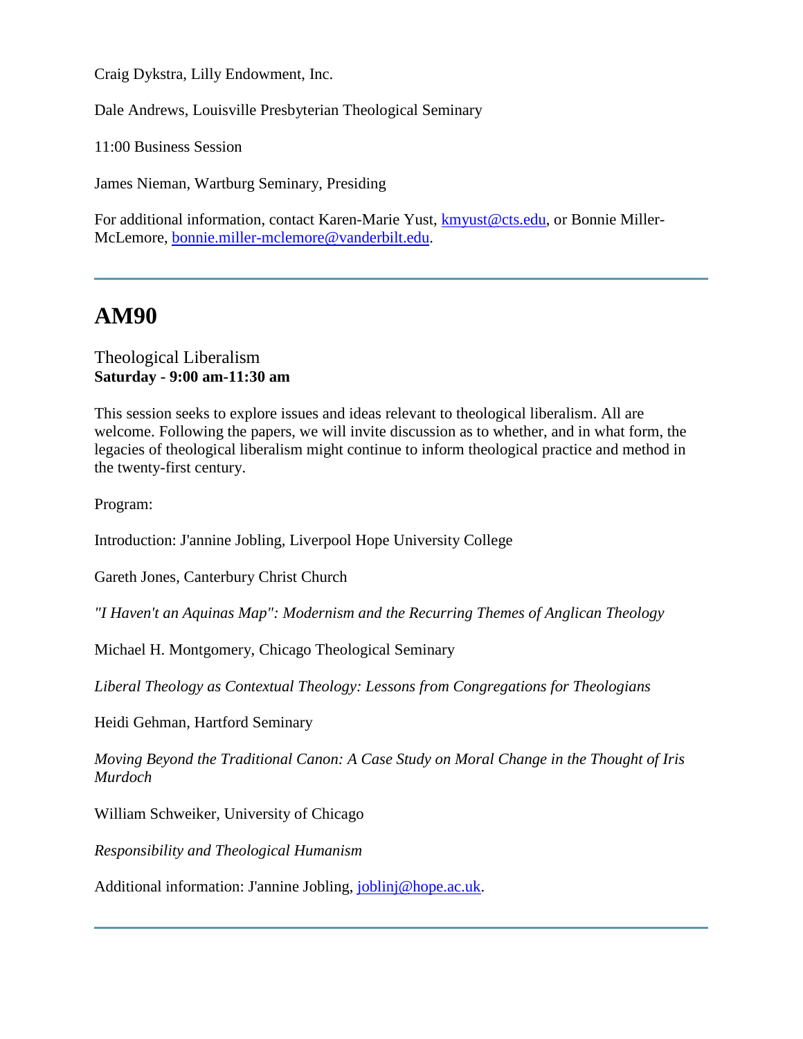Craig Dykstra, Lilly Endowment, Inc.

Dale Andrews, Louisville Presbyterian Theological Seminary

11:00 Business Session

James Nieman, Wartburg Seminary, Presiding

For additional information, contact Karen-Marie Yust, kmyust@cts.edu, or Bonnie Miller-McLemore, bonnie.miller-mclemore@vanderbilt.edu.

---

## AM90

Theological Liberalism
**Saturday - 9:00 am-11:30 am**

This session seeks to explore issues and ideas relevant to theological liberalism. All are welcome. Following the papers, we will invite discussion as to whether, and in what form, the legacies of theological liberalism might continue to inform theological practice and method in the twenty-first century.

Program:

Introduction: J'annine Jobling, Liverpool Hope University College

Gareth Jones, Canterbury Christ Church

*"I Haven't an Aquinas Map": Modernism and the Recurring Themes of Anglican Theology*

Michael H. Montgomery, Chicago Theological Seminary

*Liberal Theology as Contextual Theology: Lessons from Congregations for Theologians*

Heidi Gehman, Hartford Seminary

*Moving Beyond the Traditional Canon: A Case Study on Moral Change in the Thought of Iris Murdoch*

William Schweiker, University of Chicago

*Responsibility and Theological Humanism*

Additional information: J'annine Jobling, joblinj@hope.ac.uk.

---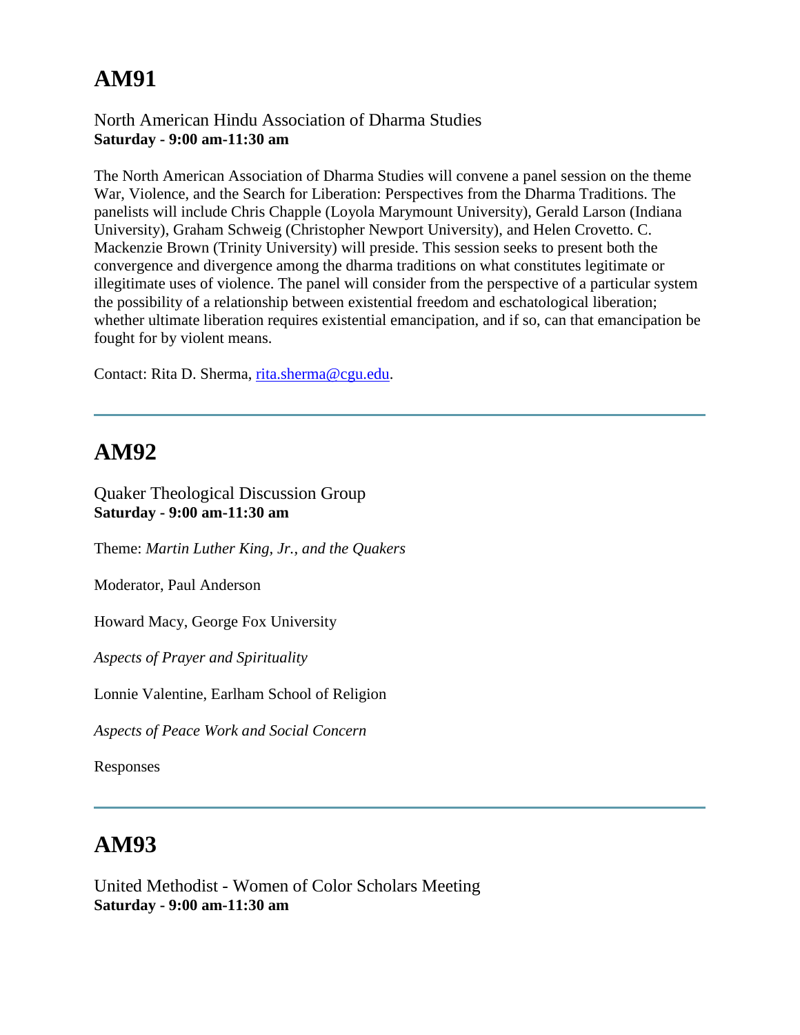## AM91

North American Hindu Association of Dharma Studies
**Saturday - 9:00 am-11:30 am**

The North American Association of Dharma Studies will convene a panel session on the theme War, Violence, and the Search for Liberation: Perspectives from the Dharma Traditions. The panelists will include Chris Chapple (Loyola Marymount University), Gerald Larson (Indiana University), Graham Schweig (Christopher Newport University), and Helen Crovetto. C. Mackenzie Brown (Trinity University) will preside. This session seeks to present both the convergence and divergence among the dharma traditions on what constitutes legitimate or illegitimate uses of violence. The panel will consider from the perspective of a particular system the possibility of a relationship between existential freedom and eschatological liberation; whether ultimate liberation requires existential emancipation, and if so, can that emancipation be fought for by violent means.

Contact: Rita D. Sherma, rita.sherma@cgu.edu.

---

## AM92

Quaker Theological Discussion Group
**Saturday - 9:00 am-11:30 am**

Theme: *Martin Luther King, Jr., and the Quakers*

Moderator, Paul Anderson

Howard Macy, George Fox University

*Aspects of Prayer and Spirituality*

Lonnie Valentine, Earlham School of Religion

*Aspects of Peace Work and Social Concern*

Responses

---

## AM93

United Methodist - Women of Color Scholars Meeting
**Saturday - 9:00 am-11:30 am**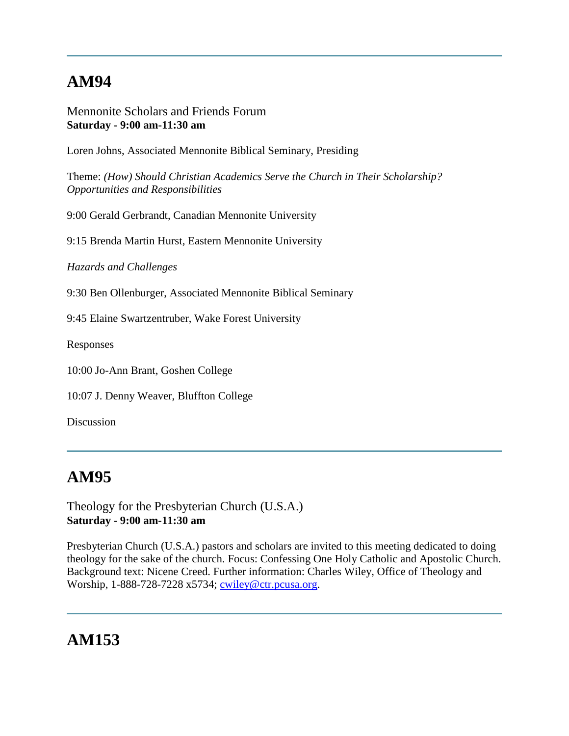---

## AM94

Mennonite Scholars and Friends Forum
**Saturday - 9:00 am-11:30 am**

Loren Johns, Associated Mennonite Biblical Seminary, Presiding

Theme: *(How) Should Christian Academics Serve the Church in Their Scholarship? Opportunities and Responsibilities*

9:00 Gerald Gerbrandt, Canadian Mennonite University

9:15 Brenda Martin Hurst, Eastern Mennonite University

*Hazards and Challenges*

9:30 Ben Ollenburger, Associated Mennonite Biblical Seminary

9:45 Elaine Swartzentruber, Wake Forest University

Responses

10:00 Jo-Ann Brant, Goshen College

10:07 J. Denny Weaver, Bluffton College

Discussion

---

## AM95

Theology for the Presbyterian Church (U.S.A.)
**Saturday - 9:00 am-11:30 am**

Presbyterian Church (U.S.A.) pastors and scholars are invited to this meeting dedicated to doing theology for the sake of the church. Focus: Confessing One Holy Catholic and Apostolic Church. Background text: Nicene Creed. Further information: Charles Wiley, Office of Theology and Worship, 1-888-728-7228 x5734; cwiley@ctr.pcusa.org.

---

## AM153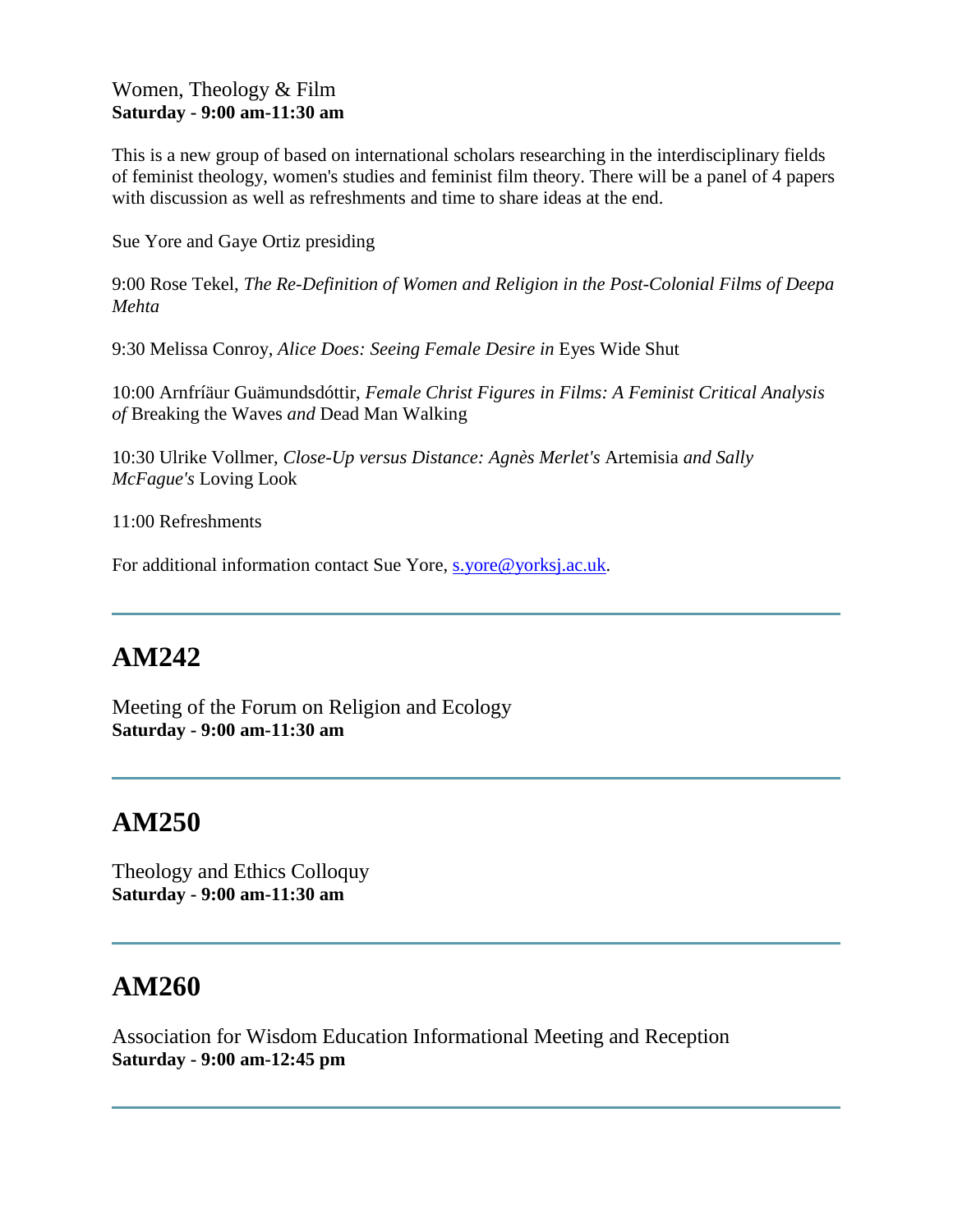Women, Theology & Film
**Saturday - 9:00 am-11:30 am**

This is a new group of based on international scholars researching in the interdisciplinary fields of feminist theology, women's studies and feminist film theory. There will be a panel of 4 papers with discussion as well as refreshments and time to share ideas at the end.

Sue Yore and Gaye Ortiz presiding

9:00 Rose Tekel, *The Re-Definition of Women and Religion in the Post-Colonial Films of Deepa Mehta*

9:30 Melissa Conroy, *Alice Does: Seeing Female Desire in* Eyes Wide Shut

10:00 Arnfríäur Guämundsdóttir, *Female Christ Figures in Films: A Feminist Critical Analysis of* Breaking the Waves *and* Dead Man Walking

10:30 Ulrike Vollmer, *Close-Up versus Distance: Agnès Merlet's* Artemisia *and Sally McFague's* Loving Look

11:00 Refreshments

For additional information contact Sue Yore, s.yore@yorksj.ac.uk.

---

## AM242

Meeting of the Forum on Religion and Ecology
**Saturday - 9:00 am-11:30 am**

---

## AM250

Theology and Ethics Colloquy
**Saturday - 9:00 am-11:30 am**

---

## AM260

Association for Wisdom Education Informational Meeting and Reception
**Saturday - 9:00 am-12:45 pm**

---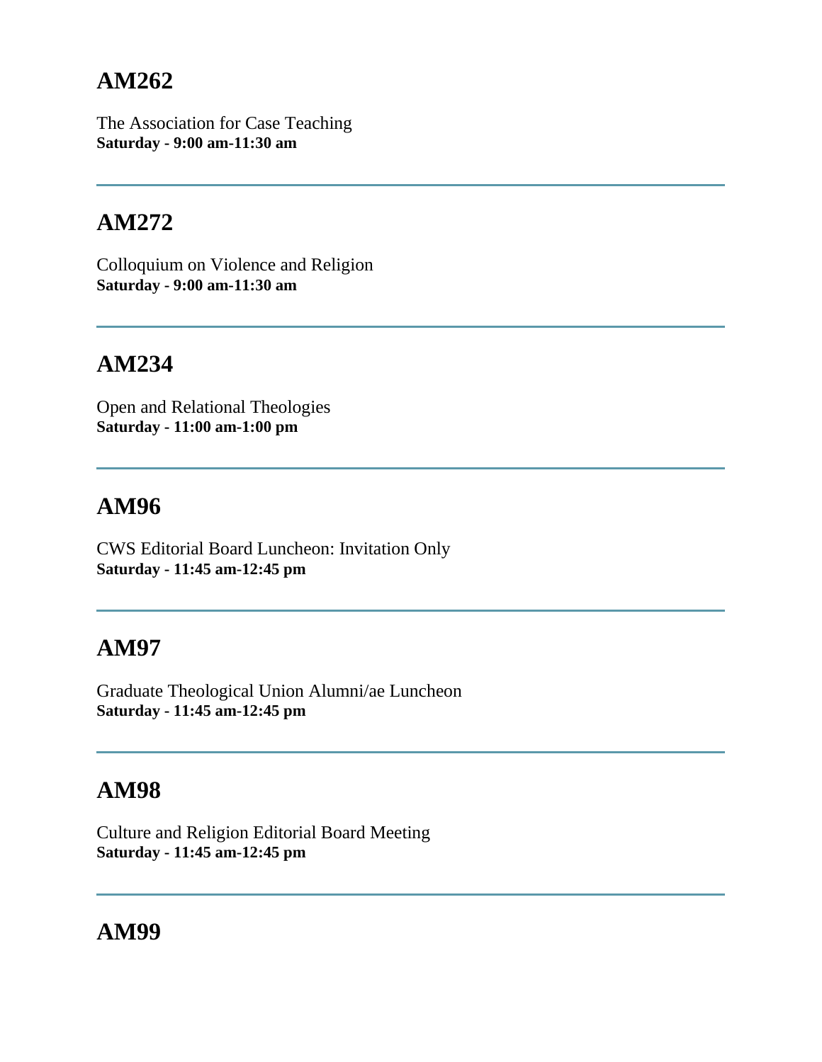## AM262

The Association for Case Teaching
**Saturday - 9:00 am-11:30 am**

---

## AM272

Colloquium on Violence and Religion
**Saturday - 9:00 am-11:30 am**

---

## AM234

Open and Relational Theologies
**Saturday - 11:00 am-1:00 pm**

---

## AM96

CWS Editorial Board Luncheon: Invitation Only
**Saturday - 11:45 am-12:45 pm**

---

## AM97

Graduate Theological Union Alumni/ae Luncheon
**Saturday - 11:45 am-12:45 pm**

---

## AM98

Culture and Religion Editorial Board Meeting
**Saturday - 11:45 am-12:45 pm**

---

## AM99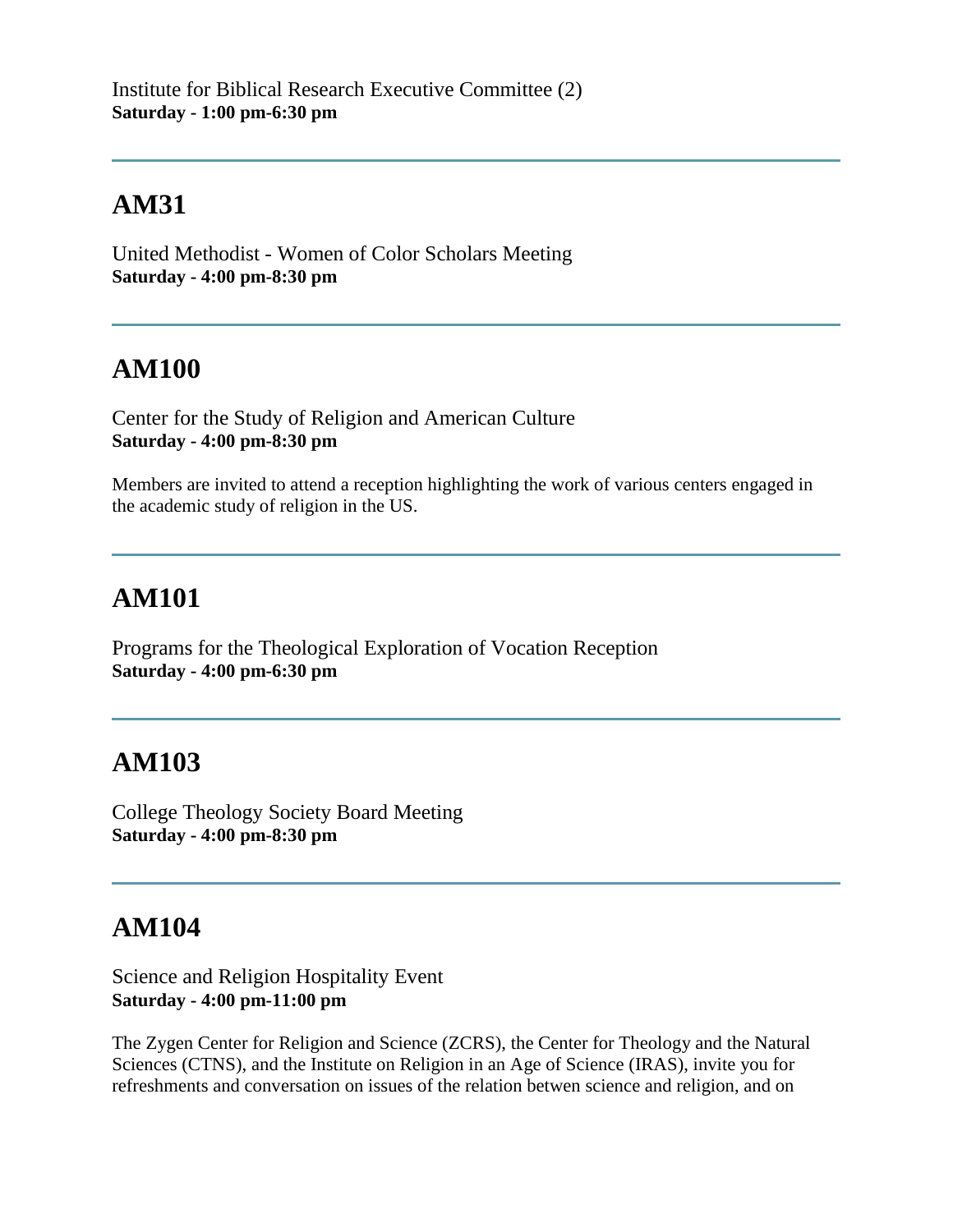Institute for Biblical Research Executive Committee (2)
**Saturday - 1:00 pm-6:30 pm**

---

## AM31

United Methodist - Women of Color Scholars Meeting
**Saturday - 4:00 pm-8:30 pm**

---

## AM100

Center for the Study of Religion and American Culture
**Saturday - 4:00 pm-8:30 pm**

Members are invited to attend a reception highlighting the work of various centers engaged in the academic study of religion in the US.

---

## AM101

Programs for the Theological Exploration of Vocation Reception
**Saturday - 4:00 pm-6:30 pm**

---

## AM103

College Theology Society Board Meeting
**Saturday - 4:00 pm-8:30 pm**

---

## AM104

Science and Religion Hospitality Event
**Saturday - 4:00 pm-11:00 pm**

The Zygen Center for Religion and Science (ZCRS), the Center for Theology and the Natural Sciences (CTNS), and the Institute on Religion in an Age of Science (IRAS), invite you for refreshments and conversation on issues of the relation betwen science and religion, and on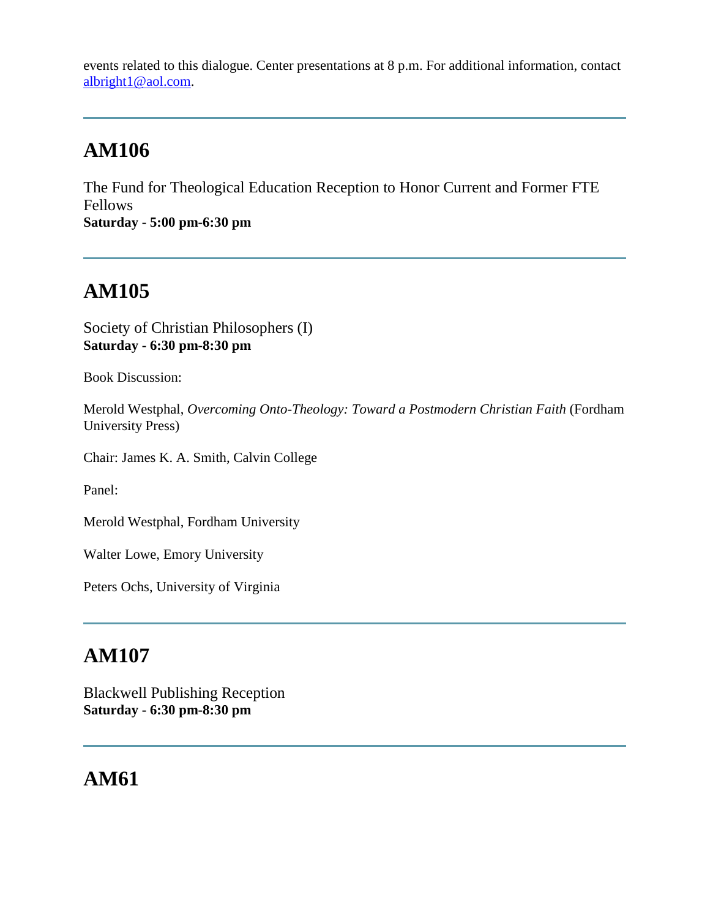events related to this dialogue. Center presentations at 8 p.m. For additional information, contact albright1@aol.com.

---

## AM106

The Fund for Theological Education Reception to Honor Current and Former FTE Fellows
**Saturday - 5:00 pm-6:30 pm**

---

## AM105

Society of Christian Philosophers (I)
**Saturday - 6:30 pm-8:30 pm**

Book Discussion:

Merold Westphal, *Overcoming Onto-Theology: Toward a Postmodern Christian Faith* (Fordham University Press)

Chair: James K. A. Smith, Calvin College

Panel:

Merold Westphal, Fordham University

Walter Lowe, Emory University

Peters Ochs, University of Virginia

---

## AM107

Blackwell Publishing Reception
**Saturday - 6:30 pm-8:30 pm**

---

## AM61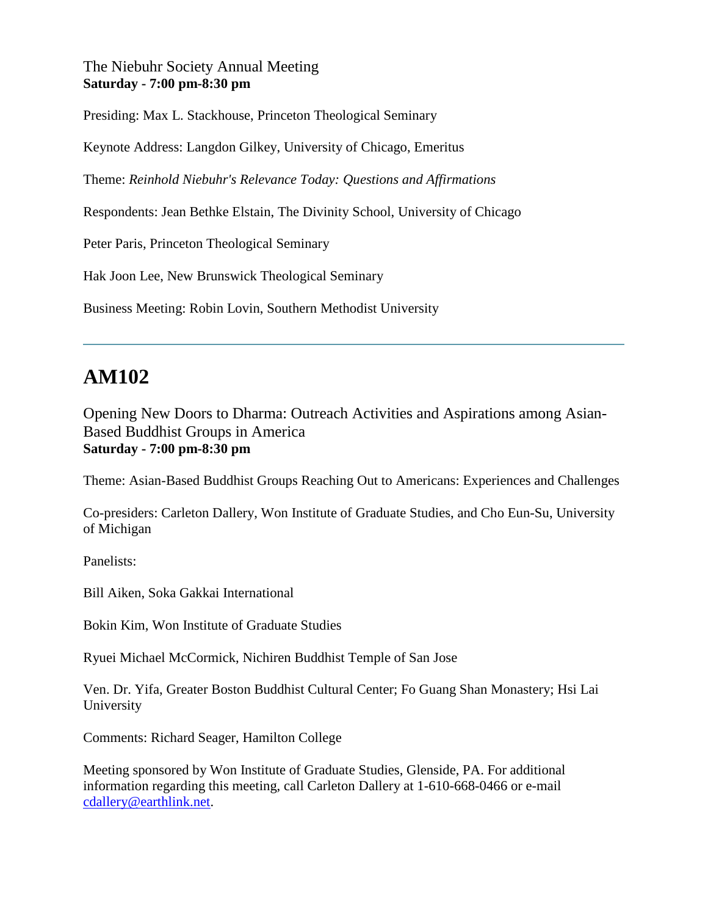The Niebuhr Society Annual Meeting
**Saturday - 7:00 pm-8:30 pm**

Presiding: Max L. Stackhouse, Princeton Theological Seminary

Keynote Address: Langdon Gilkey, University of Chicago, Emeritus

Theme: *Reinhold Niebuhr's Relevance Today: Questions and Affirmations*

Respondents: Jean Bethke Elstain, The Divinity School, University of Chicago

Peter Paris, Princeton Theological Seminary

Hak Joon Lee, New Brunswick Theological Seminary

Business Meeting: Robin Lovin, Southern Methodist University

---

# AM102

Opening New Doors to Dharma: Outreach Activities and Aspirations among Asian-Based Buddhist Groups in America
**Saturday - 7:00 pm-8:30 pm**

Theme: Asian-Based Buddhist Groups Reaching Out to Americans: Experiences and Challenges

Co-presiders: Carleton Dallery, Won Institute of Graduate Studies, and Cho Eun-Su, University of Michigan

Panelists:

Bill Aiken, Soka Gakkai International

Bokin Kim, Won Institute of Graduate Studies

Ryuei Michael McCormick, Nichiren Buddhist Temple of San Jose

Ven. Dr. Yifa, Greater Boston Buddhist Cultural Center; Fo Guang Shan Monastery; Hsi Lai University

Comments: Richard Seager, Hamilton College

Meeting sponsored by Won Institute of Graduate Studies, Glenside, PA. For additional information regarding this meeting, call Carleton Dallery at 1-610-668-0466 or e-mail cdallery@earthlink.net.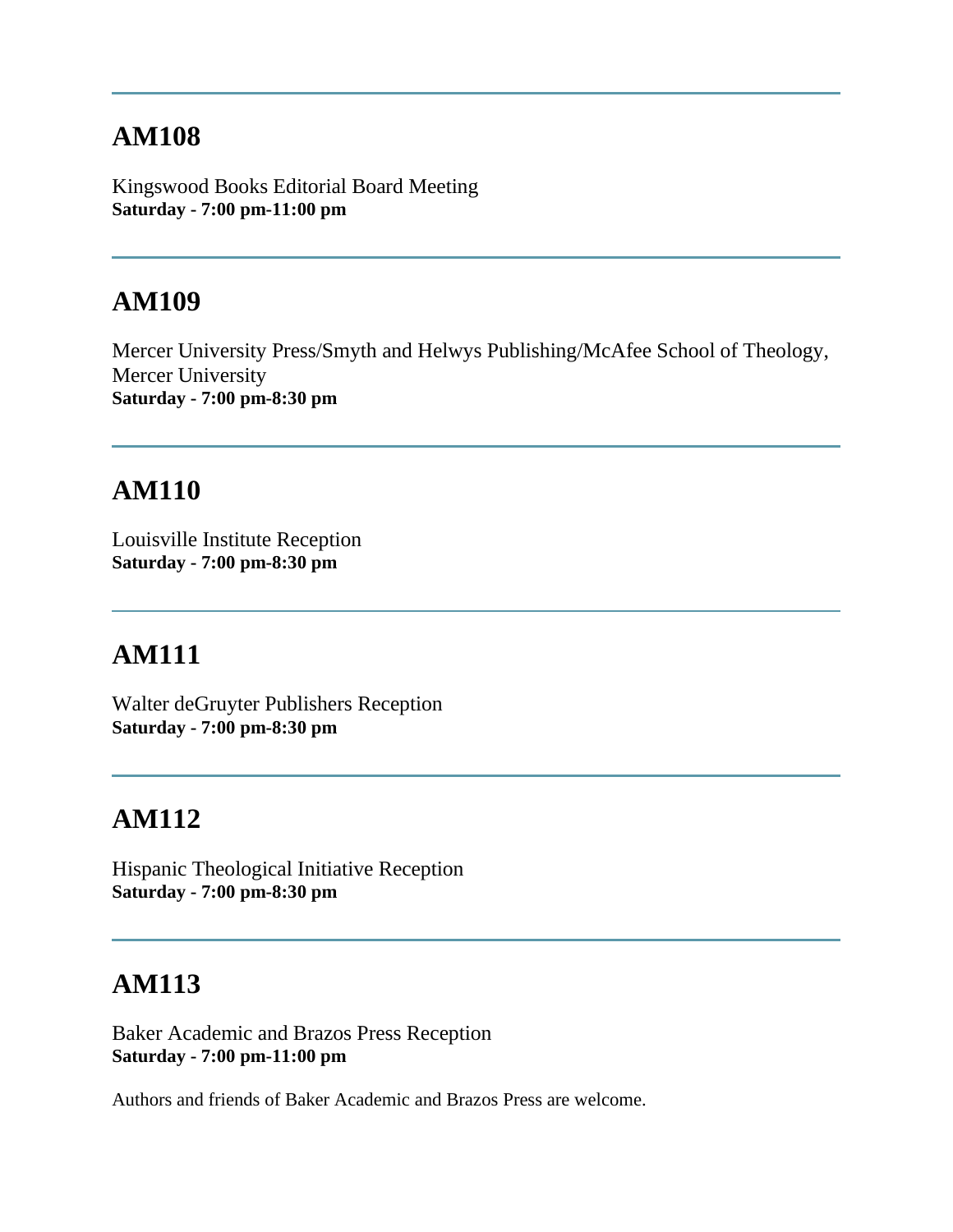---

## AM108

Kingswood Books Editorial Board Meeting
**Saturday - 7:00 pm-11:00 pm**

---

## AM109

Mercer University Press/Smyth and Helwys Publishing/McAfee School of Theology, Mercer University
**Saturday - 7:00 pm-8:30 pm**

---

## AM110

Louisville Institute Reception
**Saturday - 7:00 pm-8:30 pm**

---

## AM111

Walter deGruyter Publishers Reception
**Saturday - 7:00 pm-8:30 pm**

---

## AM112

Hispanic Theological Initiative Reception
**Saturday - 7:00 pm-8:30 pm**

---

## AM113

Baker Academic and Brazos Press Reception
**Saturday - 7:00 pm-11:00 pm**

Authors and friends of Baker Academic and Brazos Press are welcome.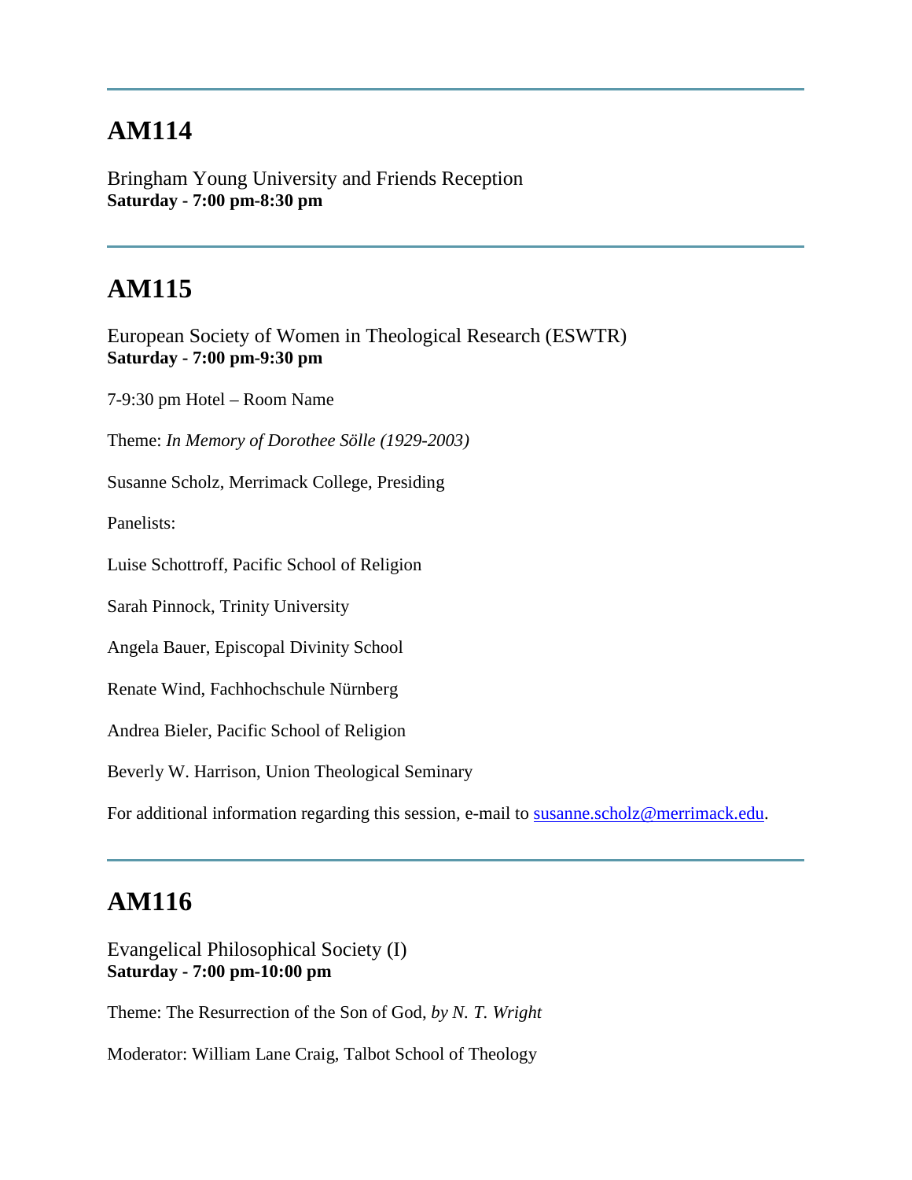---

## AM114

Bringham Young University and Friends Reception
**Saturday - 7:00 pm-8:30 pm**

---

## AM115

European Society of Women in Theological Research (ESWTR)
**Saturday - 7:00 pm-9:30 pm**

7-9:30 pm Hotel – Room Name

Theme: *In Memory of Dorothee Sölle (1929-2003)*

Susanne Scholz, Merrimack College, Presiding

Panelists:

Luise Schottroff, Pacific School of Religion

Sarah Pinnock, Trinity University

Angela Bauer, Episcopal Divinity School

Renate Wind, Fachhochschule Nürnberg

Andrea Bieler, Pacific School of Religion

Beverly W. Harrison, Union Theological Seminary

For additional information regarding this session, e-mail to susanne.scholz@merrimack.edu.

---

## AM116

Evangelical Philosophical Society (I)
**Saturday - 7:00 pm-10:00 pm**

Theme: The Resurrection of the Son of God, *by N. T. Wright*

Moderator: William Lane Craig, Talbot School of Theology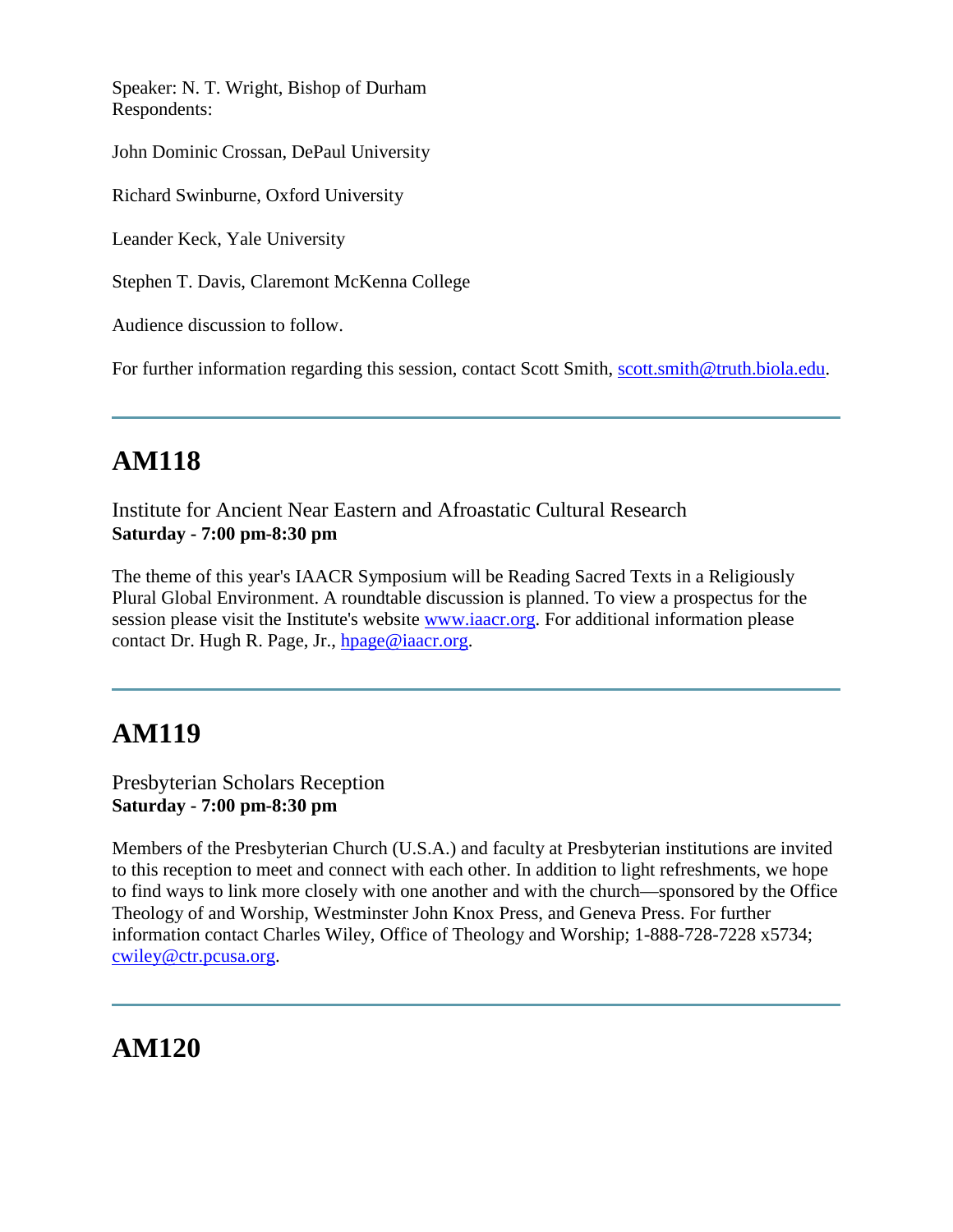Speaker: N. T. Wright, Bishop of Durham
Respondents:

John Dominic Crossan, DePaul University

Richard Swinburne, Oxford University

Leander Keck, Yale University

Stephen T. Davis, Claremont McKenna College

Audience discussion to follow.

For further information regarding this session, contact Scott Smith, scott.smith@truth.biola.edu.

---

## AM118

Institute for Ancient Near Eastern and Afroastatic Cultural Research
**Saturday - 7:00 pm-8:30 pm**

The theme of this year's IAACR Symposium will be Reading Sacred Texts in a Religiously Plural Global Environment. A roundtable discussion is planned. To view a prospectus for the session please visit the Institute's website www.iaacr.org. For additional information please contact Dr. Hugh R. Page, Jr., hpage@iaacr.org.

---

## AM119

Presbyterian Scholars Reception
**Saturday - 7:00 pm-8:30 pm**

Members of the Presbyterian Church (U.S.A.) and faculty at Presbyterian institutions are invited to this reception to meet and connect with each other. In addition to light refreshments, we hope to find ways to link more closely with one another and with the church—sponsored by the Office Theology of and Worship, Westminster John Knox Press, and Geneva Press. For further information contact Charles Wiley, Office of Theology and Worship; 1-888-728-7228 x5734; cwiley@ctr.pcusa.org.

---

## AM120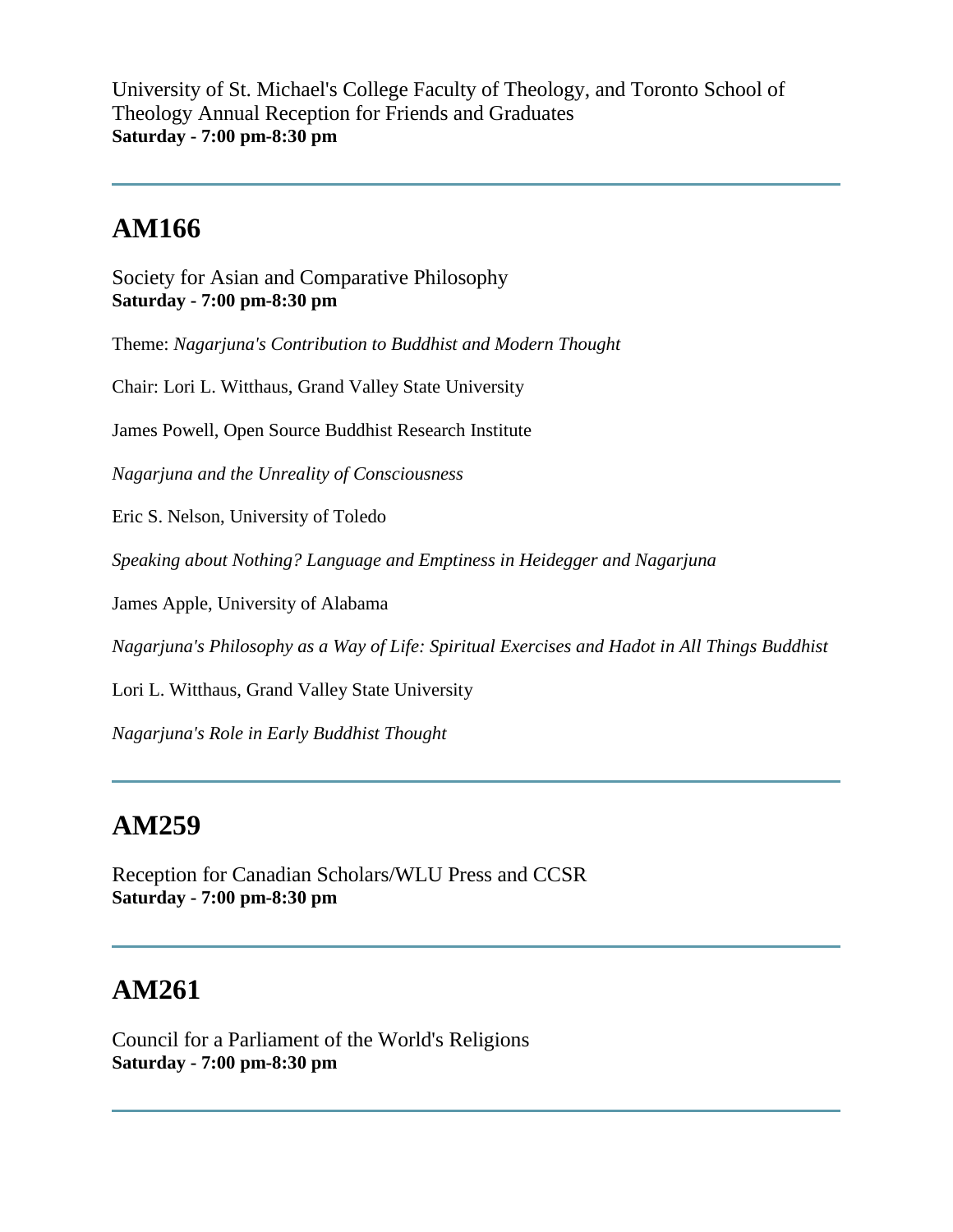University of St. Michael's College Faculty of Theology, and Toronto School of Theology Annual Reception for Friends and Graduates
**Saturday - 7:00 pm-8:30 pm**

---

## AM166

Society for Asian and Comparative Philosophy
**Saturday - 7:00 pm-8:30 pm**

Theme: *Nagarjuna's Contribution to Buddhist and Modern Thought*

Chair: Lori L. Witthaus, Grand Valley State University

James Powell, Open Source Buddhist Research Institute

*Nagarjuna and the Unreality of Consciousness*

Eric S. Nelson, University of Toledo

*Speaking about Nothing? Language and Emptiness in Heidegger and Nagarjuna*

James Apple, University of Alabama

*Nagarjuna's Philosophy as a Way of Life: Spiritual Exercises and Hadot in All Things Buddhist*

Lori L. Witthaus, Grand Valley State University

*Nagarjuna's Role in Early Buddhist Thought*

---

## AM259

Reception for Canadian Scholars/WLU Press and CCSR
**Saturday - 7:00 pm-8:30 pm**

---

## AM261

Council for a Parliament of the World's Religions
**Saturday - 7:00 pm-8:30 pm**

---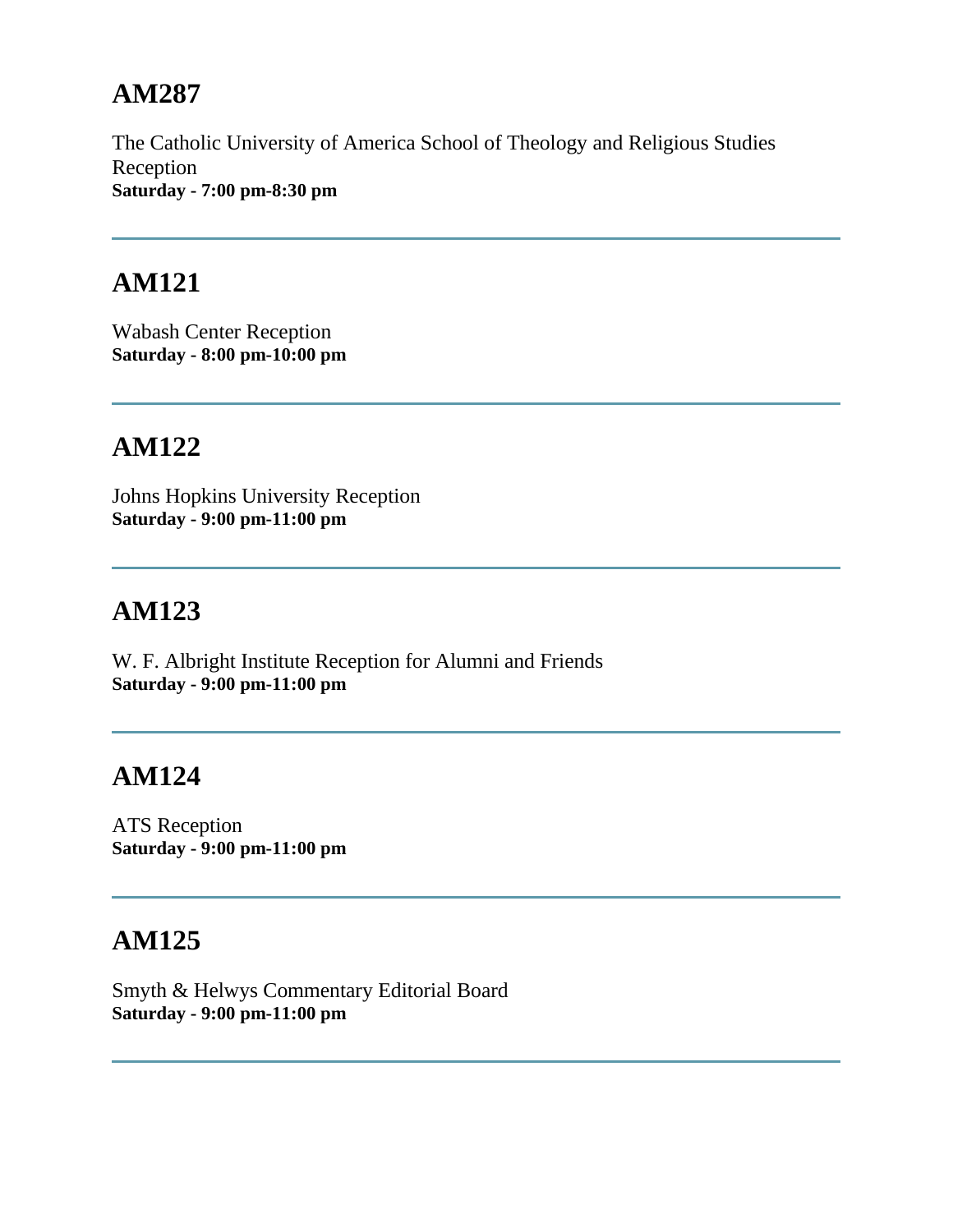## AM287

The Catholic University of America School of Theology and Religious Studies Reception
**Saturday - 7:00 pm-8:30 pm**

---

## AM121

Wabash Center Reception
**Saturday - 8:00 pm-10:00 pm**

---

## AM122

Johns Hopkins University Reception
**Saturday - 9:00 pm-11:00 pm**

---

## AM123

W. F. Albright Institute Reception for Alumni and Friends
**Saturday - 9:00 pm-11:00 pm**

---

## AM124

ATS Reception
**Saturday - 9:00 pm-11:00 pm**

---

## AM125

Smyth & Helwys Commentary Editorial Board
**Saturday - 9:00 pm-11:00 pm**

---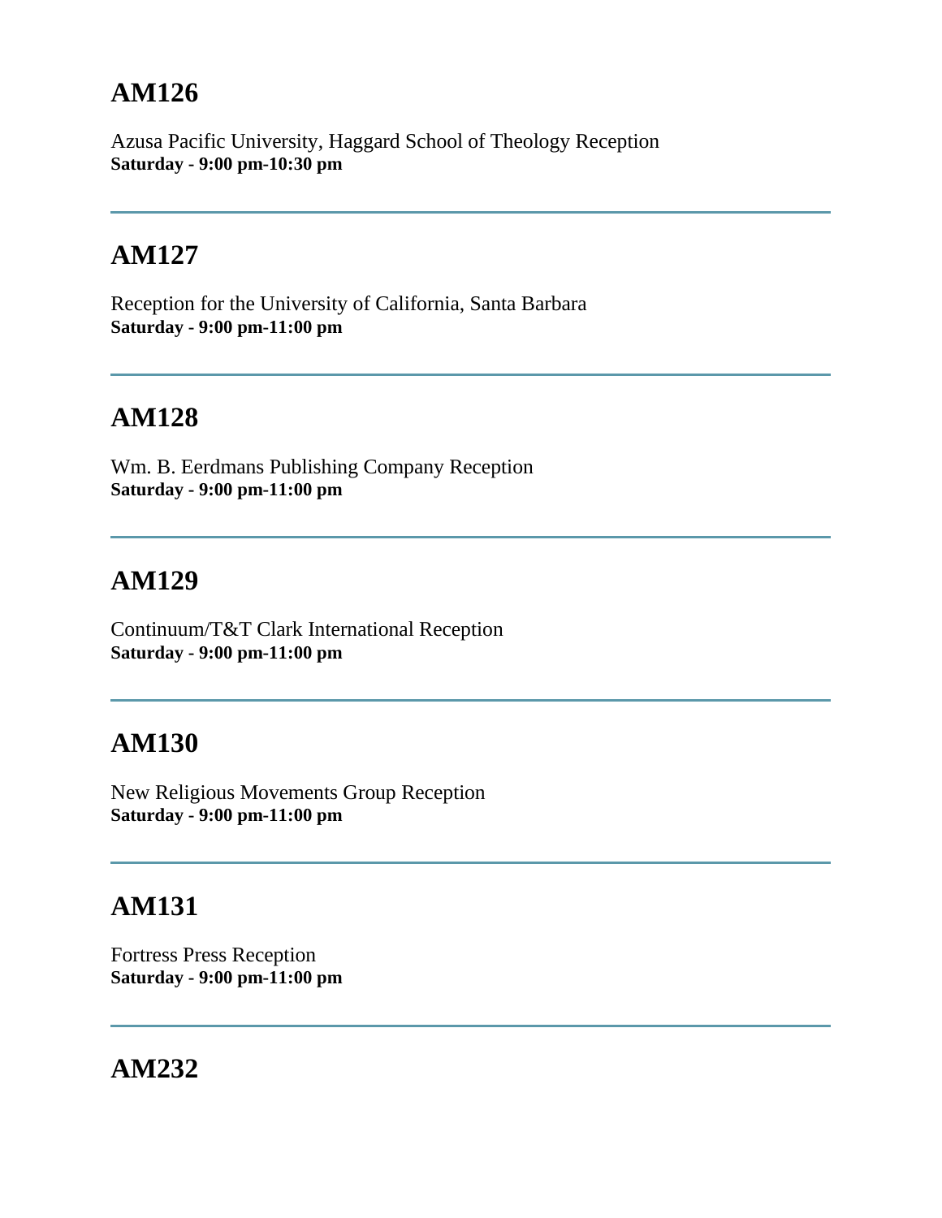## AM126

Azusa Pacific University, Haggard School of Theology Reception
**Saturday - 9:00 pm-10:30 pm**

---

## AM127

Reception for the University of California, Santa Barbara
**Saturday - 9:00 pm-11:00 pm**

---

## AM128

Wm. B. Eerdmans Publishing Company Reception
**Saturday - 9:00 pm-11:00 pm**

---

## AM129

Continuum/T&T Clark International Reception
**Saturday - 9:00 pm-11:00 pm**

---

## AM130

New Religious Movements Group Reception
**Saturday - 9:00 pm-11:00 pm**

---

## AM131

Fortress Press Reception
**Saturday - 9:00 pm-11:00 pm**

---

## AM232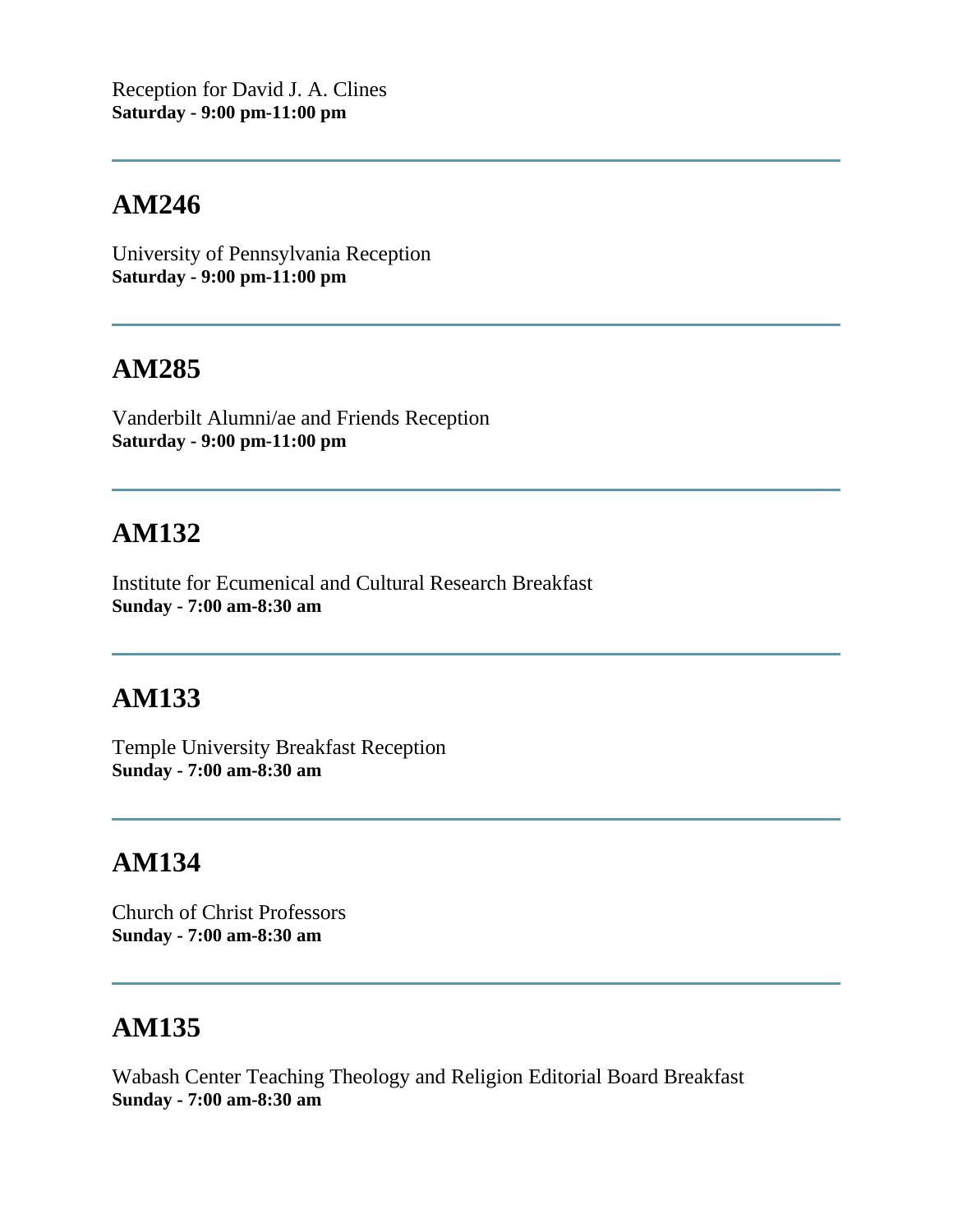Reception for David J. A. Clines
**Saturday - 9:00 pm-11:00 pm**

---

## AM246

University of Pennsylvania Reception
**Saturday - 9:00 pm-11:00 pm**

---

## AM285

Vanderbilt Alumni/ae and Friends Reception
**Saturday - 9:00 pm-11:00 pm**

---

## AM132

Institute for Ecumenical and Cultural Research Breakfast
**Sunday - 7:00 am-8:30 am**

---

## AM133

Temple University Breakfast Reception
**Sunday - 7:00 am-8:30 am**

---

## AM134

Church of Christ Professors
**Sunday - 7:00 am-8:30 am**

---

## AM135

Wabash Center Teaching Theology and Religion Editorial Board Breakfast
**Sunday - 7:00 am-8:30 am**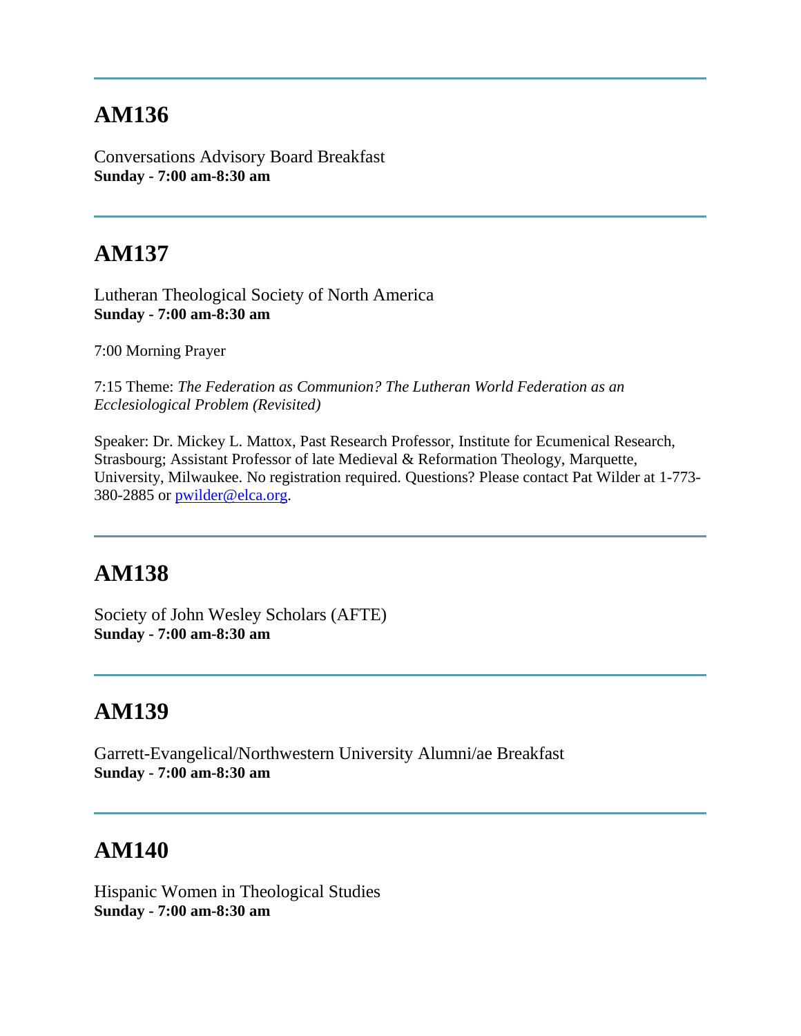---

## AM136

Conversations Advisory Board Breakfast
**Sunday - 7:00 am-8:30 am**

---

## AM137

Lutheran Theological Society of North America
**Sunday - 7:00 am-8:30 am**

7:00 Morning Prayer

7:15 Theme: *The Federation as Communion? The Lutheran World Federation as an Ecclesiological Problem (Revisited)*

Speaker: Dr. Mickey L. Mattox, Past Research Professor, Institute for Ecumenical Research, Strasbourg; Assistant Professor of late Medieval & Reformation Theology, Marquette, University, Milwaukee. No registration required. Questions? Please contact Pat Wilder at 1-773-380-2885 or [pwilder@elca.org](mailto:pwilder@elca.org).

---

## AM138

Society of John Wesley Scholars (AFTE)
**Sunday - 7:00 am-8:30 am**

---

## AM139

Garrett-Evangelical/Northwestern University Alumni/ae Breakfast
**Sunday - 7:00 am-8:30 am**

---

## AM140

Hispanic Women in Theological Studies
**Sunday - 7:00 am-8:30 am**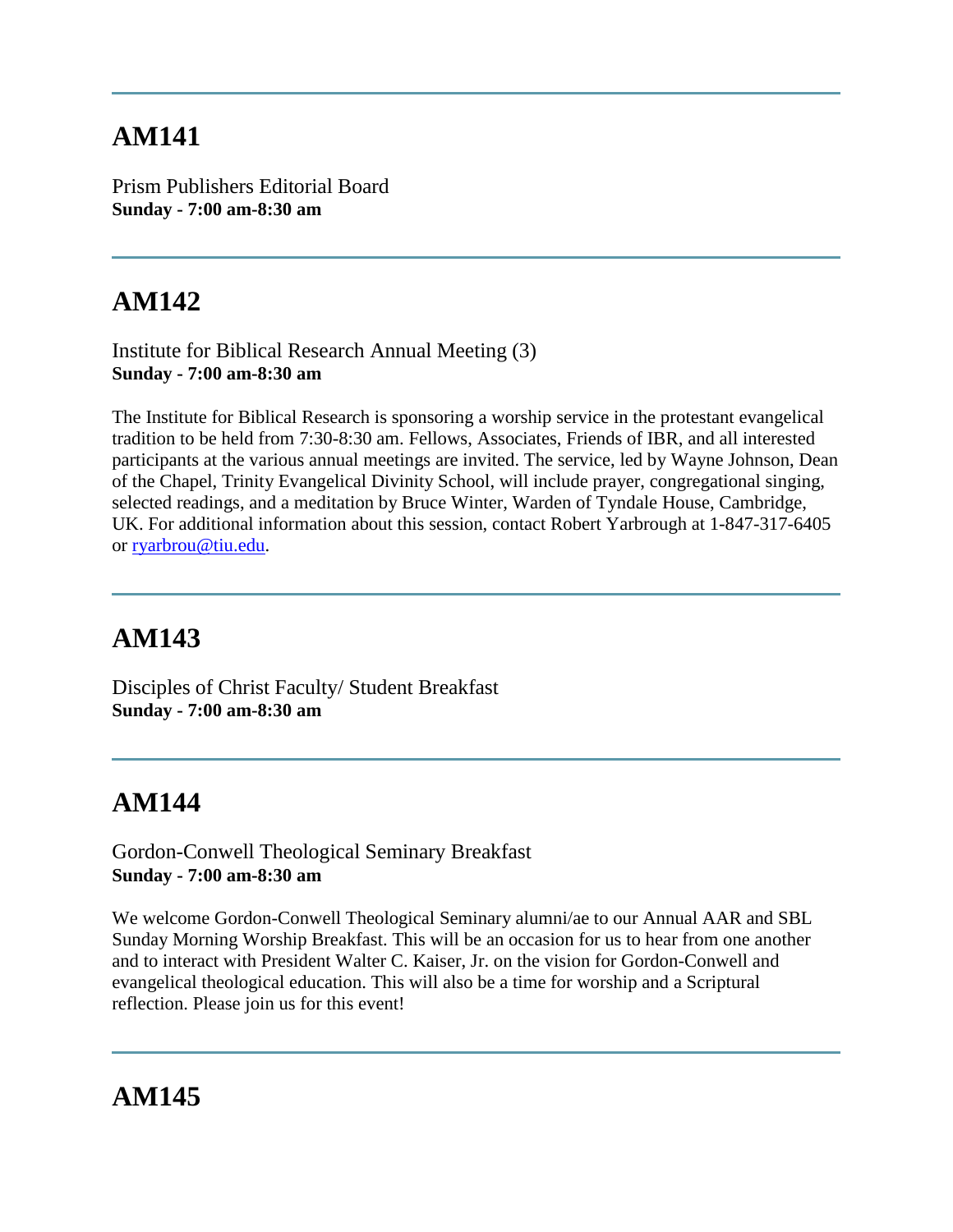---

## AM141

Prism Publishers Editorial Board
**Sunday - 7:00 am-8:30 am**

---

## AM142

Institute for Biblical Research Annual Meeting (3)
**Sunday - 7:00 am-8:30 am**

The Institute for Biblical Research is sponsoring a worship service in the protestant evangelical tradition to be held from 7:30-8:30 am. Fellows, Associates, Friends of IBR, and all interested participants at the various annual meetings are invited. The service, led by Wayne Johnson, Dean of the Chapel, Trinity Evangelical Divinity School, will include prayer, congregational singing, selected readings, and a meditation by Bruce Winter, Warden of Tyndale House, Cambridge, UK. For additional information about this session, contact Robert Yarbrough at 1-847-317-6405 or ryarbrou@tiu.edu.

---

## AM143

Disciples of Christ Faculty/ Student Breakfast
**Sunday - 7:00 am-8:30 am**

---

## AM144

Gordon-Conwell Theological Seminary Breakfast
**Sunday - 7:00 am-8:30 am**

We welcome Gordon-Conwell Theological Seminary alumni/ae to our Annual AAR and SBL Sunday Morning Worship Breakfast. This will be an occasion for us to hear from one another and to interact with President Walter C. Kaiser, Jr. on the vision for Gordon-Conwell and evangelical theological education. This will also be a time for worship and a Scriptural reflection. Please join us for this event!

---

## AM145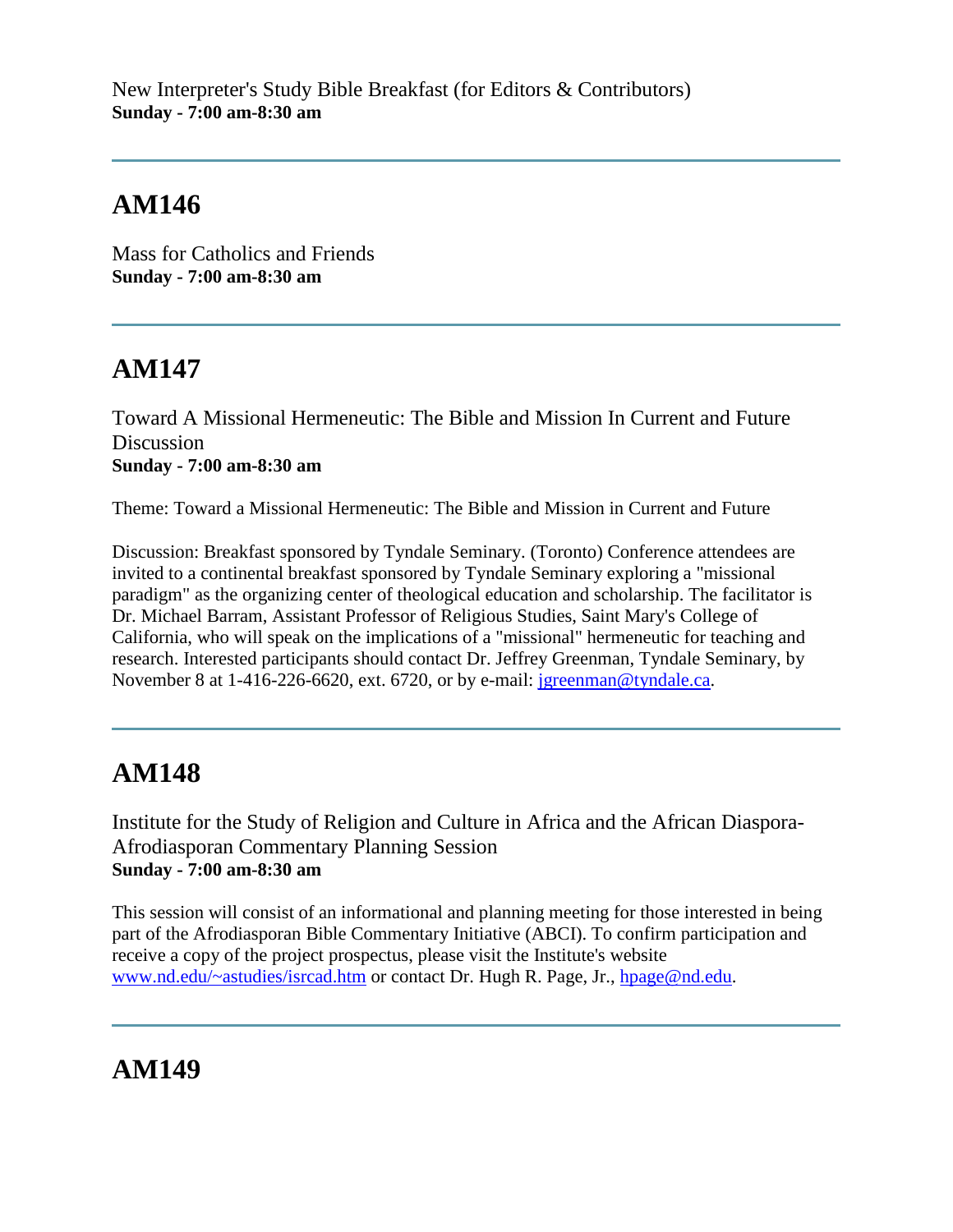New Interpreter's Study Bible Breakfast (for Editors & Contributors)
**Sunday - 7:00 am-8:30 am**

---

## AM146

Mass for Catholics and Friends
**Sunday - 7:00 am-8:30 am**

---

## AM147

Toward A Missional Hermeneutic: The Bible and Mission In Current and Future Discussion
**Sunday - 7:00 am-8:30 am**

Theme: Toward a Missional Hermeneutic: The Bible and Mission in Current and Future

Discussion: Breakfast sponsored by Tyndale Seminary. (Toronto) Conference attendees are invited to a continental breakfast sponsored by Tyndale Seminary exploring a "missional paradigm" as the organizing center of theological education and scholarship. The facilitator is Dr. Michael Barram, Assistant Professor of Religious Studies, Saint Mary's College of California, who will speak on the implications of a "missional" hermeneutic for teaching and research. Interested participants should contact Dr. Jeffrey Greenman, Tyndale Seminary, by November 8 at 1-416-226-6620, ext. 6720, or by e-mail: jgreenman@tyndale.ca.

---

## AM148

Institute for the Study of Religion and Culture in Africa and the African Diaspora-Afrodiasporan Commentary Planning Session
**Sunday - 7:00 am-8:30 am**

This session will consist of an informational and planning meeting for those interested in being part of the Afrodiasporan Bible Commentary Initiative (ABCI). To confirm participation and receive a copy of the project prospectus, please visit the Institute's website www.nd.edu/~astudies/isrcad.htm or contact Dr. Hugh R. Page, Jr., hpage@nd.edu.

---

## AM149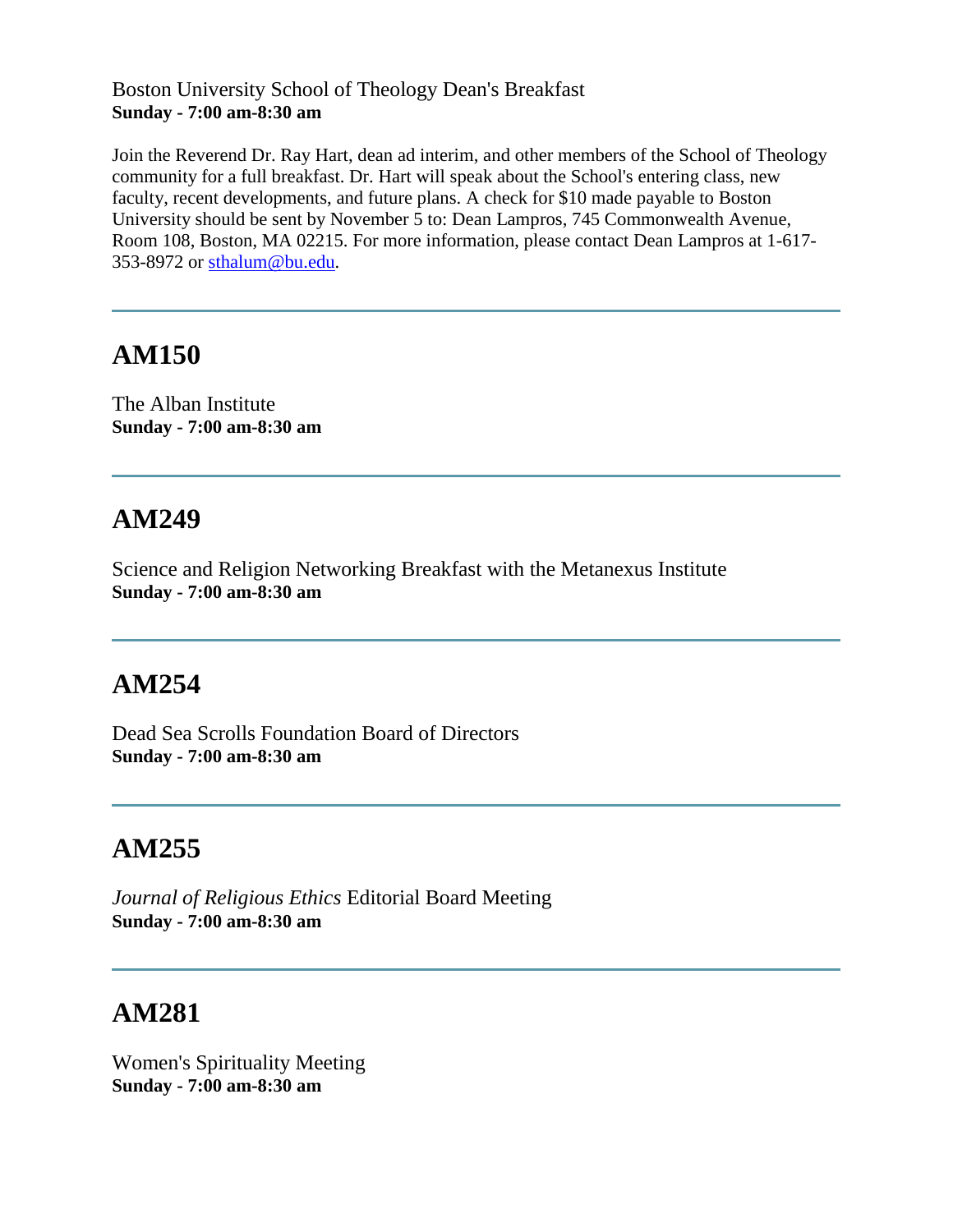Boston University School of Theology Dean's Breakfast
**Sunday - 7:00 am-8:30 am**

Join the Reverend Dr. Ray Hart, dean ad interim, and other members of the School of Theology community for a full breakfast. Dr. Hart will speak about the School's entering class, new faculty, recent developments, and future plans. A check for $10 made payable to Boston University should be sent by November 5 to: Dean Lampros, 745 Commonwealth Avenue, Room 108, Boston, MA 02215. For more information, please contact Dean Lampros at 1-617-353-8972 or sthalum@bu.edu.

---

## AM150

The Alban Institute
**Sunday - 7:00 am-8:30 am**

---

## AM249

Science and Religion Networking Breakfast with the Metanexus Institute
**Sunday - 7:00 am-8:30 am**

---

## AM254

Dead Sea Scrolls Foundation Board of Directors
**Sunday - 7:00 am-8:30 am**

---

## AM255

*Journal of Religious Ethics* Editorial Board Meeting
**Sunday - 7:00 am-8:30 am**

---

## AM281

Women's Spirituality Meeting
**Sunday - 7:00 am-8:30 am**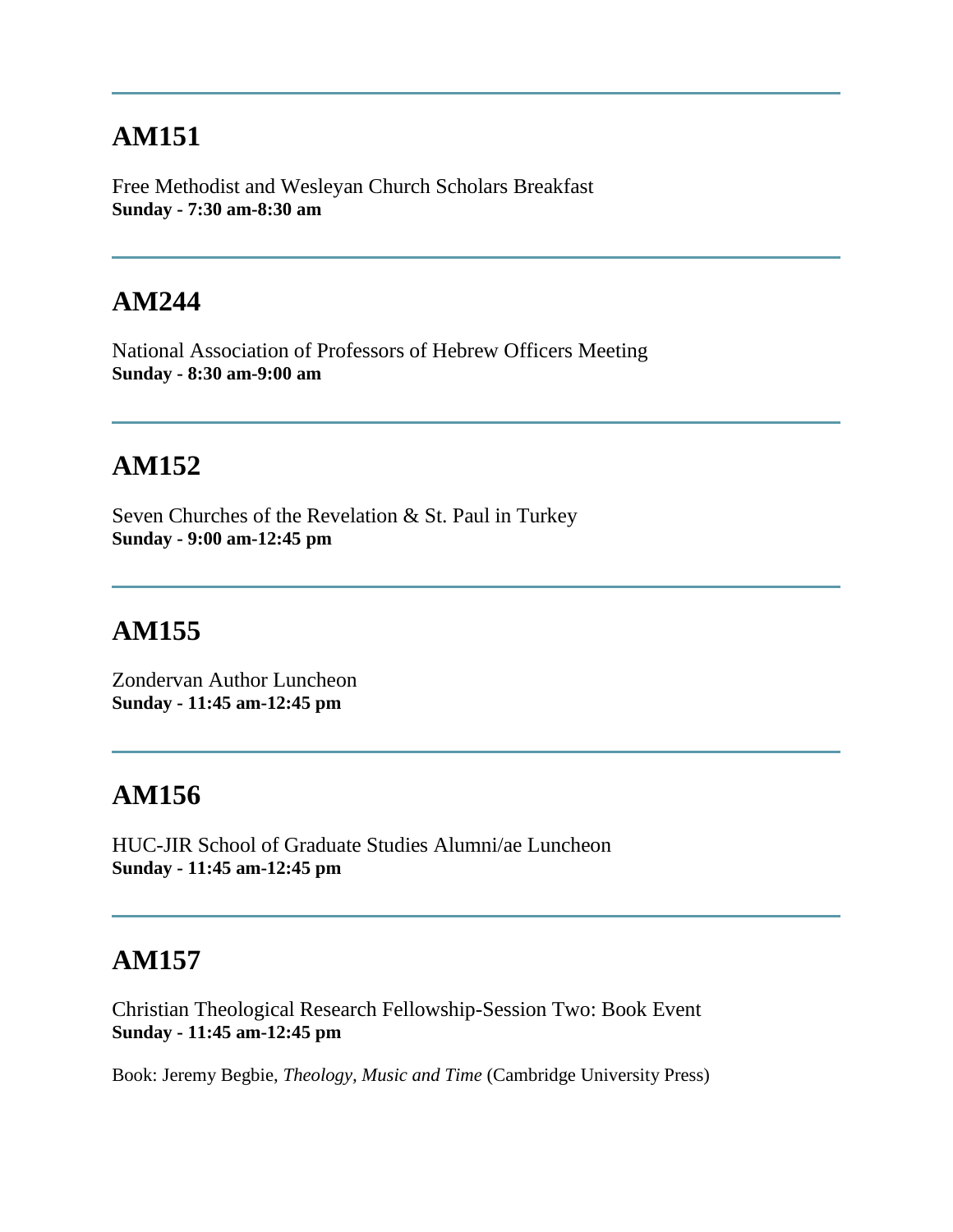---

## AM151

Free Methodist and Wesleyan Church Scholars Breakfast
**Sunday - 7:30 am-8:30 am**

---

## AM244

National Association of Professors of Hebrew Officers Meeting
**Sunday - 8:30 am-9:00 am**

---

## AM152

Seven Churches of the Revelation & St. Paul in Turkey
**Sunday - 9:00 am-12:45 pm**

---

## AM155

Zondervan Author Luncheon
**Sunday - 11:45 am-12:45 pm**

---

## AM156

HUC-JIR School of Graduate Studies Alumni/ae Luncheon
**Sunday - 11:45 am-12:45 pm**

---

## AM157

Christian Theological Research Fellowship-Session Two: Book Event
**Sunday - 11:45 am-12:45 pm**

Book: Jeremy Begbie, *Theology, Music and Time* (Cambridge University Press)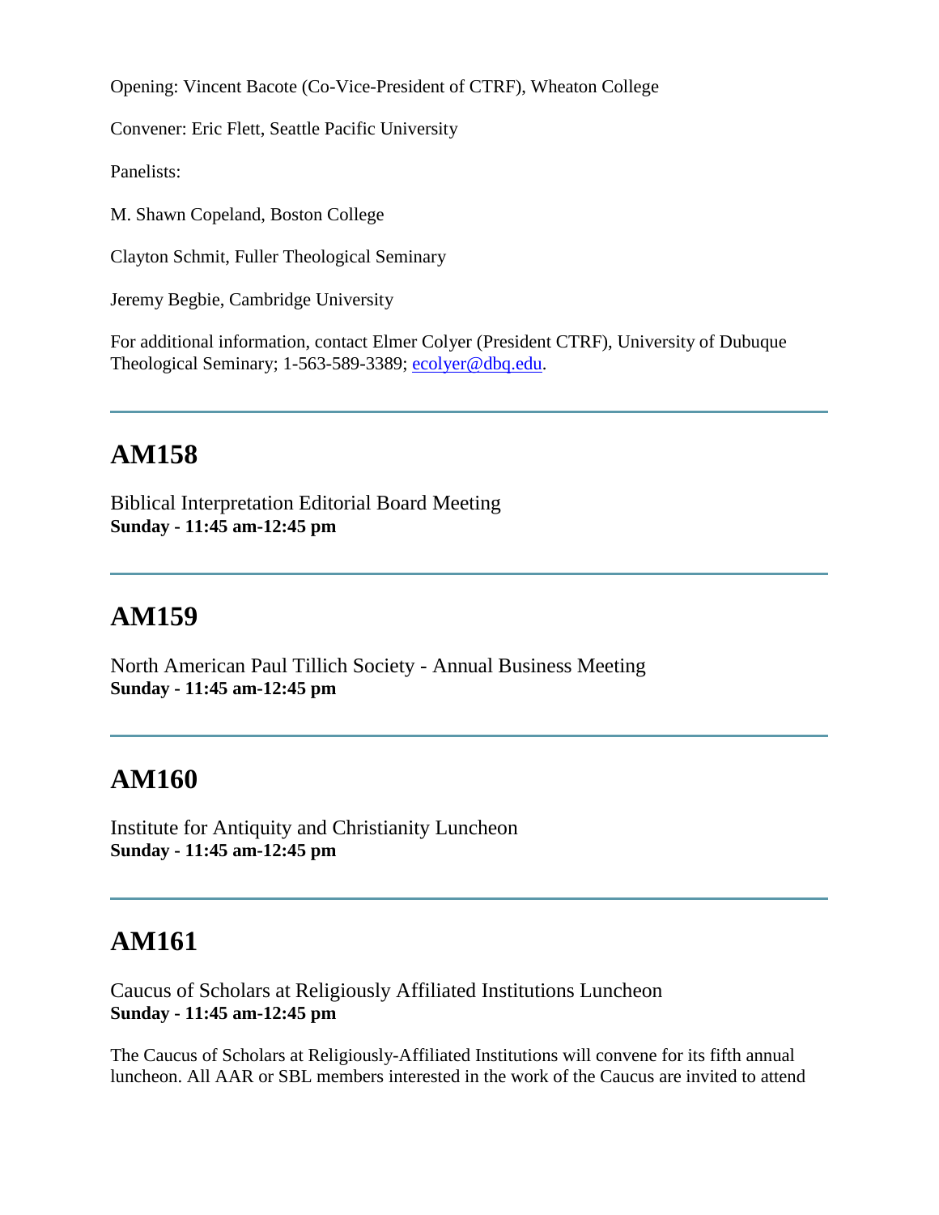Opening: Vincent Bacote (Co-Vice-President of CTRF), Wheaton College

Convener: Eric Flett, Seattle Pacific University

Panelists:

M. Shawn Copeland, Boston College

Clayton Schmit, Fuller Theological Seminary

Jeremy Begbie, Cambridge University

For additional information, contact Elmer Colyer (President CTRF), University of Dubuque Theological Seminary; 1-563-589-3389; ecolyer@dbq.edu.

---

## AM158

Biblical Interpretation Editorial Board Meeting
**Sunday - 11:45 am-12:45 pm**

---

## AM159

North American Paul Tillich Society - Annual Business Meeting
**Sunday - 11:45 am-12:45 pm**

---

## AM160

Institute for Antiquity and Christianity Luncheon
**Sunday - 11:45 am-12:45 pm**

---

## AM161

Caucus of Scholars at Religiously Affiliated Institutions Luncheon
**Sunday - 11:45 am-12:45 pm**

The Caucus of Scholars at Religiously-Affiliated Institutions will convene for its fifth annual luncheon. All AAR or SBL members interested in the work of the Caucus are invited to attend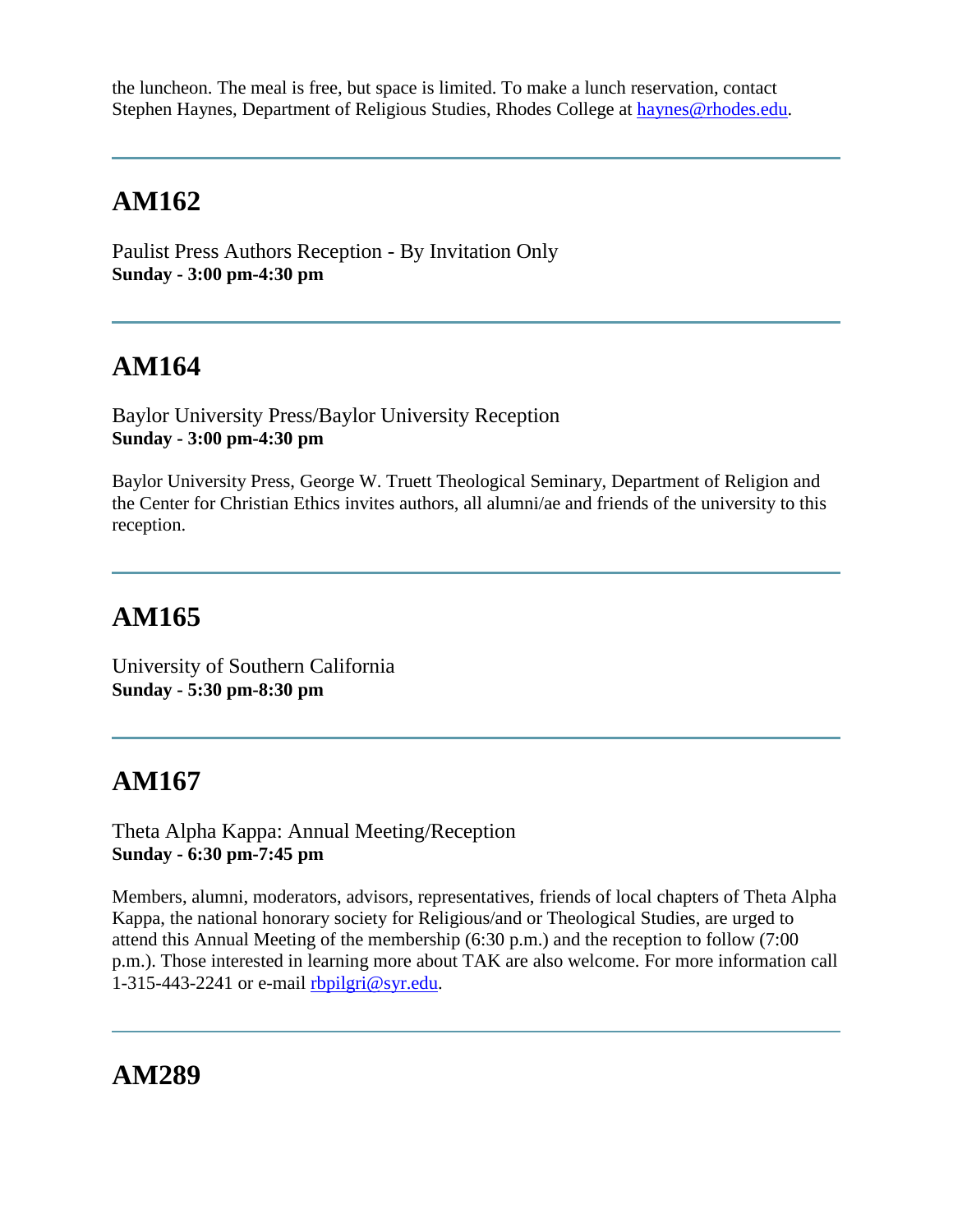the luncheon. The meal is free, but space is limited. To make a lunch reservation, contact Stephen Haynes, Department of Religious Studies, Rhodes College at haynes@rhodes.edu.

---

## AM162

Paulist Press Authors Reception - By Invitation Only
**Sunday - 3:00 pm-4:30 pm**

---

## AM164

Baylor University Press/Baylor University Reception
**Sunday - 3:00 pm-4:30 pm**

Baylor University Press, George W. Truett Theological Seminary, Department of Religion and the Center for Christian Ethics invites authors, all alumni/ae and friends of the university to this reception.

---

## AM165

University of Southern California
**Sunday - 5:30 pm-8:30 pm**

---

## AM167

Theta Alpha Kappa: Annual Meeting/Reception
**Sunday - 6:30 pm-7:45 pm**

Members, alumni, moderators, advisors, representatives, friends of local chapters of Theta Alpha Kappa, the national honorary society for Religious/and or Theological Studies, are urged to attend this Annual Meeting of the membership (6:30 p.m.) and the reception to follow (7:00 p.m.). Those interested in learning more about TAK are also welcome. For more information call 1-315-443-2241 or e-mail rbpilgri@syr.edu.

---

## AM289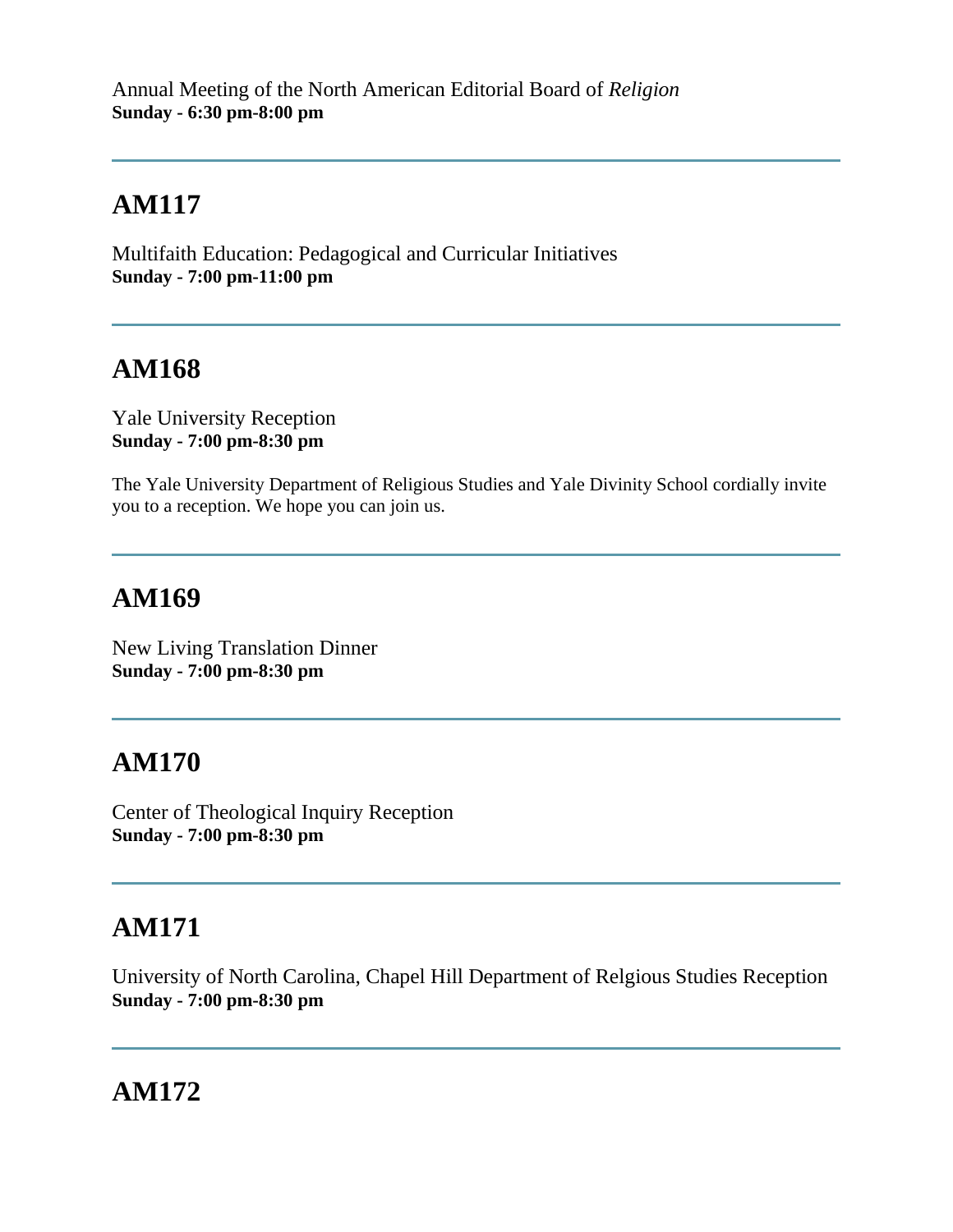Annual Meeting of the North American Editorial Board of *Religion*
**Sunday - 6:30 pm-8:00 pm**

---

## AM117

Multifaith Education: Pedagogical and Curricular Initiatives
**Sunday - 7:00 pm-11:00 pm**

---

## AM168

Yale University Reception
**Sunday - 7:00 pm-8:30 pm**

The Yale University Department of Religious Studies and Yale Divinity School cordially invite you to a reception. We hope you can join us.

---

## AM169

New Living Translation Dinner
**Sunday - 7:00 pm-8:30 pm**

---

## AM170

Center of Theological Inquiry Reception
**Sunday - 7:00 pm-8:30 pm**

---

## AM171

University of North Carolina, Chapel Hill Department of Relgious Studies Reception
**Sunday - 7:00 pm-8:30 pm**

---

## AM172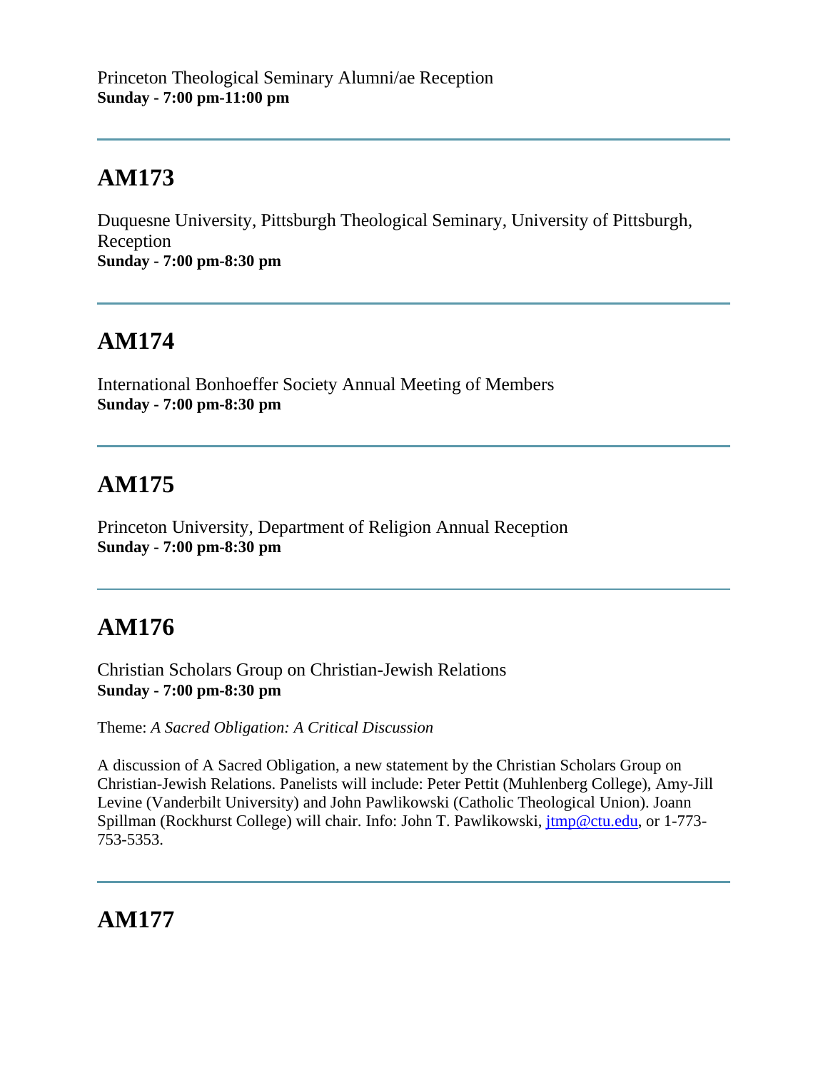Princeton Theological Seminary Alumni/ae Reception
**Sunday - 7:00 pm-11:00 pm**

---

## AM173

Duquesne University, Pittsburgh Theological Seminary, University of Pittsburgh, Reception
**Sunday - 7:00 pm-8:30 pm**

---

## AM174

International Bonhoeffer Society Annual Meeting of Members
**Sunday - 7:00 pm-8:30 pm**

---

## AM175

Princeton University, Department of Religion Annual Reception
**Sunday - 7:00 pm-8:30 pm**

---

## AM176

Christian Scholars Group on Christian-Jewish Relations
**Sunday - 7:00 pm-8:30 pm**

Theme: *A Sacred Obligation: A Critical Discussion*

A discussion of A Sacred Obligation, a new statement by the Christian Scholars Group on Christian-Jewish Relations. Panelists will include: Peter Pettit (Muhlenberg College), Amy-Jill Levine (Vanderbilt University) and John Pawlikowski (Catholic Theological Union). Joann Spillman (Rockhurst College) will chair. Info: John T. Pawlikowski, jtmp@ctu.edu, or 1-773-753-5353.

---

## AM177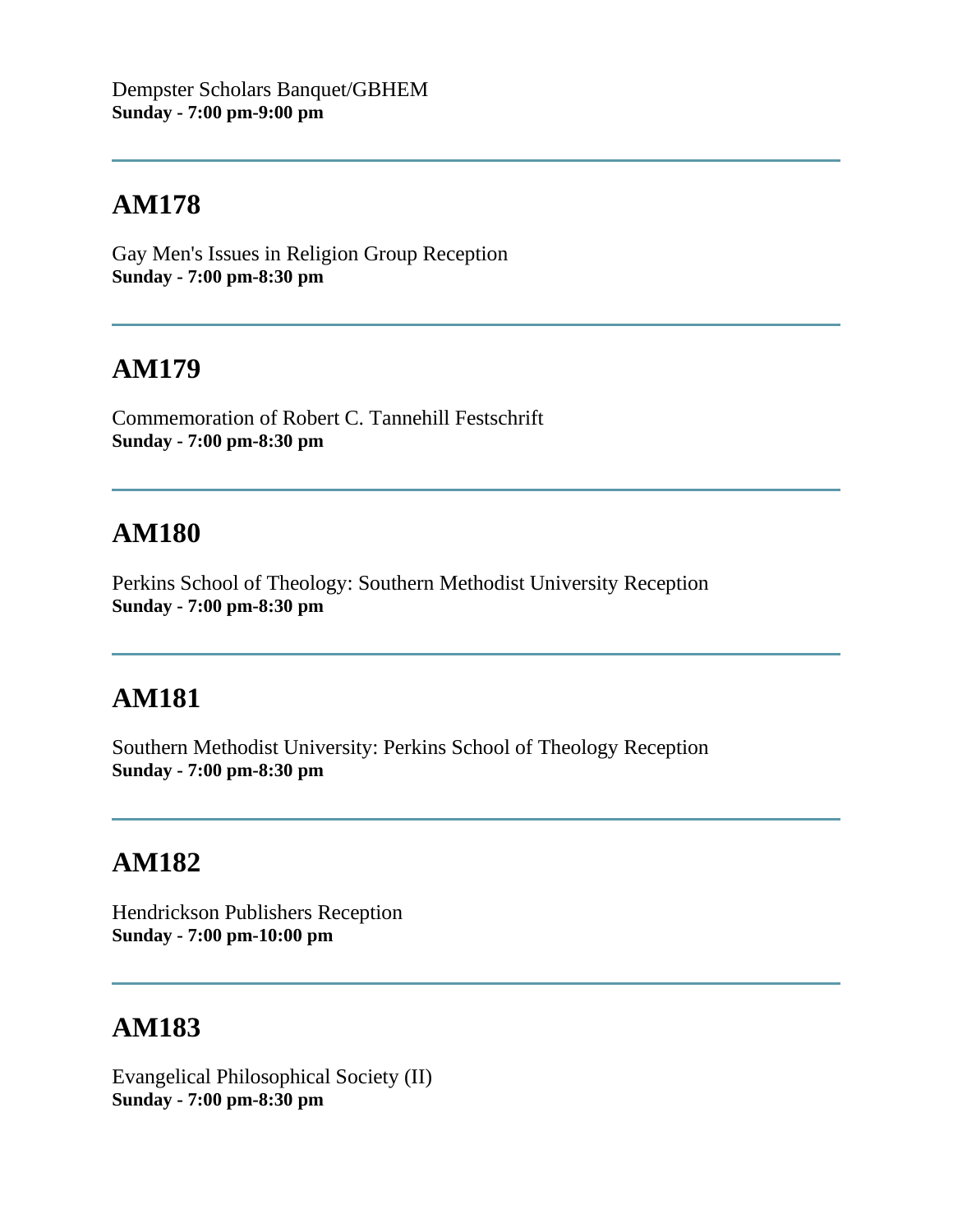Dempster Scholars Banquet/GBHEM
**Sunday - 7:00 pm-9:00 pm**

---

## AM178

Gay Men's Issues in Religion Group Reception
**Sunday - 7:00 pm-8:30 pm**

---

## AM179

Commemoration of Robert C. Tannehill Festschrift
**Sunday - 7:00 pm-8:30 pm**

---

## AM180

Perkins School of Theology: Southern Methodist University Reception
**Sunday - 7:00 pm-8:30 pm**

---

## AM181

Southern Methodist University: Perkins School of Theology Reception
**Sunday - 7:00 pm-8:30 pm**

---

## AM182

Hendrickson Publishers Reception
**Sunday - 7:00 pm-10:00 pm**

---

## AM183

Evangelical Philosophical Society (II)
**Sunday - 7:00 pm-8:30 pm**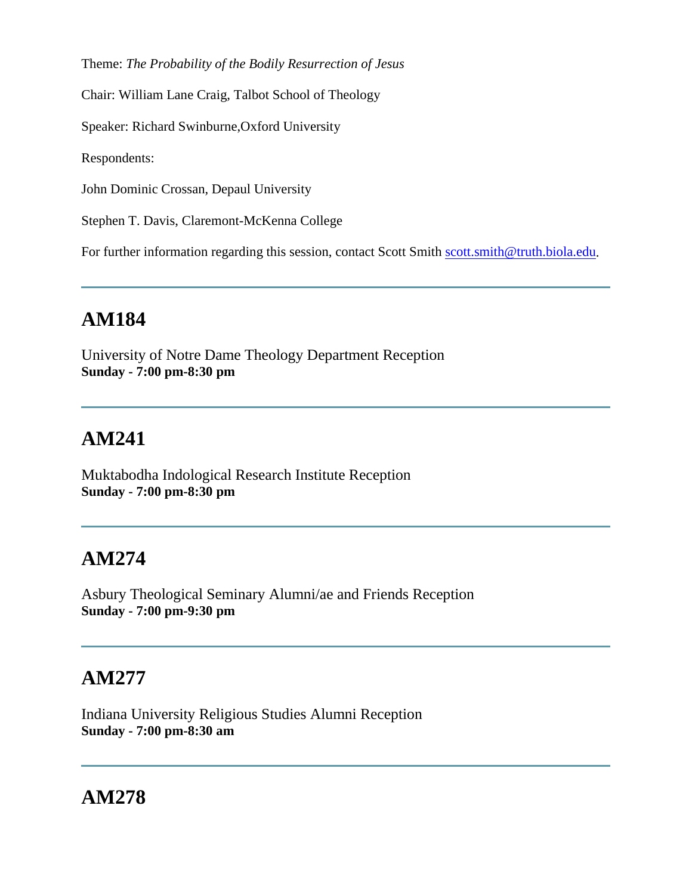Theme: *The Probability of the Bodily Resurrection of Jesus*

Chair: William Lane Craig, Talbot School of Theology

Speaker: Richard Swinburne,Oxford University

Respondents:

John Dominic Crossan, Depaul University

Stephen T. Davis, Claremont-McKenna College

For further information regarding this session, contact Scott Smith scott.smith@truth.biola.edu.

---

## AM184

University of Notre Dame Theology Department Reception
**Sunday - 7:00 pm-8:30 pm**

---

## AM241

Muktabodha Indological Research Institute Reception
**Sunday - 7:00 pm-8:30 pm**

---

## AM274

Asbury Theological Seminary Alumni/ae and Friends Reception
**Sunday - 7:00 pm-9:30 pm**

---

## AM277

Indiana University Religious Studies Alumni Reception
**Sunday - 7:00 pm-8:30 am**

---

## AM278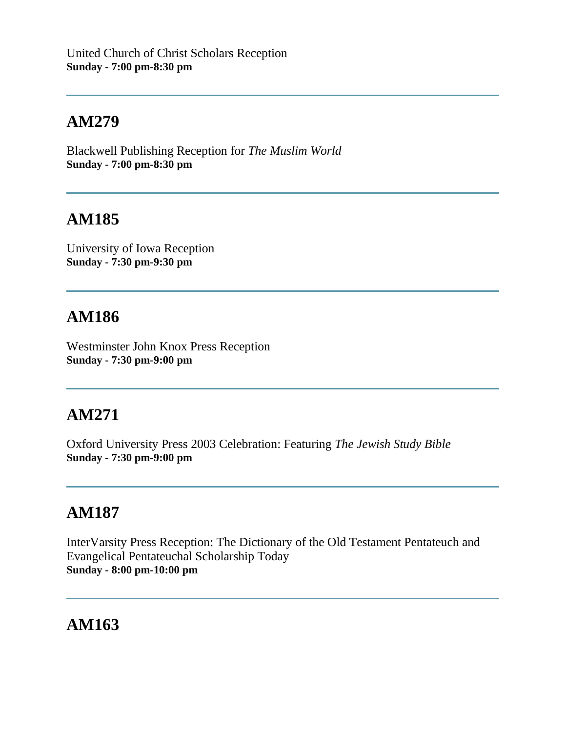United Church of Christ Scholars Reception
**Sunday - 7:00 pm-8:30 pm**

---

## AM279

Blackwell Publishing Reception for *The Muslim World*
**Sunday - 7:00 pm-8:30 pm**

---

## AM185

University of Iowa Reception
**Sunday - 7:30 pm-9:30 pm**

---

## AM186

Westminster John Knox Press Reception
**Sunday - 7:30 pm-9:00 pm**

---

## AM271

Oxford University Press 2003 Celebration: Featuring *The Jewish Study Bible*
**Sunday - 7:30 pm-9:00 pm**

---

## AM187

InterVarsity Press Reception: The Dictionary of the Old Testament Pentateuch and Evangelical Pentateuchal Scholarship Today
**Sunday - 8:00 pm-10:00 pm**

---

## AM163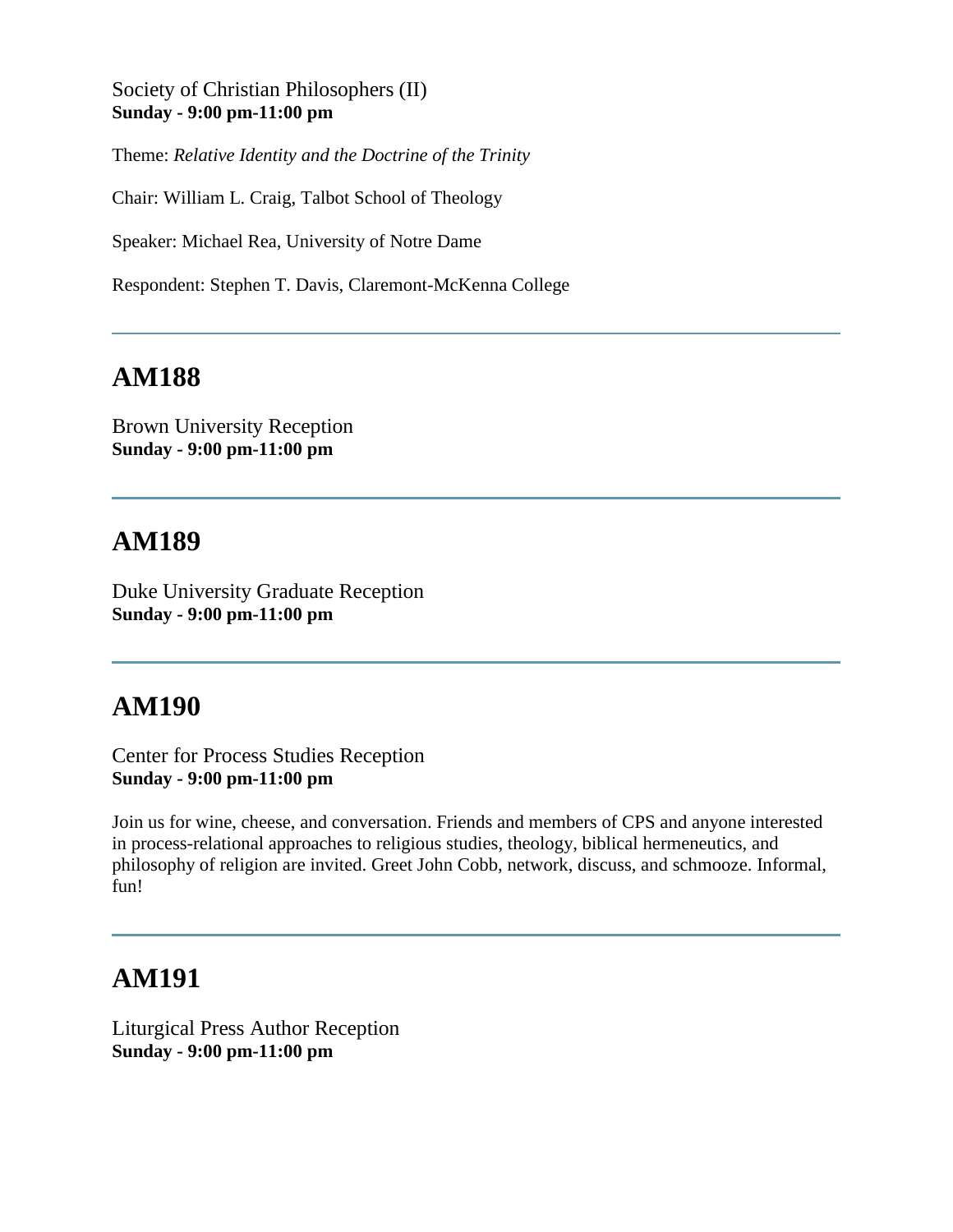Society of Christian Philosophers (II)
**Sunday - 9:00 pm-11:00 pm**

Theme: *Relative Identity and the Doctrine of the Trinity*

Chair: William L. Craig, Talbot School of Theology

Speaker: Michael Rea, University of Notre Dame

Respondent: Stephen T. Davis, Claremont-McKenna College

---

## AM188

Brown University Reception
**Sunday - 9:00 pm-11:00 pm**

---

## AM189

Duke University Graduate Reception
**Sunday - 9:00 pm-11:00 pm**

---

## AM190

Center for Process Studies Reception
**Sunday - 9:00 pm-11:00 pm**

Join us for wine, cheese, and conversation. Friends and members of CPS and anyone interested in process-relational approaches to religious studies, theology, biblical hermeneutics, and philosophy of religion are invited. Greet John Cobb, network, discuss, and schmooze. Informal, fun!

---

## AM191

Liturgical Press Author Reception
**Sunday - 9:00 pm-11:00 pm**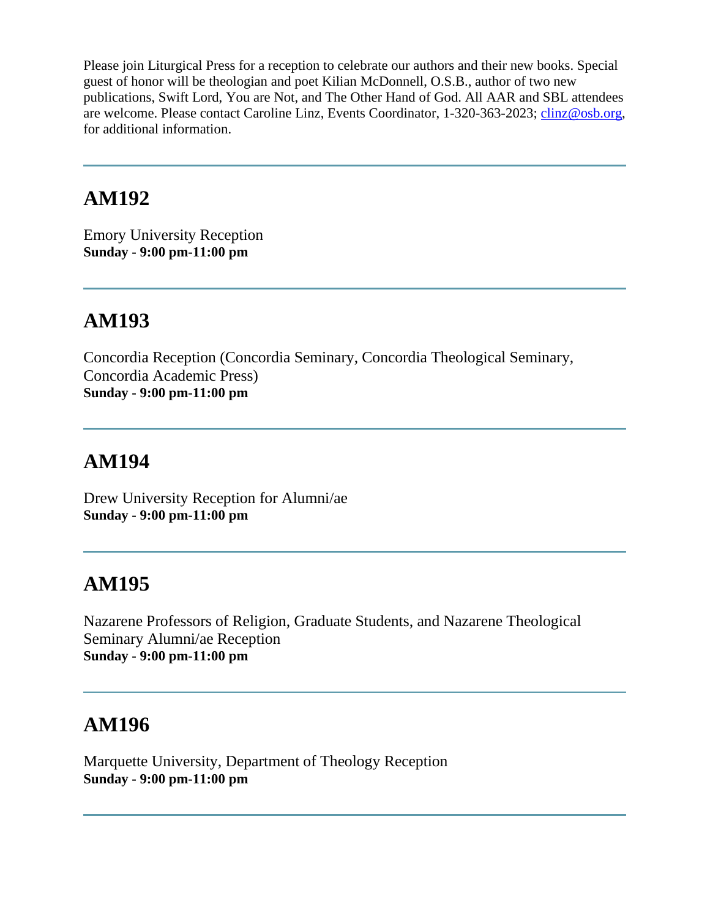Please join Liturgical Press for a reception to celebrate our authors and their new books. Special guest of honor will be theologian and poet Kilian McDonnell, O.S.B., author of two new publications, Swift Lord, You are Not, and The Other Hand of God. All AAR and SBL attendees are welcome. Please contact Caroline Linz, Events Coordinator, 1-320-363-2023; clinz@osb.org, for additional information.

---

## AM192

Emory University Reception
**Sunday - 9:00 pm-11:00 pm**

---

## AM193

Concordia Reception (Concordia Seminary, Concordia Theological Seminary, Concordia Academic Press)
**Sunday - 9:00 pm-11:00 pm**

---

## AM194

Drew University Reception for Alumni/ae
**Sunday - 9:00 pm-11:00 pm**

---

## AM195

Nazarene Professors of Religion, Graduate Students, and Nazarene Theological Seminary Alumni/ae Reception
**Sunday - 9:00 pm-11:00 pm**

---

## AM196

Marquette University, Department of Theology Reception
**Sunday - 9:00 pm-11:00 pm**

---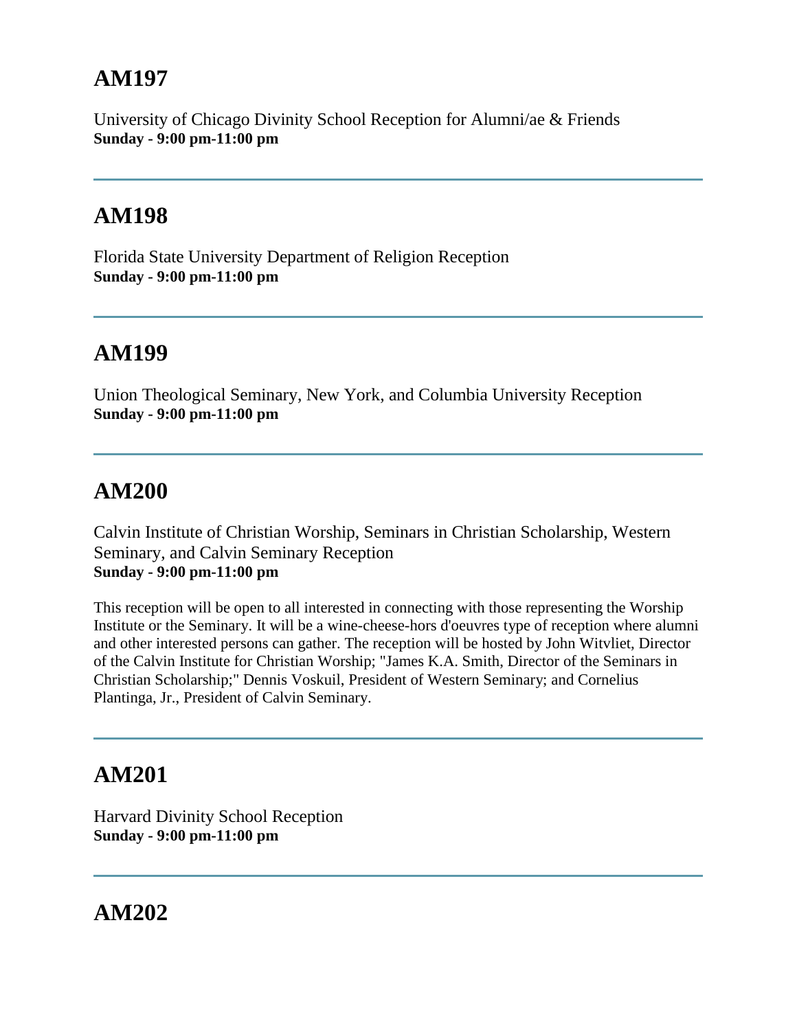## AM197

University of Chicago Divinity School Reception for Alumni/ae & Friends
**Sunday - 9:00 pm-11:00 pm**

---

## AM198

Florida State University Department of Religion Reception
**Sunday - 9:00 pm-11:00 pm**

---

## AM199

Union Theological Seminary, New York, and Columbia University Reception
**Sunday - 9:00 pm-11:00 pm**

---

## AM200

Calvin Institute of Christian Worship, Seminars in Christian Scholarship, Western Seminary, and Calvin Seminary Reception
**Sunday - 9:00 pm-11:00 pm**

This reception will be open to all interested in connecting with those representing the Worship Institute or the Seminary. It will be a wine-cheese-hors d'oeuvres type of reception where alumni and other interested persons can gather. The reception will be hosted by John Witvliet, Director of the Calvin Institute for Christian Worship; "James K.A. Smith, Director of the Seminars in Christian Scholarship;" Dennis Voskuil, President of Western Seminary; and Cornelius Plantinga, Jr., President of Calvin Seminary.

---

## AM201

Harvard Divinity School Reception
**Sunday - 9:00 pm-11:00 pm**

---

## AM202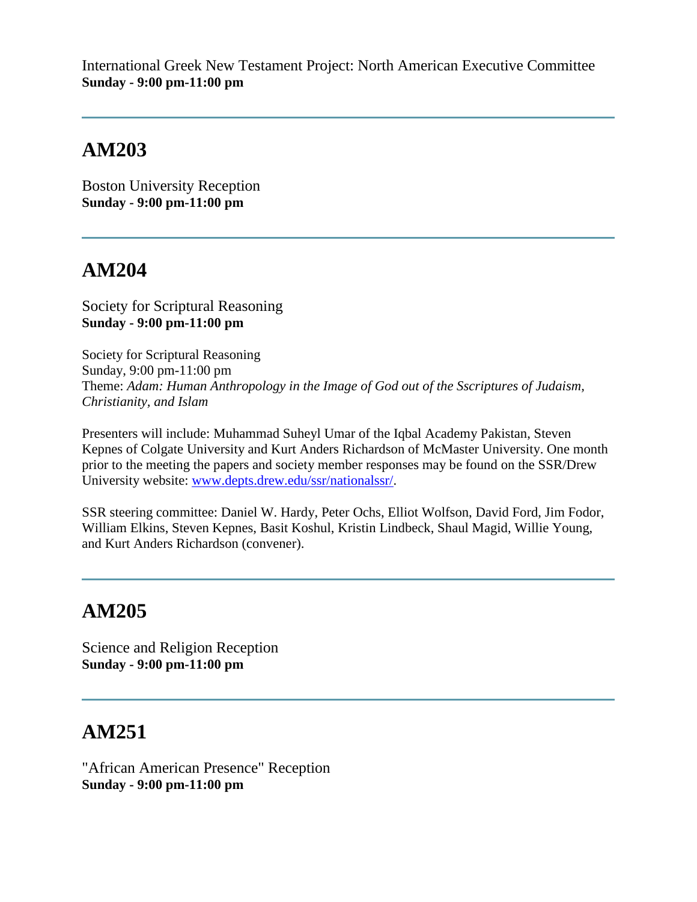International Greek New Testament Project: North American Executive Committee
**Sunday - 9:00 pm-11:00 pm**

---

## AM203

Boston University Reception
**Sunday - 9:00 pm-11:00 pm**

---

## AM204

Society for Scriptural Reasoning
**Sunday - 9:00 pm-11:00 pm**

Society for Scriptural Reasoning
Sunday, 9:00 pm-11:00 pm
Theme: *Adam: Human Anthropology in the Image of God out of the Sscriptures of Judaism, Christianity, and Islam*

Presenters will include: Muhammad Suheyl Umar of the Iqbal Academy Pakistan, Steven Kepnes of Colgate University and Kurt Anders Richardson of McMaster University. One month prior to the meeting the papers and society member responses may be found on the SSR/Drew University website: [www.depts.drew.edu/ssr/nationalssr/](http://www.depts.drew.edu/ssr/nationalssr/).

SSR steering committee: Daniel W. Hardy, Peter Ochs, Elliot Wolfson, David Ford, Jim Fodor, William Elkins, Steven Kepnes, Basit Koshul, Kristin Lindbeck, Shaul Magid, Willie Young, and Kurt Anders Richardson (convener).

---

## AM205

Science and Religion Reception
**Sunday - 9:00 pm-11:00 pm**

---

## AM251

"African American Presence" Reception
**Sunday - 9:00 pm-11:00 pm**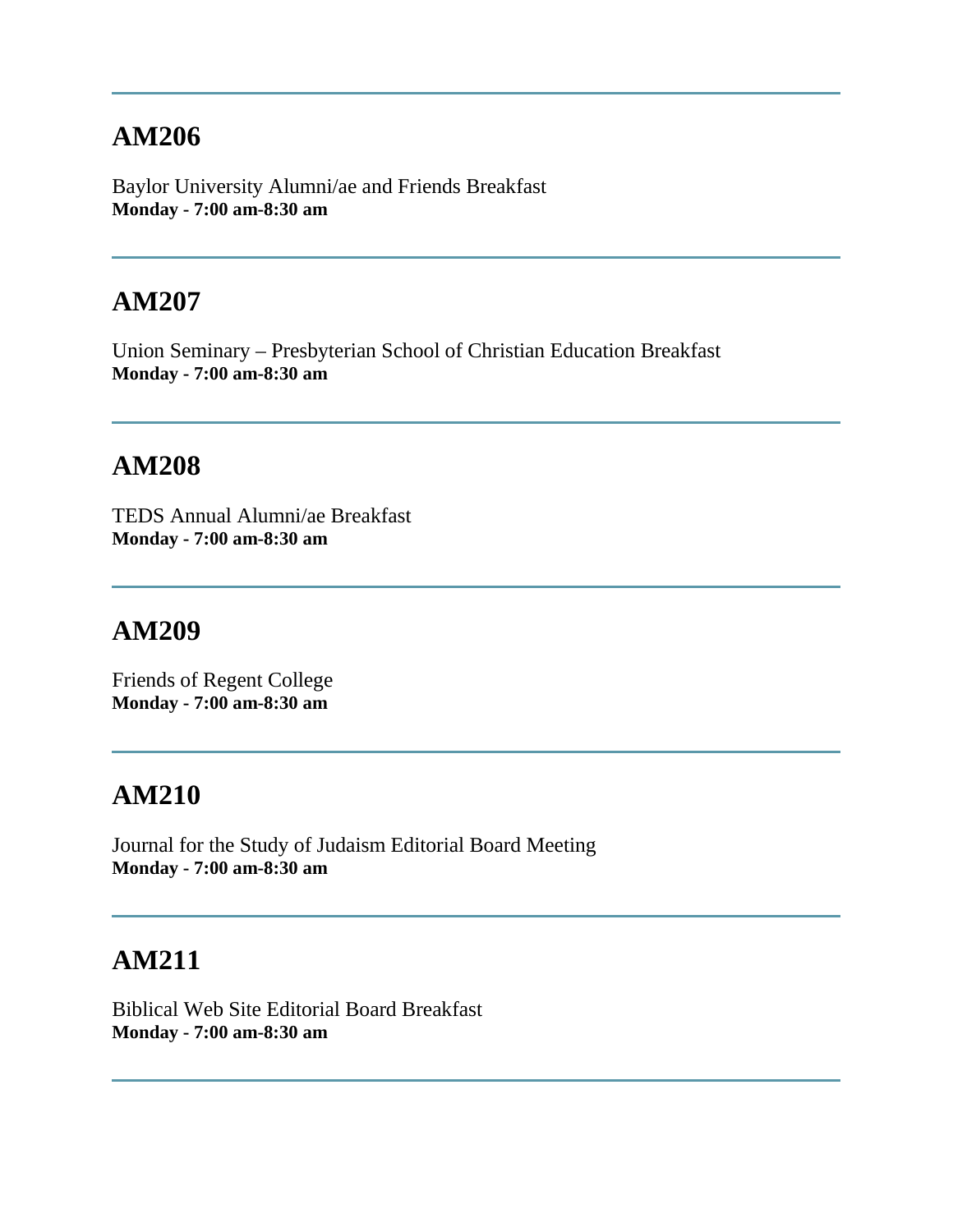---

## AM206

Baylor University Alumni/ae and Friends Breakfast
**Monday - 7:00 am-8:30 am**

---

## AM207

Union Seminary – Presbyterian School of Christian Education Breakfast
**Monday - 7:00 am-8:30 am**

---

## AM208

TEDS Annual Alumni/ae Breakfast
**Monday - 7:00 am-8:30 am**

---

## AM209

Friends of Regent College
**Monday - 7:00 am-8:30 am**

---

## AM210

Journal for the Study of Judaism Editorial Board Meeting
**Monday - 7:00 am-8:30 am**

---

## AM211

Biblical Web Site Editorial Board Breakfast
**Monday - 7:00 am-8:30 am**

---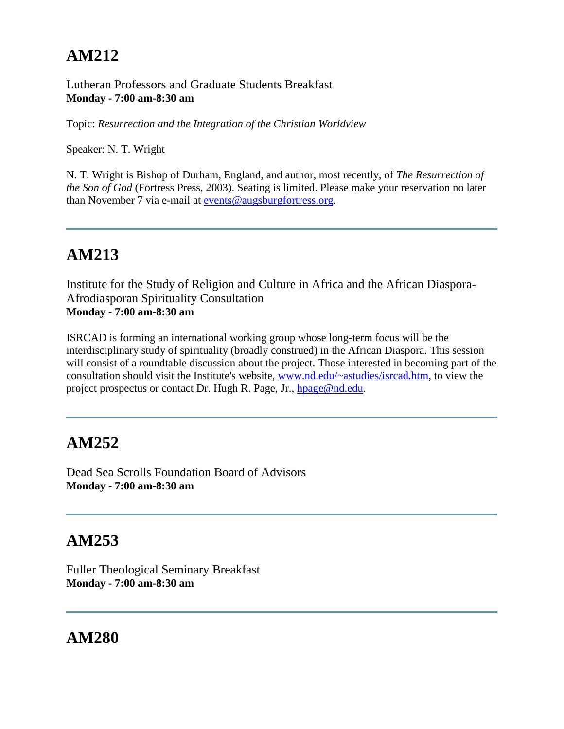## AM212

Lutheran Professors and Graduate Students Breakfast
**Monday - 7:00 am-8:30 am**

Topic: *Resurrection and the Integration of the Christian Worldview*

Speaker: N. T. Wright

N. T. Wright is Bishop of Durham, England, and author, most recently, of *The Resurrection of the Son of God* (Fortress Press, 2003). Seating is limited. Please make your reservation no later than November 7 via e-mail at events@augsburgfortress.org.

---

## AM213

Institute for the Study of Religion and Culture in Africa and the African Diaspora-Afrodiasporan Spirituality Consultation
**Monday - 7:00 am-8:30 am**

ISRCAD is forming an international working group whose long-term focus will be the interdisciplinary study of spirituality (broadly construed) in the African Diaspora. This session will consist of a roundtable discussion about the project. Those interested in becoming part of the consultation should visit the Institute's website, www.nd.edu/~astudies/isrcad.htm, to view the project prospectus or contact Dr. Hugh R. Page, Jr., hpage@nd.edu.

---

## AM252

Dead Sea Scrolls Foundation Board of Advisors
**Monday - 7:00 am-8:30 am**

---

## AM253

Fuller Theological Seminary Breakfast
**Monday - 7:00 am-8:30 am**

---

## AM280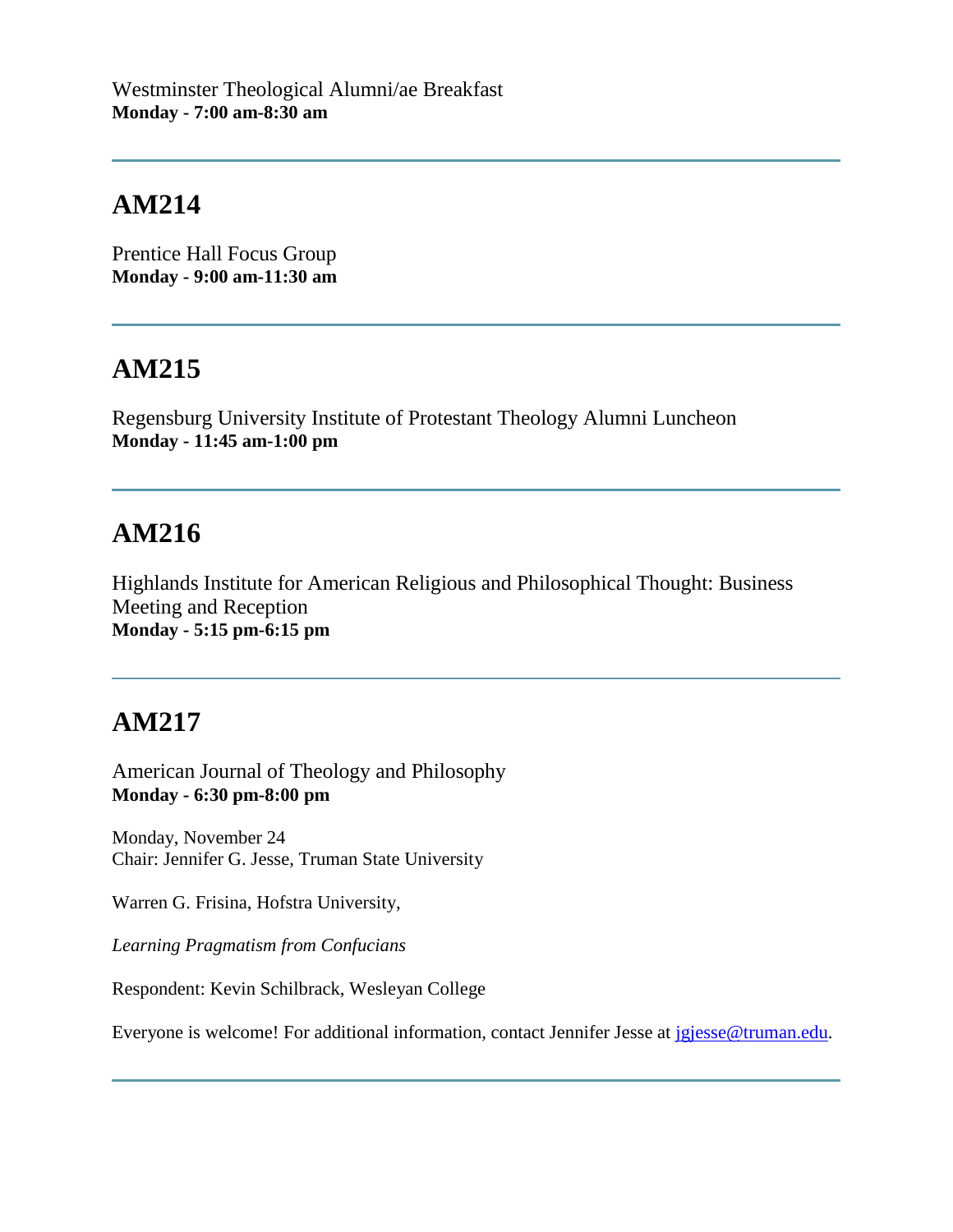Westminster Theological Alumni/ae Breakfast
**Monday - 7:00 am-8:30 am**

---

## AM214

Prentice Hall Focus Group
**Monday - 9:00 am-11:30 am**

---

## AM215

Regensburg University Institute of Protestant Theology Alumni Luncheon
**Monday - 11:45 am-1:00 pm**

---

## AM216

Highlands Institute for American Religious and Philosophical Thought: Business Meeting and Reception
**Monday - 5:15 pm-6:15 pm**

---

## AM217

American Journal of Theology and Philosophy
**Monday - 6:30 pm-8:00 pm**

Monday, November 24
Chair: Jennifer G. Jesse, Truman State University

Warren G. Frisina, Hofstra University,

*Learning Pragmatism from Confucians*

Respondent: Kevin Schilbrack, Wesleyan College

Everyone is welcome! For additional information, contact Jennifer Jesse at jgjesse@truman.edu.

---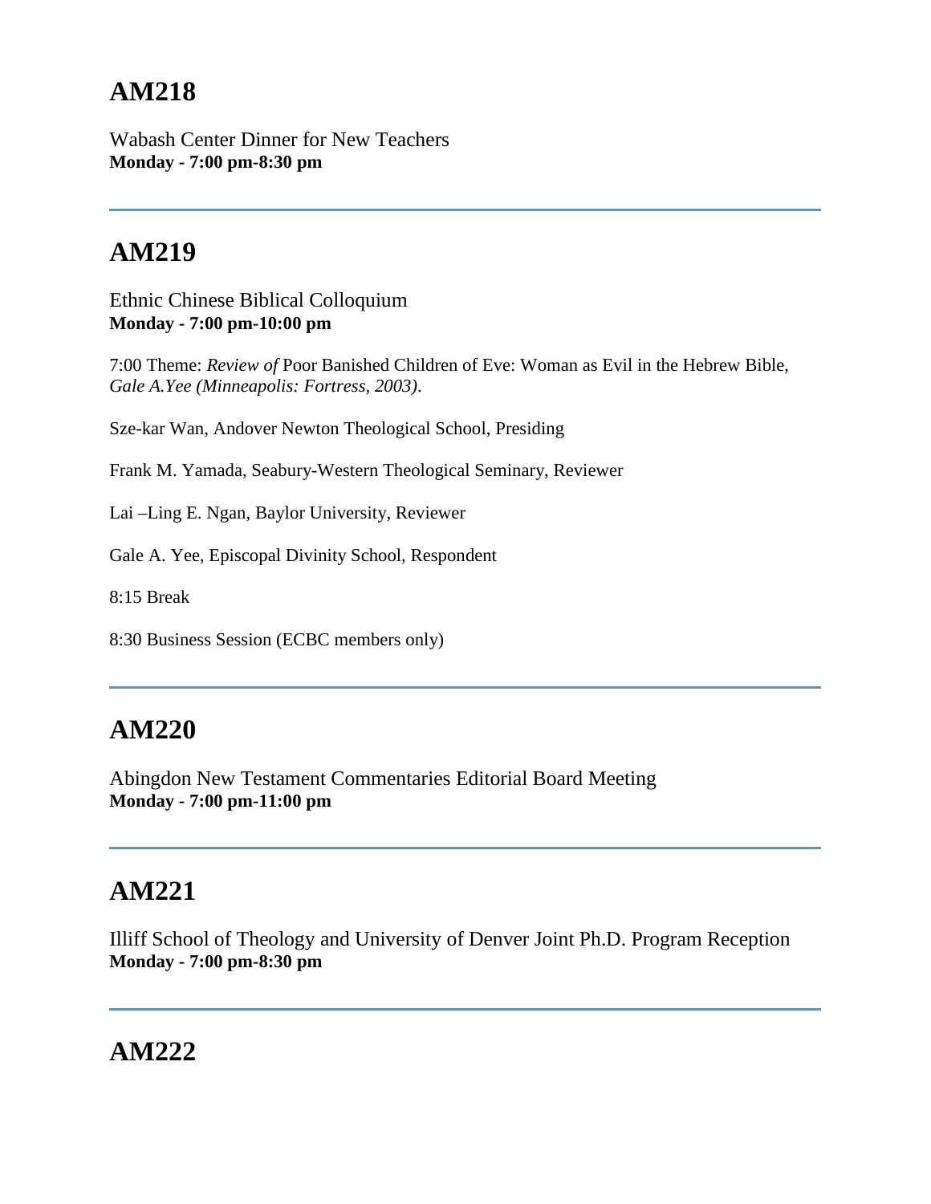## AM218

Wabash Center Dinner for New Teachers
**Monday - 7:00 pm-8:30 pm**

---

## AM219

Ethnic Chinese Biblical Colloquium
**Monday - 7:00 pm-10:00 pm**

7:00 Theme: *Review of* Poor Banished Children of Eve: Woman as Evil in the Hebrew Bible, *Gale A.Yee (Minneapolis: Fortress, 2003)*.

Sze-kar Wan, Andover Newton Theological School, Presiding

Frank M. Yamada, Seabury-Western Theological Seminary, Reviewer

Lai –Ling E. Ngan, Baylor University, Reviewer

Gale A. Yee, Episcopal Divinity School, Respondent

8:15 Break

8:30 Business Session (ECBC members only)

---

## AM220

Abingdon New Testament Commentaries Editorial Board Meeting
**Monday - 7:00 pm-11:00 pm**

---

## AM221

Illiff School of Theology and University of Denver Joint Ph.D. Program Reception
**Monday - 7:00 pm-8:30 pm**

---

## AM222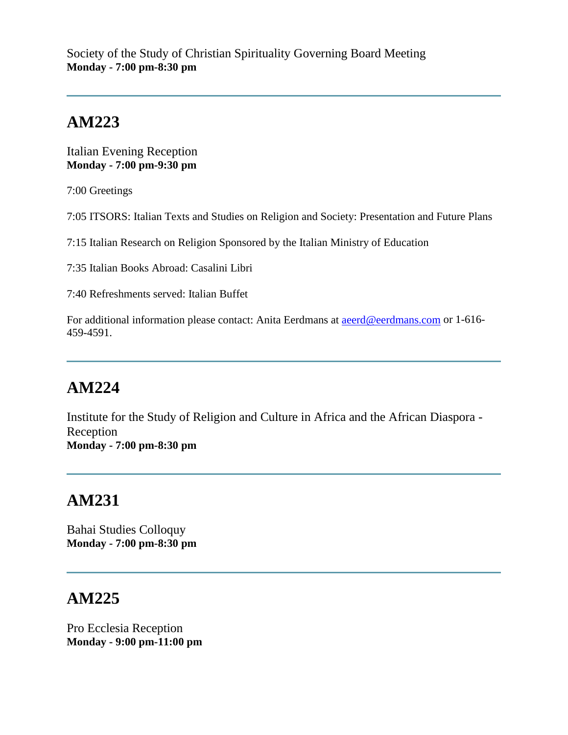Society of the Study of Christian Spirituality Governing Board Meeting
**Monday - 7:00 pm-8:30 pm**

---

## AM223

Italian Evening Reception
**Monday - 7:00 pm-9:30 pm**

7:00 Greetings

7:05 ITSORS: Italian Texts and Studies on Religion and Society: Presentation and Future Plans

7:15 Italian Research on Religion Sponsored by the Italian Ministry of Education

7:35 Italian Books Abroad: Casalini Libri

7:40 Refreshments served: Italian Buffet

For additional information please contact: Anita Eerdmans at aeerd@eerdmans.com or 1-616-459-4591.

---

## AM224

Institute for the Study of Religion and Culture in Africa and the African Diaspora - Reception
**Monday - 7:00 pm-8:30 pm**

---

## AM231

Bahai Studies Colloquy
**Monday - 7:00 pm-8:30 pm**

---

## AM225

Pro Ecclesia Reception
**Monday - 9:00 pm-11:00 pm**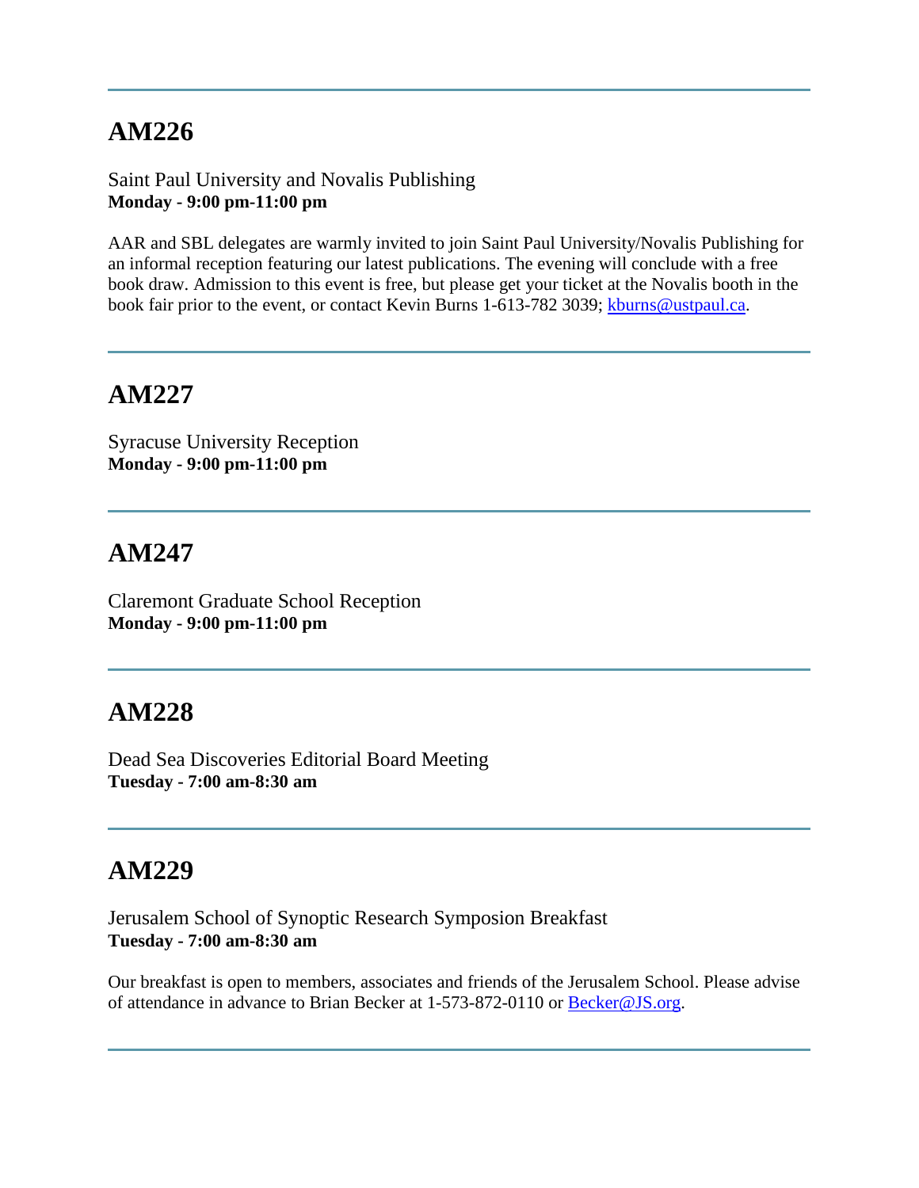---

## AM226

Saint Paul University and Novalis Publishing
**Monday - 9:00 pm-11:00 pm**

AAR and SBL delegates are warmly invited to join Saint Paul University/Novalis Publishing for an informal reception featuring our latest publications. The evening will conclude with a free book draw. Admission to this event is free, but please get your ticket at the Novalis booth in the book fair prior to the event, or contact Kevin Burns 1-613-782 3039; kburns@ustpaul.ca.

---

## AM227

Syracuse University Reception
**Monday - 9:00 pm-11:00 pm**

---

## AM247

Claremont Graduate School Reception
**Monday - 9:00 pm-11:00 pm**

---

## AM228

Dead Sea Discoveries Editorial Board Meeting
**Tuesday - 7:00 am-8:30 am**

---

## AM229

Jerusalem School of Synoptic Research Symposion Breakfast
**Tuesday - 7:00 am-8:30 am**

Our breakfast is open to members, associates and friends of the Jerusalem School. Please advise of attendance in advance to Brian Becker at 1-573-872-0110 or Becker@JS.org.

---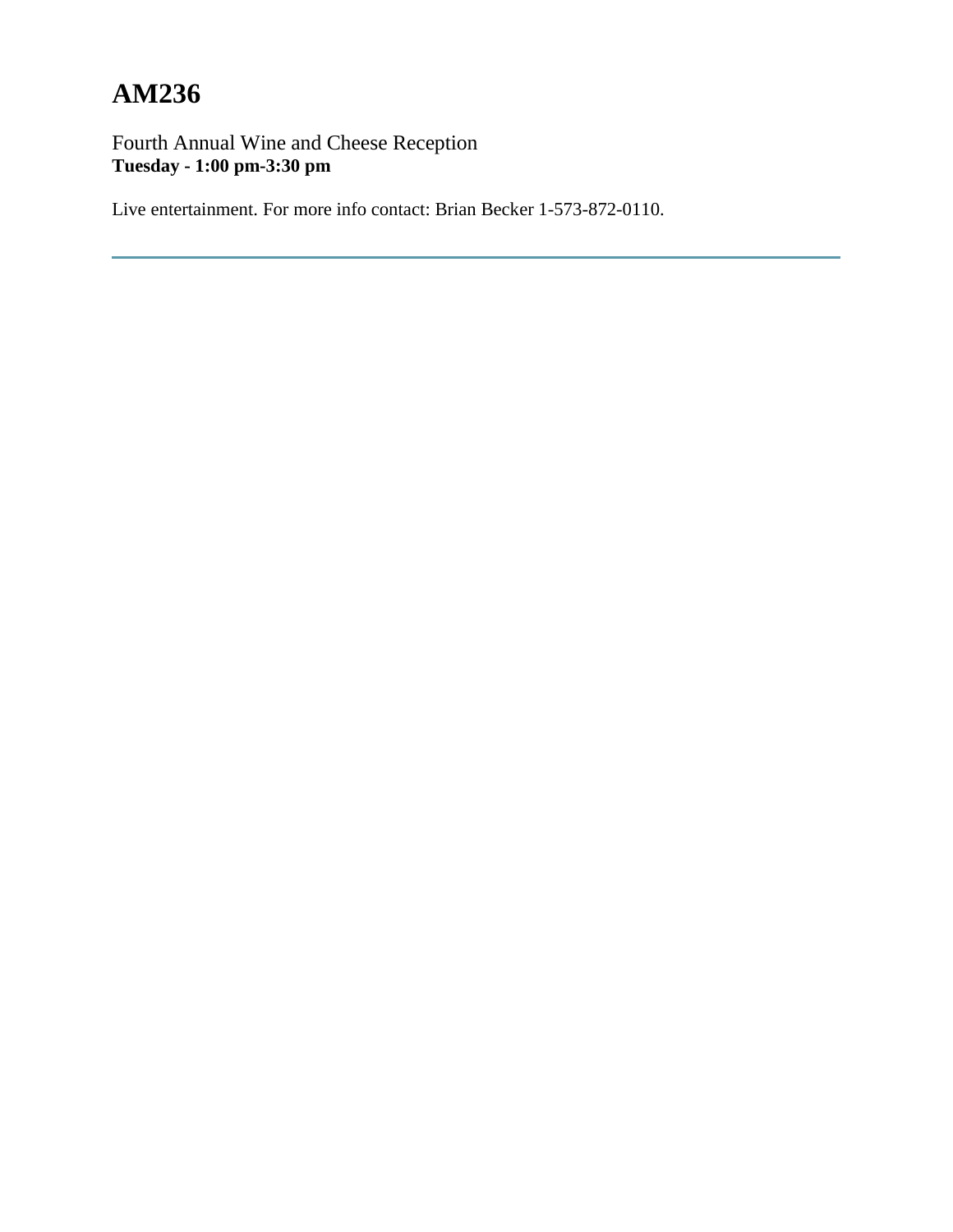# AM236

Fourth Annual Wine and Cheese Reception
**Tuesday - 1:00 pm-3:30 pm**

Live entertainment. For more info contact: Brian Becker 1-573-872-0110.

---